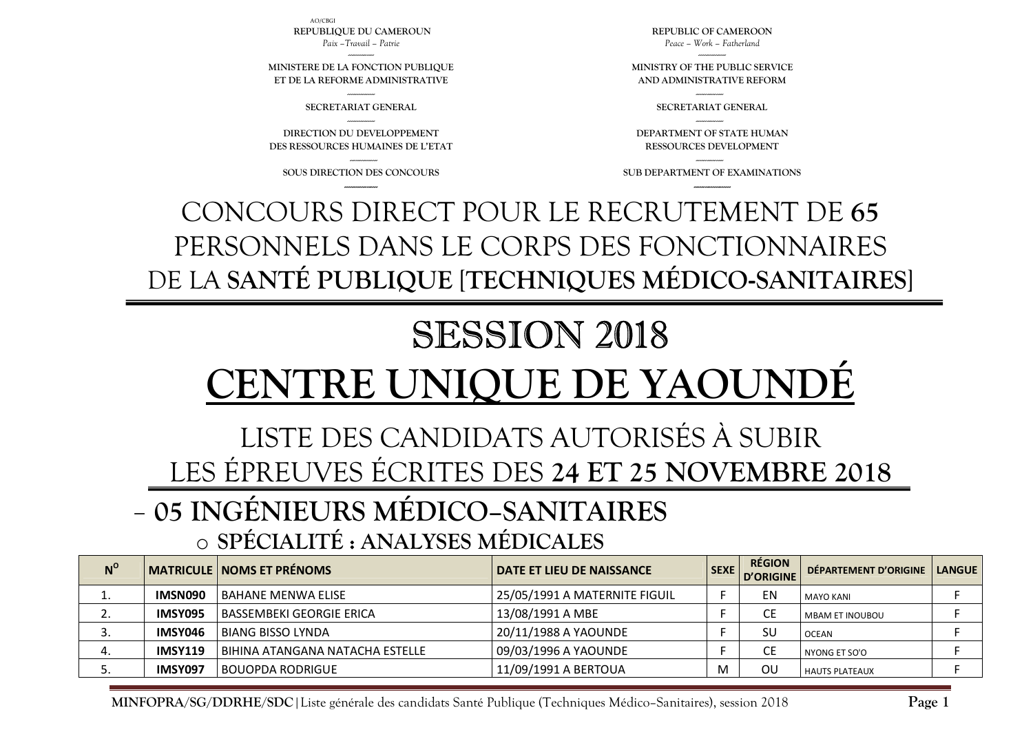AO/CBGI

| REPUBLIQUE DU CAMEROUN | REPUBLIC OF CAMEROON |
|---|---|
| *Paix –Travail – Patrie* | *Peace – Work – Fatherland* |
| MINISTERE DE LA FONCTION PUBLIQUE ET DE LA REFORME ADMINISTRATIVE | MINISTRY OF THE PUBLIC SERVICE AND ADMINISTRATIVE REFORM |
| SECRETARIAT GENERAL | SECRETARIAT GENERAL |
| DIRECTION DU DEVELOPPEMENT DES RESSOURCES HUMAINES DE L'ETAT | DEPARTMENT OF STATE HUMAN RESSOURCES DEVELOPMENT |
| SOUS DIRECTION DES CONCOURS | SUB DEPARTMENT OF EXAMINATIONS |

# CONCOURS DIRECT POUR LE RECRUTEMENT DE **65** PERSONNELS DANS LE CORPS DES FONCTIONNAIRES DE LA **SANTÉ PUBLIQUE [TECHNIQUES MÉDICO-SANITAIRES]**

# SESSION 2018

# CENTRE UNIQUE DE YAOUNDÉ

## LISTE DES CANDIDATS AUTORISÉS À SUBIR LES ÉPREUVES ÉCRITES DES **24 ET 25 NOVEMBRE 2018**

## – 05 INGÉNIEURS MÉDICO–SANITAIRES

### o SPÉCIALITÉ : ANALYSES MÉDICALES

| N° | MATRICULE | NOMS ET PRÉNOMS | DATE ET LIEU DE NAISSANCE | SEXE | RÉGION D'ORIGINE | DÉPARTEMENT D'ORIGINE | LANGUE |
|---|---|---|---|---|---|---|---|
| 1. | **IMSN090** | BAHANE MENWA ELISE | 25/05/1991 A MATERNITE FIGUIL | F | EN | MAYO KANI | F |
| 2. | **IMSY095** | BASSEMBEKI GEORGIE ERICA | 13/08/1991 A MBE | F | CE | MBAM ET INOUBOU | F |
| 3. | **IMSY046** | BIANG BISSO LYNDA | 20/11/1988 A YAOUNDE | F | SU | OCEAN | F |
| 4. | **IMSY119** | BIHINA ATANGANA NATACHA ESTELLE | 09/03/1996 A YAOUNDE | F | CE | NYONG ET SO'O | F |
| 5. | **IMSY097** | BOUOPDA RODRIGUE | 11/09/1991 A BERTOUA | M | OU | HAUTS PLATEAUX | F |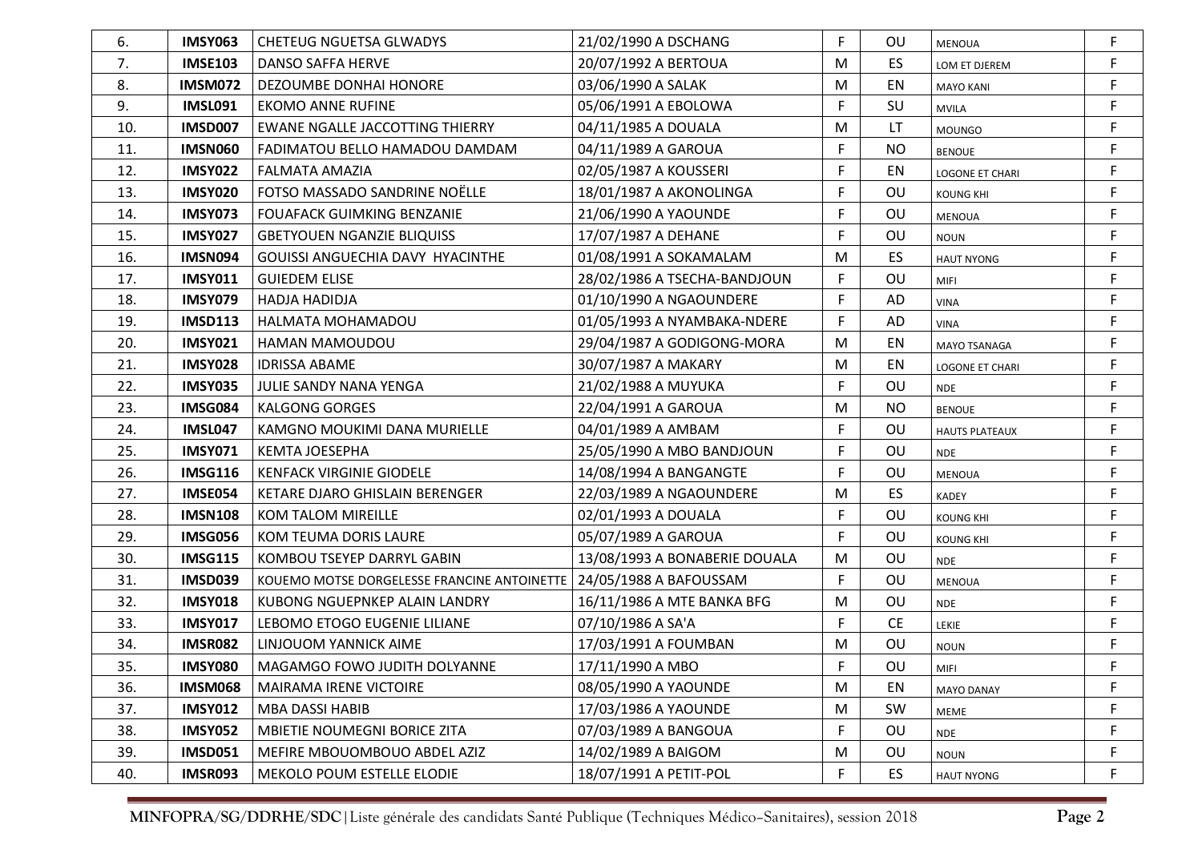| | | | | | | | |
|---|---|---|---|---|---|---|---|
| 6. | **IMSY063** | CHETEUG NGUETSA GLWADYS | 21/02/1990 A DSCHANG | F | OU | MENOUA | F |
| 7. | **IMSE103** | DANSO SAFFA HERVE | 20/07/1992 A BERTOUA | M | ES | LOM ET DJEREM | F |
| 8. | **IMSM072** | DEZOUMBE DONHAI HONORE | 03/06/1990 A SALAK | M | EN | MAYO KANI | F |
| 9. | **IMSL091** | EKOMO ANNE RUFINE | 05/06/1991 A EBOLOWA | F | SU | MVILA | F |
| 10. | **IMSD007** | EWANE NGALLE JACCOTTING THIERRY | 04/11/1985 A DOUALA | M | LT | MOUNGO | F |
| 11. | **IMSN060** | FADIMATOU BELLO HAMADOU DAMDAM | 04/11/1989 A GAROUA | F | NO | BENOUE | F |
| 12. | **IMSY022** | FALMATA AMAZIA | 02/05/1987 A KOUSSERI | F | EN | LOGONE ET CHARI | F |
| 13. | **IMSY020** | FOTSO MASSADO SANDRINE NOËLLE | 18/01/1987 A AKONOLINGA | F | OU | KOUNG KHI | F |
| 14. | **IMSY073** | FOUAFACK GUIMKING BENZANIE | 21/06/1990 A YAOUNDE | F | OU | MENOUA | F |
| 15. | **IMSY027** | GBETYOUEN NGANZIE BLIQUISS | 17/07/1987 A DEHANE | F | OU | NOUN | F |
| 16. | **IMSN094** | GOUISSI ANGUECHIA DAVY HYACINTHE | 01/08/1991 A SOKAMALAM | M | ES | HAUT NYONG | F |
| 17. | **IMSY011** | GUIEDEM ELISE | 28/02/1986 A TSECHA-BANDJOUN | F | OU | MIFI | F |
| 18. | **IMSY079** | HADJA HADIDJA | 01/10/1990 A NGAOUNDERE | F | AD | VINA | F |
| 19. | **IMSD113** | HALMATA MOHAMADOU | 01/05/1993 A NYAMBAKA-NDERE | F | AD | VINA | F |
| 20. | **IMSY021** | HAMAN MAMOUDOU | 29/04/1987 A GODIGONG-MORA | M | EN | MAYO TSANAGA | F |
| 21. | **IMSY028** | IDRISSA ABAME | 30/07/1987 A MAKARY | M | EN | LOGONE ET CHARI | F |
| 22. | **IMSY035** | JULIE SANDY NANA YENGA | 21/02/1988 A MUYUKA | F | OU | NDE | F |
| 23. | **IMSG084** | KALGONG GORGES | 22/04/1991 A GAROUA | M | NO | BENOUE | F |
| 24. | **IMSL047** | KAMGNO MOUKIMI DANA MURIELLE | 04/01/1989 A AMBAM | F | OU | HAUTS PLATEAUX | F |
| 25. | **IMSY071** | KEMTA JOESEPHA | 25/05/1990 A MBO BANDJOUN | F | OU | NDE | F |
| 26. | **IMSG116** | KENFACK VIRGINIE GIODELE | 14/08/1994 A BANGANGTE | F | OU | MENOUA | F |
| 27. | **IMSE054** | KETARE DJARO GHISLAIN BERENGER | 22/03/1989 A NGAOUNDERE | M | ES | KADEY | F |
| 28. | **IMSN108** | KOM TALOM MIREILLE | 02/01/1993 A DOUALA | F | OU | KOUNG KHI | F |
| 29. | **IMSG056** | KOM TEUMA DORIS LAURE | 05/07/1989 A GAROUA | F | OU | KOUNG KHI | F |
| 30. | **IMSG115** | KOMBOU TSEYEP DARRYL GABIN | 13/08/1993 A BONABERIE DOUALA | M | OU | NDE | F |
| 31. | **IMSD039** | KOUEMO MOTSE DORGELESSE FRANCINE ANTOINETTE | 24/05/1988 A BAFOUSSAM | F | OU | MENOUA | F |
| 32. | **IMSY018** | KUBONG NGUEPNKEP ALAIN LANDRY | 16/11/1986 A MTE BANKA BFG | M | OU | NDE | F |
| 33. | **IMSY017** | LEBOMO ETOGO EUGENIE LILIANE | 07/10/1986 A SA'A | F | CE | LEKIE | F |
| 34. | **IMSR082** | LINJOUOM YANNICK AIME | 17/03/1991 A FOUMBAN | M | OU | NOUN | F |
| 35. | **IMSY080** | MAGAMGO FOWO JUDITH DOLYANNE | 17/11/1990 A MBO | F | OU | MIFI | F |
| 36. | **IMSM068** | MAIRAMA IRENE VICTOIRE | 08/05/1990 A YAOUNDE | M | EN | MAYO DANAY | F |
| 37. | **IMSY012** | MBA DASSI HABIB | 17/03/1986 A YAOUNDE | M | SW | MEME | F |
| 38. | **IMSY052** | MBIETIE NOUMEGNI BORICE ZITA | 07/03/1989 A BANGOUA | F | OU | NDE | F |
| 39. | **IMSD051** | MEFIRE MBOUOMBOUO ABDEL AZIZ | 14/02/1989 A BAIGOM | M | OU | NOUN | F |
| 40. | **IMSR093** | MEKOLO POUM ESTELLE ELODIE | 18/07/1991 A PETIT-POL | F | ES | HAUT NYONG | F |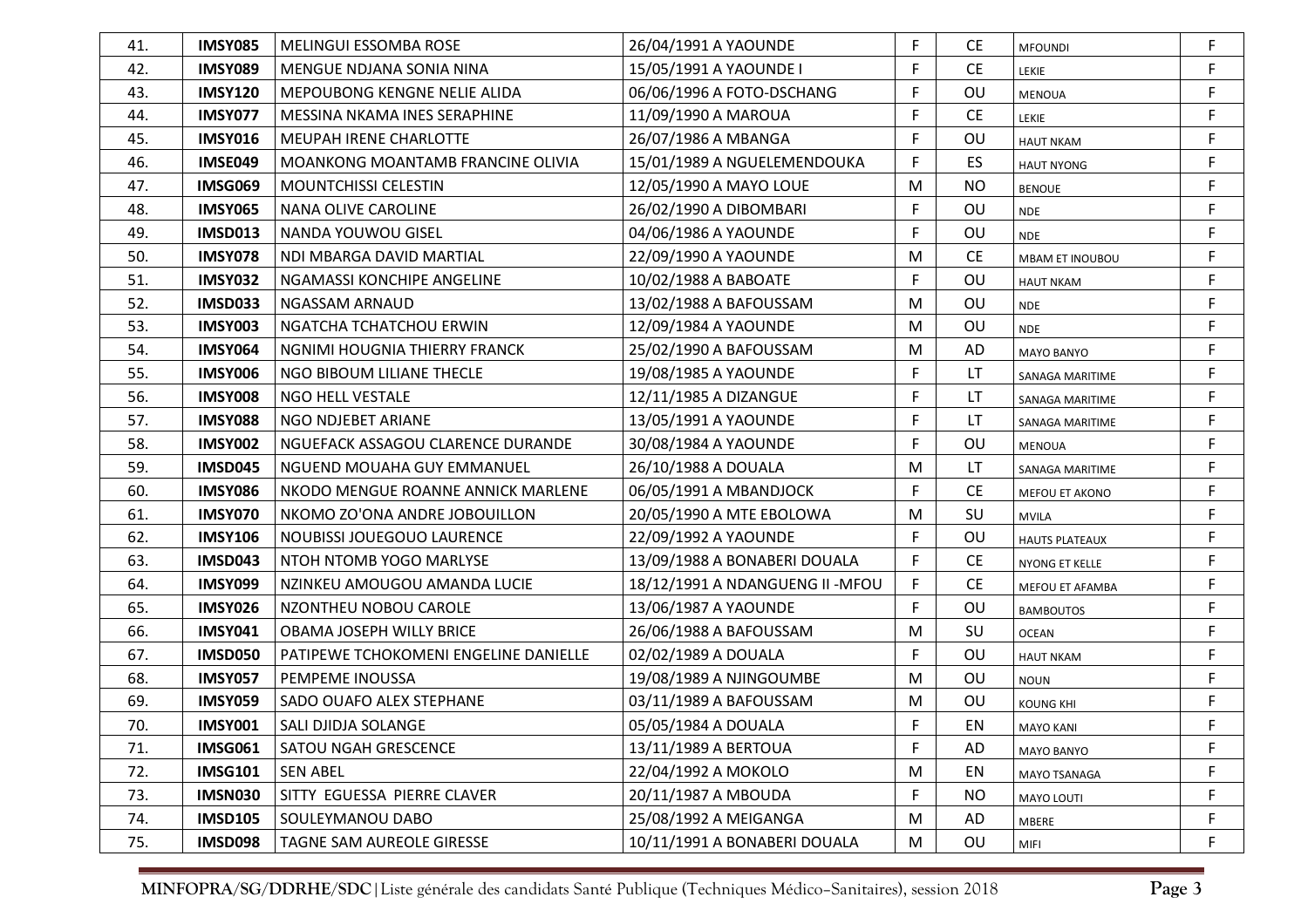| | | | | | | | |
|---|---|---|---|---|---|---|---|
| 41. | **IMSY085** | MELINGUI ESSOMBA ROSE | 26/04/1991 A YAOUNDE | F | CE | MFOUNDI | F |
| 42. | **IMSY089** | MENGUE NDJANA SONIA NINA | 15/05/1991 A YAOUNDE I | F | CE | LEKIE | F |
| 43. | **IMSY120** | MEPOUBONG KENGNE NELIE ALIDA | 06/06/1996 A FOTO-DSCHANG | F | OU | MENOUA | F |
| 44. | **IMSY077** | MESSINA NKAMA INES SERAPHINE | 11/09/1990 A MAROUA | F | CE | LEKIE | F |
| 45. | **IMSY016** | MEUPAH IRENE CHARLOTTE | 26/07/1986 A MBANGA | F | OU | HAUT NKAM | F |
| 46. | **IMSE049** | MOANKONG MOANTAMB FRANCINE OLIVIA | 15/01/1989 A NGUELEMENDOUKA | F | ES | HAUT NYONG | F |
| 47. | **IMSG069** | MOUNTCHISSI CELESTIN | 12/05/1990 A MAYO LOUE | M | NO | BENOUE | F |
| 48. | **IMSY065** | NANA OLIVE CAROLINE | 26/02/1990 A DIBOMBARI | F | OU | NDE | F |
| 49. | **IMSD013** | NANDA YOUWOU GISEL | 04/06/1986 A YAOUNDE | F | OU | NDE | F |
| 50. | **IMSY078** | NDI MBARGA DAVID MARTIAL | 22/09/1990 A YAOUNDE | M | CE | MBAM ET INOUBOU | F |
| 51. | **IMSY032** | NGAMASSI KONCHIPE ANGELINE | 10/02/1988 A BABOATE | F | OU | HAUT NKAM | F |
| 52. | **IMSD033** | NGASSAM ARNAUD | 13/02/1988 A BAFOUSSAM | M | OU | NDE | F |
| 53. | **IMSY003** | NGATCHA TCHATCHOU ERWIN | 12/09/1984 A YAOUNDE | M | OU | NDE | F |
| 54. | **IMSY064** | NGNIMI HOUGNIA THIERRY FRANCK | 25/02/1990 A BAFOUSSAM | M | AD | MAYO BANYO | F |
| 55. | **IMSY006** | NGO BIBOUM LILIANE THECLE | 19/08/1985 A YAOUNDE | F | LT | SANAGA MARITIME | F |
| 56. | **IMSY008** | NGO HELL VESTALE | 12/11/1985 A DIZANGUE | F | LT | SANAGA MARITIME | F |
| 57. | **IMSY088** | NGO NDJEBET ARIANE | 13/05/1991 A YAOUNDE | F | LT | SANAGA MARITIME | F |
| 58. | **IMSY002** | NGUEFACK ASSAGOU CLARENCE DURANDE | 30/08/1984 A YAOUNDE | F | OU | MENOUA | F |
| 59. | **IMSD045** | NGUEND MOUAHA GUY EMMANUEL | 26/10/1988 A DOUALA | M | LT | SANAGA MARITIME | F |
| 60. | **IMSY086** | NKODO MENGUE ROANNE ANNICK MARLENE | 06/05/1991 A MBANDJOCK | F | CE | MEFOU ET AKONO | F |
| 61. | **IMSY070** | NKOMO ZO'ONA ANDRE JOBOUILLON | 20/05/1990 A MTE EBOLOWA | M | SU | MVILA | F |
| 62. | **IMSY106** | NOUBISSI JOUEGOUO LAURENCE | 22/09/1992 A YAOUNDE | F | OU | HAUTS PLATEAUX | F |
| 63. | **IMSD043** | NTOH NTOMB YOGO MARLYSE | 13/09/1988 A BONABERI DOUALA | F | CE | NYONG ET KELLE | F |
| 64. | **IMSY099** | NZINKEU AMOUGOU AMANDA LUCIE | 18/12/1991 A NDANGUENG II -MFOU | F | CE | MEFOU ET AFAMBA | F |
| 65. | **IMSY026** | NZONTHEU NOBOU CAROLE | 13/06/1987 A YAOUNDE | F | OU | BAMBOUTOS | F |
| 66. | **IMSY041** | OBAMA JOSEPH WILLY BRICE | 26/06/1988 A BAFOUSSAM | M | SU | OCEAN | F |
| 67. | **IMSD050** | PATIPEWE TCHOKOMENI ENGELINE DANIELLE | 02/02/1989 A DOUALA | F | OU | HAUT NKAM | F |
| 68. | **IMSY057** | PEMPEME INOUSSA | 19/08/1989 A NJINGOUMBE | M | OU | NOUN | F |
| 69. | **IMSY059** | SADO OUAFO ALEX STEPHANE | 03/11/1989 A BAFOUSSAM | M | OU | KOUNG KHI | F |
| 70. | **IMSY001** | SALI DJIDJA SOLANGE | 05/05/1984 A DOUALA | F | EN | MAYO KANI | F |
| 71. | **IMSG061** | SATOU NGAH GRESCENCE | 13/11/1989 A BERTOUA | F | AD | MAYO BANYO | F |
| 72. | **IMSG101** | SEN ABEL | 22/04/1992 A MOKOLO | M | EN | MAYO TSANAGA | F |
| 73. | **IMSN030** | SITTY EGUESSA PIERRE CLAVER | 20/11/1987 A MBOUDA | F | NO | MAYO LOUTI | F |
| 74. | **IMSD105** | SOULEYMANOU DABO | 25/08/1992 A MEIGANGA | M | AD | MBERE | F |
| 75. | **IMSD098** | TAGNE SAM AUREOLE GIRESSE | 10/11/1991 A BONABERI DOUALA | M | OU | MIFI | F |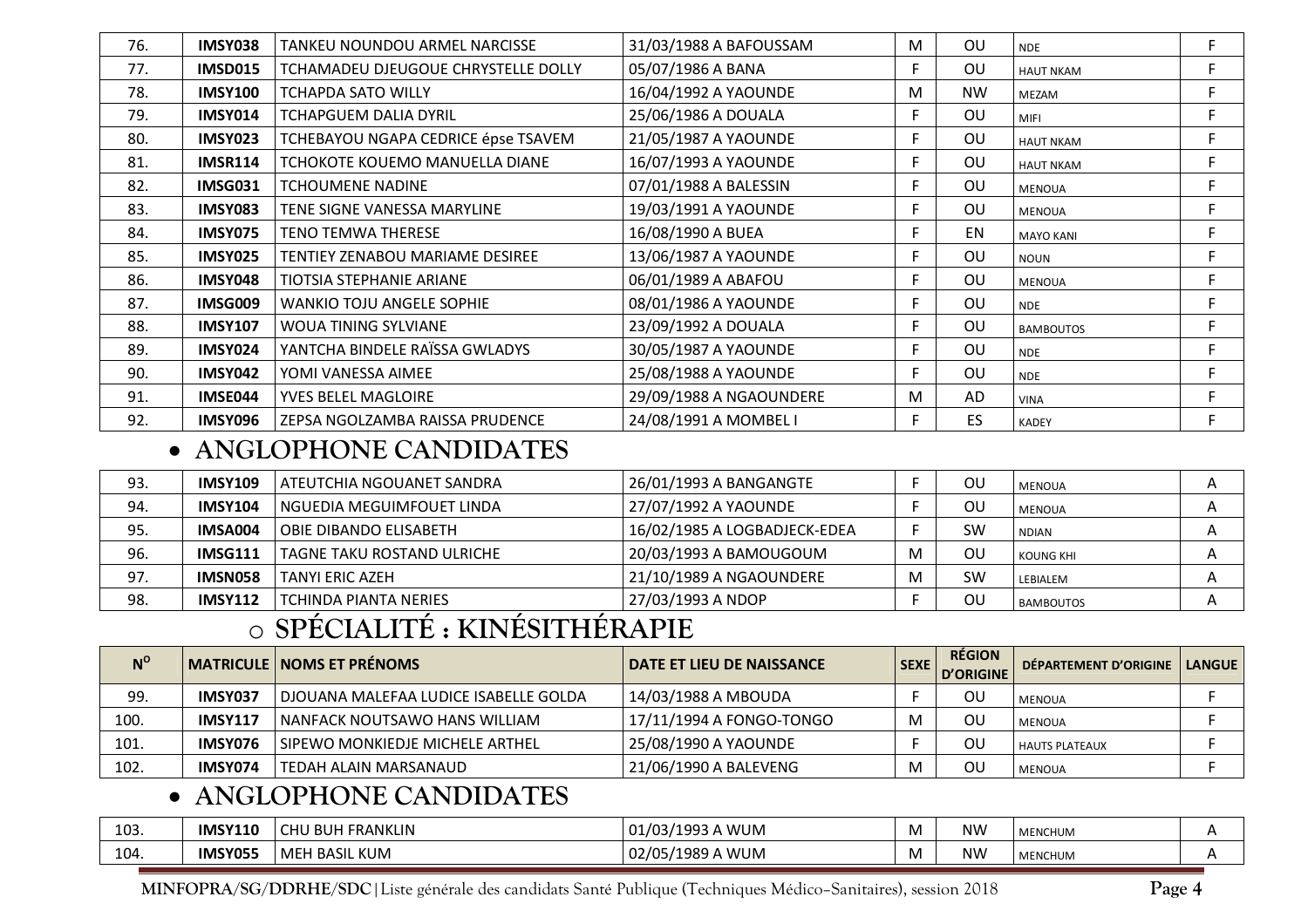| 76. | IMSY038 | TANKEU NOUNDOU ARMEL NARCISSE | 31/03/1988 A BAFOUSSAM | M | OU | NDE | F |
|---|---|---|---|---|---|---|---|
| 77. | IMSD015 | TCHAMADEU DJEUGOUE CHRYSTELLE DOLLY | 05/07/1986 A BANA | F | OU | HAUT NKAM | F |
| 78. | IMSY100 | TCHAPDA SATO WILLY | 16/04/1992 A YAOUNDE | M | NW | MEZAM | F |
| 79. | IMSY014 | TCHAPGUEM DALIA DYRIL | 25/06/1986 A DOUALA | F | OU | MIFI | F |
| 80. | IMSY023 | TCHEBAYOU NGAPA CEDRICE épse TSAVEM | 21/05/1987 A YAOUNDE | F | OU | HAUT NKAM | F |
| 81. | IMSR114 | TCHOKOTE KOUEMO MANUELLA DIANE | 16/07/1993 A YAOUNDE | F | OU | HAUT NKAM | F |
| 82. | IMSG031 | TCHOUMENE NADINE | 07/01/1988 A BALESSIN | F | OU | MENOUA | F |
| 83. | IMSY083 | TENE SIGNE VANESSA MARYLINE | 19/03/1991 A YAOUNDE | F | OU | MENOUA | F |
| 84. | IMSY075 | TENO TEMWA THERESE | 16/08/1990 A BUEA | F | EN | MAYO KANI | F |
| 85. | IMSY025 | TENTIEY ZENABOU MARIAME DESIREE | 13/06/1987 A YAOUNDE | F | OU | NOUN | F |
| 86. | IMSY048 | TIOTSIA STEPHANIE ARIANE | 06/01/1989 A ABAFOU | F | OU | MENOUA | F |
| 87. | IMSG009 | WANKIO TOJU ANGELE SOPHIE | 08/01/1986 A YAOUNDE | F | OU | NDE | F |
| 88. | IMSY107 | WOUA TINING SYLVIANE | 23/09/1992 A DOUALA | F | OU | BAMBOUTOS | F |
| 89. | IMSY024 | YANTCHA BINDELE RAÏSSA GWLADYS | 30/05/1987 A YAOUNDE | F | OU | NDE | F |
| 90. | IMSY042 | YOMI VANESSA AIMEE | 25/08/1988 A YAOUNDE | F | OU | NDE | F |
| 91. | IMSE044 | YVES BELEL MAGLOIRE | 29/09/1988 A NGAOUNDERE | M | AD | VINA | F |
| 92. | IMSY096 | ZEPSA NGOLZAMBA RAISSA PRUDENCE | 24/08/1991 A MOMBEL I | F | ES | KADEY | F |

- **ANGLOPHONE CANDIDATES**

| 93. | IMSY109 | ATEUTCHIA NGOUANET SANDRA | 26/01/1993 A BANGANGTE | F | OU | MENOUA | A |
|---|---|---|---|---|---|---|---|
| 94. | IMSY104 | NGUEDIA MEGUIMFOUET LINDA | 27/07/1992 A YAOUNDE | F | OU | MENOUA | A |
| 95. | IMSA004 | OBIE DIBANDO ELISABETH | 16/02/1985 A LOGBADJECK-EDEA | F | SW | NDIAN | A |
| 96. | IMSG111 | TAGNE TAKU ROSTAND ULRICHE | 20/03/1993 A BAMOUGOUM | M | OU | KOUNG KHI | A |
| 97. | IMSN058 | TANYI ERIC AZEH | 21/10/1989 A NGAOUNDERE | M | SW | LEBIALEM | A |
| 98. | IMSY112 | TCHINDA PIANTA NERIES | 27/03/1993 A NDOP | F | OU | BAMBOUTOS | A |

## ○ SPÉCIALITÉ : KINÉSITHÉRAPIE

| N° | MATRICULE | NOMS ET PRÉNOMS | DATE ET LIEU DE NAISSANCE | SEXE | RÉGION D'ORIGINE | DÉPARTEMENT D'ORIGINE | LANGUE |
|---|---|---|---|---|---|---|---|
| 99. | IMSY037 | DJOUANA MALEFAA LUDICE ISABELLE GOLDA | 14/03/1988 A MBOUDA | F | OU | MENOUA | F |
| 100. | IMSY117 | NANFACK NOUTSAWO HANS WILLIAM | 17/11/1994 A FONGO-TONGO | M | OU | MENOUA | F |
| 101. | IMSY076 | SIPEWO MONKIEDJE MICHELE ARTHEL | 25/08/1990 A YAOUNDE | F | OU | HAUTS PLATEAUX | F |
| 102. | IMSY074 | TEDAH ALAIN MARSANAUD | 21/06/1990 A BALEVENG | M | OU | MENOUA | F |

- **ANGLOPHONE CANDIDATES**

| 103. | IMSY110 | CHU BUH FRANKLIN | 01/03/1993 A WUM | M | NW | MENCHUM | A |
|---|---|---|---|---|---|---|---|
| 104. | IMSY055 | MEH BASIL KUM | 02/05/1989 A WUM | M | NW | MENCHUM | A |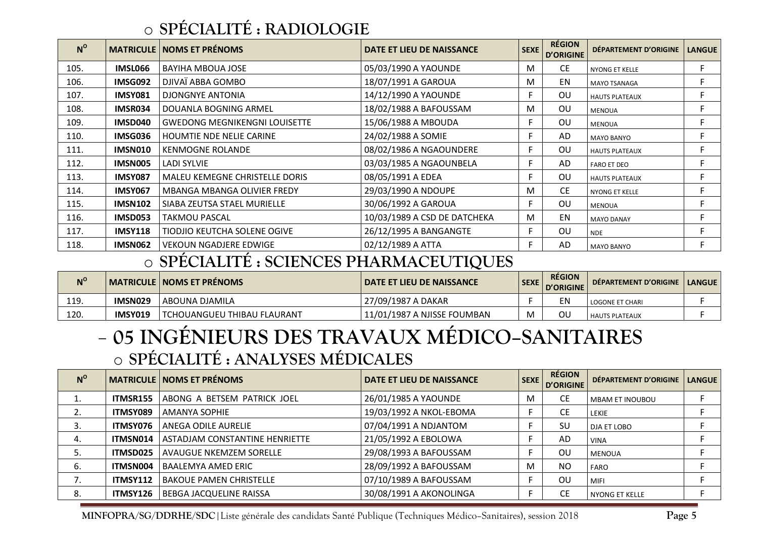- **SPÉCIALITÉ : RADIOLOGIE**

| N° | MATRICULE | NOMS ET PRÉNOMS | DATE ET LIEU DE NAISSANCE | SEXE | RÉGION D'ORIGINE | DÉPARTEMENT D'ORIGINE | LANGUE |
|---|---|---|---|---|---|---|---|
| 105. | IMSL066 | BAYIHA MBOUA JOSE | 05/03/1990 A YAOUNDE | M | CE | NYONG ET KELLE | F |
| 106. | IMSG092 | DJIVAÏ ABBA GOMBO | 18/07/1991 A GAROUA | M | EN | MAYO TSANAGA | F |
| 107. | IMSY081 | DJONGNYE ANTONIA | 14/12/1990 A YAOUNDE | F | OU | HAUTS PLATEAUX | F |
| 108. | IMSR034 | DOUANLA BOGNING ARMEL | 18/02/1988 A BAFOUSSAM | M | OU | MENOUA | F |
| 109. | IMSD040 | GWEDONG MEGNIKENGNI LOUISETTE | 15/06/1988 A MBOUDA | F | OU | MENOUA | F |
| 110. | IMSG036 | HOUMTIE NDE NELIE CARINE | 24/02/1988 A SOMIE | F | AD | MAYO BANYO | F |
| 111. | IMSN010 | KENMOGNE ROLANDE | 08/02/1986 A NGAOUNDERE | F | OU | HAUTS PLATEAUX | F |
| 112. | IMSN005 | LADI SYLVIE | 03/03/1985 A NGAOUNBELA | F | AD | FARO ET DEO | F |
| 113. | IMSY087 | MALEU KEMEGNE CHRISTELLE DORIS | 08/05/1991 A EDEA | F | OU | HAUTS PLATEAUX | F |
| 114. | IMSY067 | MBANGA MBANGA OLIVIER FREDY | 29/03/1990 A NDOUPE | M | CE | NYONG ET KELLE | F |
| 115. | IMSN102 | SIABA ZEUTSA STAEL MURIELLE | 30/06/1992 A GAROUA | F | OU | MENOUA | F |
| 116. | IMSD053 | TAKMOU PASCAL | 10/03/1989 A CSD DE DATCHEKA | M | EN | MAYO DANAY | F |
| 117. | IMSY118 | TIODJIO KEUTCHA SOLENE OGIVE | 26/12/1995 A BANGANGTE | F | OU | NDE | F |
| 118. | IMSN062 | VEKOUN NGADJERE EDWIGE | 02/12/1989 A ATTA | F | AD | MAYO BANYO | F |

- **SPÉCIALITÉ : SCIENCES PHARMACEUTIQUES**

| N° | MATRICULE | NOMS ET PRÉNOMS | DATE ET LIEU DE NAISSANCE | SEXE | RÉGION D'ORIGINE | DÉPARTEMENT D'ORIGINE | LANGUE |
|---|---|---|---|---|---|---|---|
| 119. | IMSN029 | ABOUNA DJAMILA | 27/09/1987 A DAKAR | F | EN | LOGONE ET CHARI | F |
| 120. | IMSY019 | TCHOUANGUEU THIBAU FLAURANT | 11/01/1987 A NJISSE FOUMBAN | M | OU | HAUTS PLATEAUX | F |

# – 05 INGÉNIEURS DES TRAVAUX MÉDICO-SANITAIRES

- **SPÉCIALITÉ : ANALYSES MÉDICALES**

| N° | MATRICULE | NOMS ET PRÉNOMS | DATE ET LIEU DE NAISSANCE | SEXE | RÉGION D'ORIGINE | DÉPARTEMENT D'ORIGINE | LANGUE |
|---|---|---|---|---|---|---|---|
| 1. | ITMSR155 | ABONG A BETSEM PATRICK JOEL | 26/01/1985 A YAOUNDE | M | CE | MBAM ET INOUBOU | F |
| 2. | ITMSY089 | AMANYA SOPHIE | 19/03/1992 A NKOL-EBOMA | F | CE | LEKIE | F |
| 3. | ITMSY076 | ANEGA ODILE AURELIE | 07/04/1991 A NDJANTOM | F | SU | DJA ET LOBO | F |
| 4. | ITMSN014 | ASTADJAM CONSTANTINE HENRIETTE | 21/05/1992 A EBOLOWA | F | AD | VINA | F |
| 5. | ITMSD025 | AVAUGUE NKEMZEM SORELLE | 29/08/1993 A BAFOUSSAM | F | OU | MENOUA | F |
| 6. | ITMSN004 | BAALEMYA AMED ERIC | 28/09/1992 A BAFOUSSAM | M | NO | FARO | F |
| 7. | ITMSY112 | BAKOUE PAMEN CHRISTELLE | 07/10/1989 A BAFOUSSAM | F | OU | MIFI | F |
| 8. | ITMSY126 | BEBGA JACQUELINE RAISSA | 30/08/1991 A AKONOLINGA | F | CE | NYONG ET KELLE | F |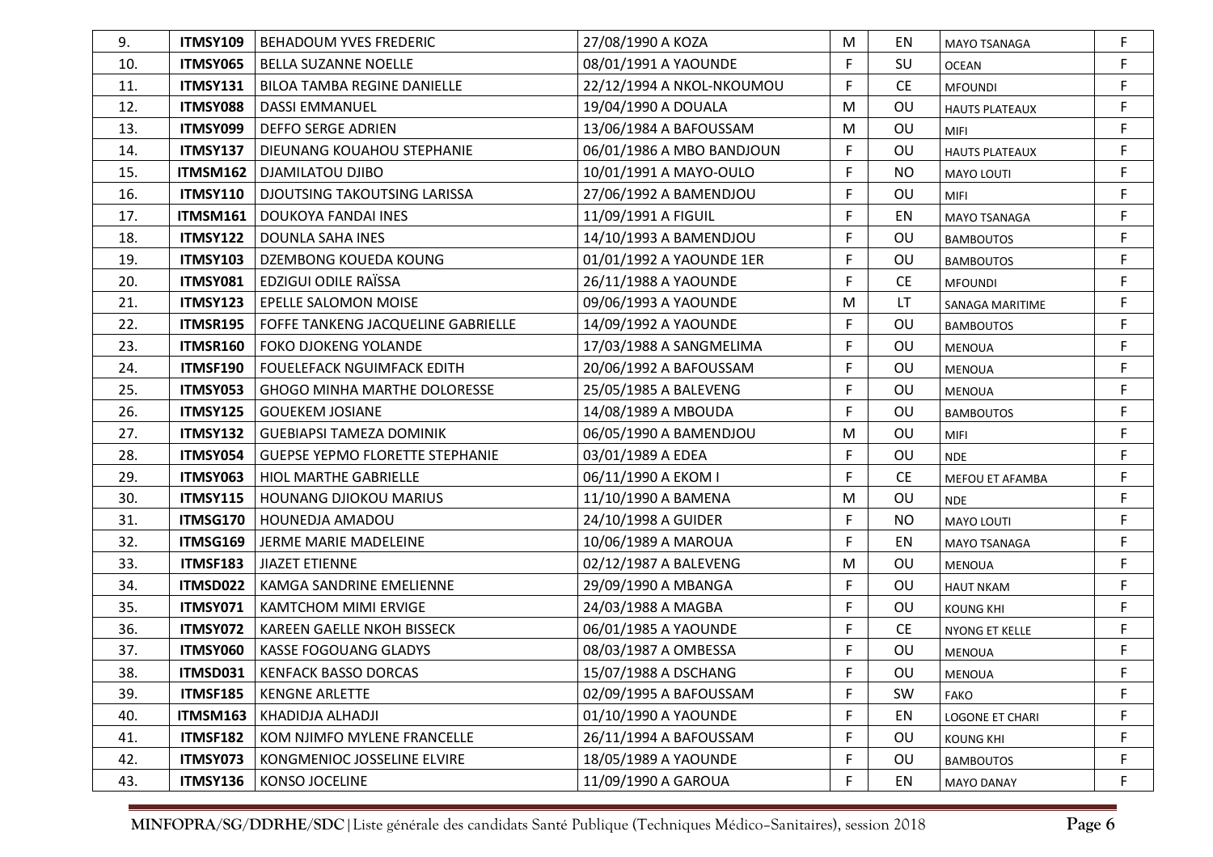| | | | | | | | |
|---|---|---|---|---|---|---|---|
| 9. | **ITMSY109** | BEHADOUM YVES FREDERIC | 27/08/1990 A KOZA | M | EN | MAYO TSANAGA | F |
| 10. | **ITMSY065** | BELLA SUZANNE NOELLE | 08/01/1991 A YAOUNDE | F | SU | OCEAN | F |
| 11. | **ITMSY131** | BILOA TAMBA REGINE DANIELLE | 22/12/1994 A NKOL-NKOUMOU | F | CE | MFOUNDI | F |
| 12. | **ITMSY088** | DASSI EMMANUEL | 19/04/1990 A DOUALA | M | OU | HAUTS PLATEAUX | F |
| 13. | **ITMSY099** | DEFFO SERGE ADRIEN | 13/06/1984 A BAFOUSSAM | M | OU | MIFI | F |
| 14. | **ITMSY137** | DIEUNANG KOUAHOU STEPHANIE | 06/01/1986 A MBO BANDJOUN | F | OU | HAUTS PLATEAUX | F |
| 15. | **ITMSM162** | DJAMILATOU DJIBO | 10/01/1991 A MAYO-OULO | F | NO | MAYO LOUTI | F |
| 16. | **ITMSY110** | DJOUTSING TAKOUTSING LARISSA | 27/06/1992 A BAMENDJOU | F | OU | MIFI | F |
| 17. | **ITMSM161** | DOUKOYA FANDAI INES | 11/09/1991 A FIGUIL | F | EN | MAYO TSANAGA | F |
| 18. | **ITMSY122** | DOUNLA SAHA INES | 14/10/1993 A BAMENDJOU | F | OU | BAMBOUTOS | F |
| 19. | **ITMSY103** | DZEMBONG KOUEDA KOUNG | 01/01/1992 A YAOUNDE 1ER | F | OU | BAMBOUTOS | F |
| 20. | **ITMSY081** | EDZIGUI ODILE RAÏSSA | 26/11/1988 A YAOUNDE | F | CE | MFOUNDI | F |
| 21. | **ITMSY123** | EPELLE SALOMON MOISE | 09/06/1993 A YAOUNDE | M | LT | SANAGA MARITIME | F |
| 22. | **ITMSR195** | FOFFE TANKENG JACQUELINE GABRIELLE | 14/09/1992 A YAOUNDE | F | OU | BAMBOUTOS | F |
| 23. | **ITMSR160** | FOKO DJOKENG YOLANDE | 17/03/1988 A SANGMELIMA | F | OU | MENOUA | F |
| 24. | **ITMSF190** | FOUELEFACK NGUIMFACK EDITH | 20/06/1992 A BAFOUSSAM | F | OU | MENOUA | F |
| 25. | **ITMSY053** | GHOGO MINHA MARTHE DOLORESSE | 25/05/1985 A BALEVENG | F | OU | MENOUA | F |
| 26. | **ITMSY125** | GOUEKEM JOSIANE | 14/08/1989 A MBOUDA | F | OU | BAMBOUTOS | F |
| 27. | **ITMSY132** | GUEBIAPSI TAMEZA DOMINIK | 06/05/1990 A BAMENDJOU | M | OU | MIFI | F |
| 28. | **ITMSY054** | GUEPSE YEPMO FLORETTE STEPHANIE | 03/01/1989 A EDEA | F | OU | NDE | F |
| 29. | **ITMSY063** | HIOL MARTHE GABRIELLE | 06/11/1990 A EKOM I | F | CE | MEFOU ET AFAMBA | F |
| 30. | **ITMSY115** | HOUNANG DJIOKOU MARIUS | 11/10/1990 A BAMENA | M | OU | NDE | F |
| 31. | **ITMSG170** | HOUNEDJA AMADOU | 24/10/1998 A GUIDER | F | NO | MAYO LOUTI | F |
| 32. | **ITMSG169** | JERME MARIE MADELEINE | 10/06/1989 A MAROUA | F | EN | MAYO TSANAGA | F |
| 33. | **ITMSF183** | JIAZET ETIENNE | 02/12/1987 A BALEVENG | M | OU | MENOUA | F |
| 34. | **ITMSD022** | KAMGA SANDRINE EMELIENNE | 29/09/1990 A MBANGA | F | OU | HAUT NKAM | F |
| 35. | **ITMSY071** | KAMTCHOM MIMI ERVIGE | 24/03/1988 A MAGBA | F | OU | KOUNG KHI | F |
| 36. | **ITMSY072** | KAREEN GAELLE NKOH BISSECK | 06/01/1985 A YAOUNDE | F | CE | NYONG ET KELLE | F |
| 37. | **ITMSY060** | KASSE FOGOUANG GLADYS | 08/03/1987 A OMBESSA | F | OU | MENOUA | F |
| 38. | **ITMSD031** | KENFACK BASSO DORCAS | 15/07/1988 A DSCHANG | F | OU | MENOUA | F |
| 39. | **ITMSF185** | KENGNE ARLETTE | 02/09/1995 A BAFOUSSAM | F | SW | FAKO | F |
| 40. | **ITMSM163** | KHADIDJA ALHADJI | 01/10/1990 A YAOUNDE | F | EN | LOGONE ET CHARI | F |
| 41. | **ITMSF182** | KOM NJIMFO MYLENE FRANCELLE | 26/11/1994 A BAFOUSSAM | F | OU | KOUNG KHI | F |
| 42. | **ITMSY073** | KONGMENIOC JOSSELINE ELVIRE | 18/05/1989 A YAOUNDE | F | OU | BAMBOUTOS | F |
| 43. | **ITMSY136** | KONSO JOCELINE | 11/09/1990 A GAROUA | F | EN | MAYO DANAY | F |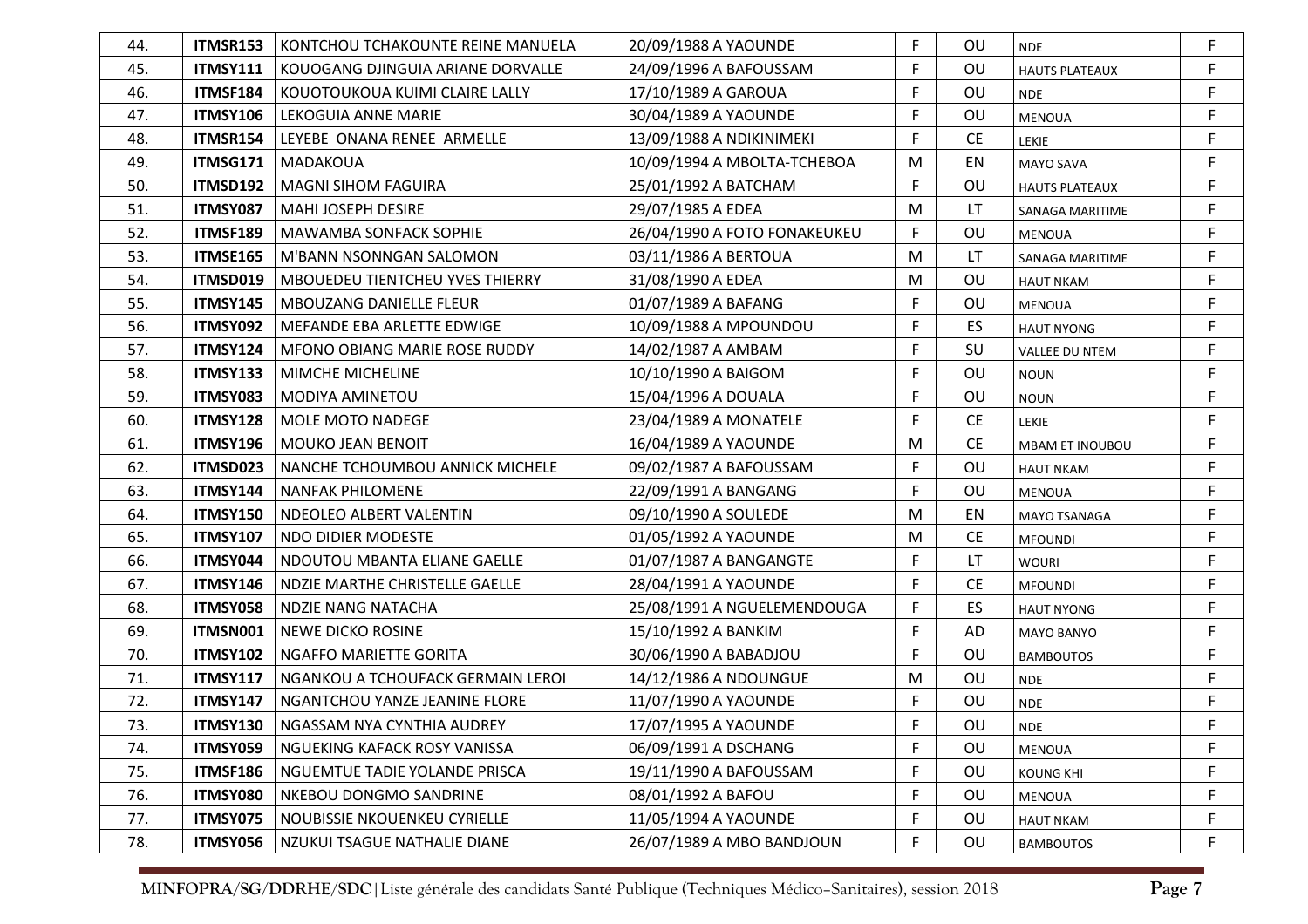| 44. | **ITMSR153** | KONTCHOU TCHAKOUNTE REINE MANUELA | 20/09/1988 A YAOUNDE | F | OU | NDE | F |
|---|---|---|---|---|---|---|---|
| 45. | **ITMSY111** | KOUOGANG DJINGUIA ARIANE DORVALLE | 24/09/1996 A BAFOUSSAM | F | OU | HAUTS PLATEAUX | F |
| 46. | **ITMSF184** | KOUOTOUKOUA KUIMI CLAIRE LALLY | 17/10/1989 A GAROUA | F | OU | NDE | F |
| 47. | **ITMSY106** | LEKOGUIA ANNE MARIE | 30/04/1989 A YAOUNDE | F | OU | MENOUA | F |
| 48. | **ITMSR154** | LEYEBE ONANA RENEE ARMELLE | 13/09/1988 A NDIKINIMEKI | F | CE | LEKIE | F |
| 49. | **ITMSG171** | MADAKOUA | 10/09/1994 A MBOLTA-TCHEBOA | M | EN | MAYO SAVA | F |
| 50. | **ITMSD192** | MAGNI SIHOM FAGUIRA | 25/01/1992 A BATCHAM | F | OU | HAUTS PLATEAUX | F |
| 51. | **ITMSY087** | MAHI JOSEPH DESIRE | 29/07/1985 A EDEA | M | LT | SANAGA MARITIME | F |
| 52. | **ITMSF189** | MAWAMBA SONFACK SOPHIE | 26/04/1990 A FOTO FONAKEUKEU | F | OU | MENOUA | F |
| 53. | **ITMSE165** | M'BANN NSONNGAN SALOMON | 03/11/1986 A BERTOUA | M | LT | SANAGA MARITIME | F |
| 54. | **ITMSD019** | MBOUEDEU TIENTCHEU YVES THIERRY | 31/08/1990 A EDEA | M | OU | HAUT NKAM | F |
| 55. | **ITMSY145** | MBOUZANG DANIELLE FLEUR | 01/07/1989 A BAFANG | F | OU | MENOUA | F |
| 56. | **ITMSY092** | MEFANDE EBA ARLETTE EDWIGE | 10/09/1988 A MPOUNDOU | F | ES | HAUT NYONG | F |
| 57. | **ITMSY124** | MFONO OBIANG MARIE ROSE RUDDY | 14/02/1987 A AMBAM | F | SU | VALLEE DU NTEM | F |
| 58. | **ITMSY133** | MIMCHE MICHELINE | 10/10/1990 A BAIGOM | F | OU | NOUN | F |
| 59. | **ITMSY083** | MODIYA AMINETOU | 15/04/1996 A DOUALA | F | OU | NOUN | F |
| 60. | **ITMSY128** | MOLE MOTO NADEGE | 23/04/1989 A MONATELE | F | CE | LEKIE | F |
| 61. | **ITMSY196** | MOUKO JEAN BENOIT | 16/04/1989 A YAOUNDE | M | CE | MBAM ET INOUBOU | F |
| 62. | **ITMSD023** | NANCHE TCHOUMBOU ANNICK MICHELE | 09/02/1987 A BAFOUSSAM | F | OU | HAUT NKAM | F |
| 63. | **ITMSY144** | NANFAK PHILOMENE | 22/09/1991 A BANGANG | F | OU | MENOUA | F |
| 64. | **ITMSY150** | NDEOLEO ALBERT VALENTIN | 09/10/1990 A SOULEDE | M | EN | MAYO TSANAGA | F |
| 65. | **ITMSY107** | NDO DIDIER MODESTE | 01/05/1992 A YAOUNDE | M | CE | MFOUNDI | F |
| 66. | **ITMSY044** | NDOUTOU MBANTA ELIANE GAELLE | 01/07/1987 A BANGANGTE | F | LT | WOURI | F |
| 67. | **ITMSY146** | NDZIE MARTHE CHRISTELLE GAELLE | 28/04/1991 A YAOUNDE | F | CE | MFOUNDI | F |
| 68. | **ITMSY058** | NDZIE NANG NATACHA | 25/08/1991 A NGUELEMENDOUGA | F | ES | HAUT NYONG | F |
| 69. | **ITMSN001** | NEWE DICKO ROSINE | 15/10/1992 A BANKIM | F | AD | MAYO BANYO | F |
| 70. | **ITMSY102** | NGAFFO MARIETTE GORITA | 30/06/1990 A BABADJOU | F | OU | BAMBOUTOS | F |
| 71. | **ITMSY117** | NGANKOU A TCHOUFACK GERMAIN LEROI | 14/12/1986 A NDOUNGUE | M | OU | NDE | F |
| 72. | **ITMSY147** | NGANTCHOU YANZE JEANINE FLORE | 11/07/1990 A YAOUNDE | F | OU | NDE | F |
| 73. | **ITMSY130** | NGASSAM NYA CYNTHIA AUDREY | 17/07/1995 A YAOUNDE | F | OU | NDE | F |
| 74. | **ITMSY059** | NGUEKING KAFACK ROSY VANISSA | 06/09/1991 A DSCHANG | F | OU | MENOUA | F |
| 75. | **ITMSF186** | NGUEMTUE TADIE YOLANDE PRISCA | 19/11/1990 A BAFOUSSAM | F | OU | KOUNG KHI | F |
| 76. | **ITMSY080** | NKEBOU DONGMO SANDRINE | 08/01/1992 A BAFOU | F | OU | MENOUA | F |
| 77. | **ITMSY075** | NOUBISSIE NKOUENKEU CYRIELLE | 11/05/1994 A YAOUNDE | F | OU | HAUT NKAM | F |
| 78. | **ITMSY056** | NZUKUI TSAGUE NATHALIE DIANE | 26/07/1989 A MBO BANDJOUN | F | OU | BAMBOUTOS | F |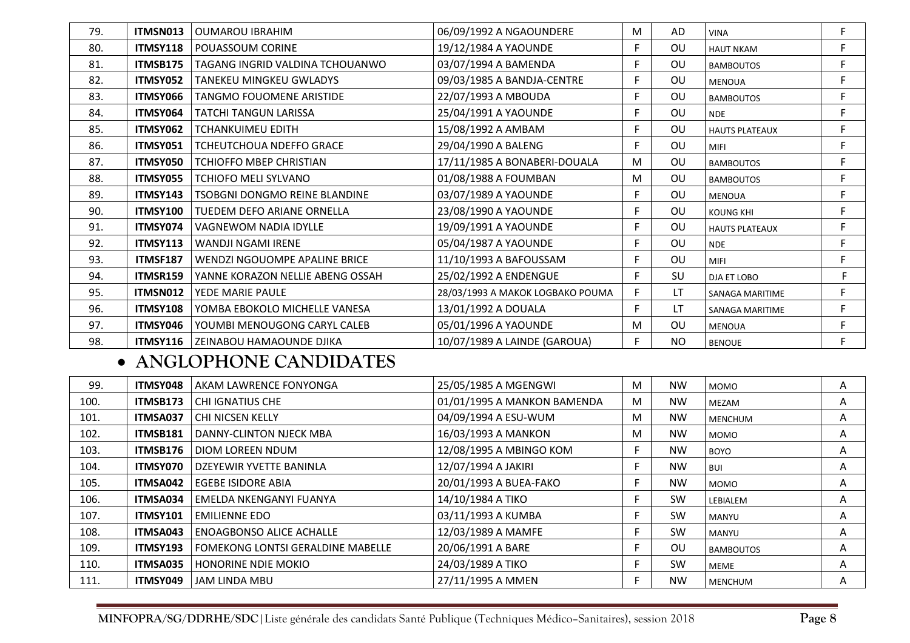| 79. | **ITMSN013** | OUMAROU IBRAHIM | 06/09/1992 A NGAOUNDERE | M | AD | VINA | F |
|---|---|---|---|---|---|---|---|
| 80. | **ITMSY118** | POUASSOUM CORINE | 19/12/1984 A YAOUNDE | F | OU | HAUT NKAM | F |
| 81. | **ITMSB175** | TAGANG INGRID VALDINA TCHOUANWO | 03/07/1994 A BAMENDA | F | OU | BAMBOUTOS | F |
| 82. | **ITMSY052** | TANEKEU MINGKEU GWLADYS | 09/03/1985 A BANDJA-CENTRE | F | OU | MENOUA | F |
| 83. | **ITMSY066** | TANGMO FOUOMENE ARISTIDE | 22/07/1993 A MBOUDA | F | OU | BAMBOUTOS | F |
| 84. | **ITMSY064** | TATCHI TANGUN LARISSA | 25/04/1991 A YAOUNDE | F | OU | NDE | F |
| 85. | **ITMSY062** | TCHANKUIMEU EDITH | 15/08/1992 A AMBAM | F | OU | HAUTS PLATEAUX | F |
| 86. | **ITMSY051** | TCHEUTCHOUA NDEFFO GRACE | 29/04/1990 A BALENG | F | OU | MIFI | F |
| 87. | **ITMSY050** | TCHIOFFO MBEP CHRISTIAN | 17/11/1985 A BONABERI-DOUALA | M | OU | BAMBOUTOS | F |
| 88. | **ITMSY055** | TCHIOFO MELI SYLVANO | 01/08/1988 A FOUMBAN | M | OU | BAMBOUTOS | F |
| 89. | **ITMSY143** | TSOBGNI DONGMO REINE BLANDINE | 03/07/1989 A YAOUNDE | F | OU | MENOUA | F |
| 90. | **ITMSY100** | TUEDEM DEFO ARIANE ORNELLA | 23/08/1990 A YAOUNDE | F | OU | KOUNG KHI | F |
| 91. | **ITMSY074** | VAGNEWOM NADIA IDYLLE | 19/09/1991 A YAOUNDE | F | OU | HAUTS PLATEAUX | F |
| 92. | **ITMSY113** | WANDJI NGAMI IRENE | 05/04/1987 A YAOUNDE | F | OU | NDE | F |
| 93. | **ITMSF187** | WENDZI NGOUOMPE APALINE BRICE | 11/10/1993 A BAFOUSSAM | F | OU | MIFI | F |
| 94. | **ITMSR159** | YANNE KORAZON NELLIE ABENG OSSAH | 25/02/1992 A ENDENGUE | F | SU | DJA ET LOBO | F |
| 95. | **ITMSN012** | YEDE MARIE PAULE | 28/03/1993 A MAKOK LOGBAKO POUMA | F | LT | SANAGA MARITIME | F |
| 96. | **ITMSY108** | YOMBA EBOKOLO MICHELLE VANESA | 13/01/1992 A DOUALA | F | LT | SANAGA MARITIME | F |
| 97. | **ITMSY046** | YOUMBI MENOUGONG CARYL CALEB | 05/01/1996 A YAOUNDE | M | OU | MENOUA | F |
| 98. | **ITMSY116** | ZEINABOU HAMAOUNDE DJIKA | 10/07/1989 A LAINDE (GAROUA) | F | NO | BENOUE | F |

- **ANGLOPHONE CANDIDATES**

| 99. | **ITMSY048** | AKAM LAWRENCE FONYONGA | 25/05/1985 A MGENGWI | M | NW | MOMO | A |
|---|---|---|---|---|---|---|---|
| 100. | **ITMSB173** | CHI IGNATIUS CHE | 01/01/1995 A MANKON BAMENDA | M | NW | MEZAM | A |
| 101. | **ITMSA037** | CHI NICSEN KELLY | 04/09/1994 A ESU-WUM | M | NW | MENCHUM | A |
| 102. | **ITMSB181** | DANNY-CLINTON NJECK MBA | 16/03/1993 A MANKON | M | NW | MOMO | A |
| 103. | **ITMSB176** | DIOM LOREEN NDUM | 12/08/1995 A MBINGO KOM | F | NW | BOYO | A |
| 104. | **ITMSY070** | DZEYEWIR YVETTE BANINLA | 12/07/1994 A JAKIRI | F | NW | BUI | A |
| 105. | **ITMSA042** | EGEBE ISIDORE ABIA | 20/01/1993 A BUEA-FAKO | F | NW | MOMO | A |
| 106. | **ITMSA034** | EMELDA NKENGANYI FUANYA | 14/10/1984 A TIKO | F | SW | LEBIALEM | A |
| 107. | **ITMSY101** | EMILIENNE EDO | 03/11/1993 A KUMBA | F | SW | MANYU | A |
| 108. | **ITMSA043** | ENOAGBONSO ALICE ACHALLE | 12/03/1989 A MAMFE | F | SW | MANYU | A |
| 109. | **ITMSY193** | FOMEKONG LONTSI GERALDINE MABELLE | 20/06/1991 A BARE | F | OU | BAMBOUTOS | A |
| 110. | **ITMSA035** | HONORINE NDIE MOKIO | 24/03/1989 A TIKO | F | SW | MEME | A |
| 111. | **ITMSY049** | JAM LINDA MBU | 27/11/1995 A MMEN | F | NW | MENCHUM | A |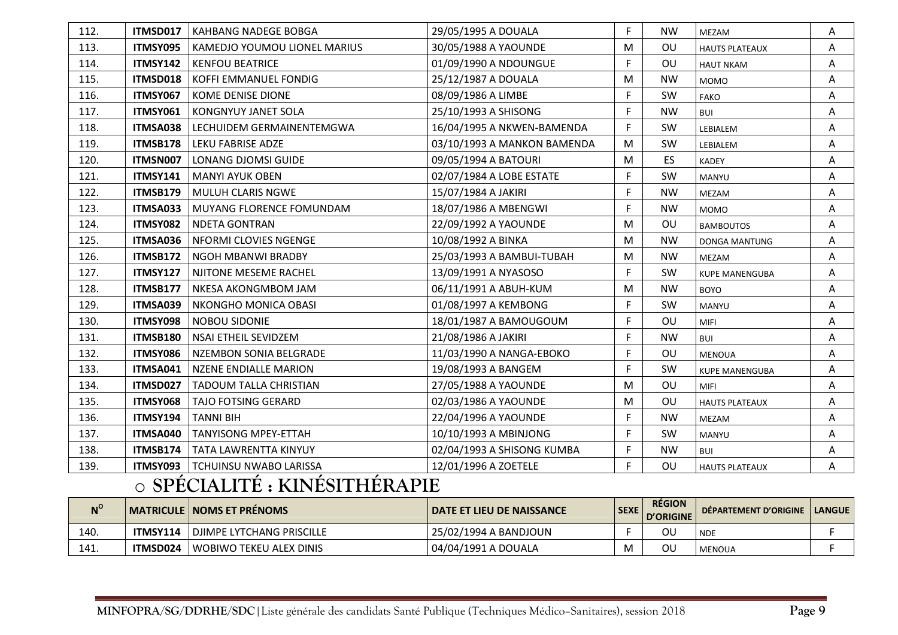| | | | | | | | |
|---|---|---|---|---|---|---|---|
| 112. | **ITMSD017** | KAHBANG NADEGE BOBGA | 29/05/1995 A DOUALA | F | NW | MEZAM | A |
| 113. | **ITMSY095** | KAMEDJO YOUMOU LIONEL MARIUS | 30/05/1988 A YAOUNDE | M | OU | HAUTS PLATEAUX | A |
| 114. | **ITMSY142** | KENFOU BEATRICE | 01/09/1990 A NDOUNGUE | F | OU | HAUT NKAM | A |
| 115. | **ITMSD018** | KOFFI EMMANUEL FONDIG | 25/12/1987 A DOUALA | M | NW | MOMO | A |
| 116. | **ITMSY067** | KOME DENISE DIONE | 08/09/1986 A LIMBE | F | SW | FAKO | A |
| 117. | **ITMSY061** | KONGNYUY JANET SOLA | 25/10/1993 A SHISONG | F | NW | BUI | A |
| 118. | **ITMSA038** | LECHUIDEM GERMAINENTEMGWA | 16/04/1995 A NKWEN-BAMENDA | F | SW | LEBIALEM | A |
| 119. | **ITMSB178** | LEKU FABRISE ADZE | 03/10/1993 A MANKON BAMENDA | M | SW | LEBIALEM | A |
| 120. | **ITMSN007** | LONANG DJOMSI GUIDE | 09/05/1994 A BATOURI | M | ES | KADEY | A |
| 121. | **ITMSY141** | MANYI AYUK OBEN | 02/07/1984 A LOBE ESTATE | F | SW | MANYU | A |
| 122. | **ITMSB179** | MULUH CLARIS NGWE | 15/07/1984 A JAKIRI | F | NW | MEZAM | A |
| 123. | **ITMSA033** | MUYANG FLORENCE FOMUNDAM | 18/07/1986 A MBENGWI | F | NW | MOMO | A |
| 124. | **ITMSY082** | NDETA GONTRAN | 22/09/1992 A YAOUNDE | M | OU | BAMBOUTOS | A |
| 125. | **ITMSA036** | NFORMI CLOVIES NGENGE | 10/08/1992 A BINKA | M | NW | DONGA MANTUNG | A |
| 126. | **ITMSB172** | NGOH MBANWI BRADBY | 25/03/1993 A BAMBUI-TUBAH | M | NW | MEZAM | A |
| 127. | **ITMSY127** | NJITONE MESEME RACHEL | 13/09/1991 A NYASOSO | F | SW | KUPE MANENGUBA | A |
| 128. | **ITMSB177** | NKESA AKONGMBOM JAM | 06/11/1991 A ABUH-KUM | M | NW | BOYO | A |
| 129. | **ITMSA039** | NKONGHO MONICA OBASI | 01/08/1997 A KEMBONG | F | SW | MANYU | A |
| 130. | **ITMSY098** | NOBOU SIDONIE | 18/01/1987 A BAMOUGOUM | F | OU | MIFI | A |
| 131. | **ITMSB180** | NSAI ETHEIL SEVIDZEM | 21/08/1986 A JAKIRI | F | NW | BUI | A |
| 132. | **ITMSY086** | NZEMBON SONIA BELGRADE | 11/03/1990 A NANGA-EBOKO | F | OU | MENOUA | A |
| 133. | **ITMSA041** | NZENE ENDIALLE MARION | 19/08/1993 A BANGEM | F | SW | KUPE MANENGUBA | A |
| 134. | **ITMSD027** | TADOUM TALLA CHRISTIAN | 27/05/1988 A YAOUNDE | M | OU | MIFI | A |
| 135. | **ITMSY068** | TAJO FOTSING GERARD | 02/03/1986 A YAOUNDE | M | OU | HAUTS PLATEAUX | A |
| 136. | **ITMSY194** | TANNI BIH | 22/04/1996 A YAOUNDE | F | NW | MEZAM | A |
| 137. | **ITMSA040** | TANYISONG MPEY-ETTAH | 10/10/1993 A MBINJONG | F | SW | MANYU | A |
| 138. | **ITMSB174** | TATA LAWRENTTA KINYUY | 02/04/1993 A SHISONG KUMBA | F | NW | BUI | A |
| 139. | **ITMSY093** | TCHUINSU NWABO LARISSA | 12/01/1996 A ZOETELE | F | OU | HAUTS PLATEAUX | A |

- **SPÉCIALITÉ : KINÉSITHÉRAPIE**

| N° | MATRICULE | NOMS ET PRÉNOMS | DATE ET LIEU DE NAISSANCE | SEXE | RÉGION D'ORIGINE | DÉPARTEMENT D'ORIGINE | LANGUE |
|---|---|---|---|---|---|---|---|
| 140. | **ITMSY114** | DJIMPE LYTCHANG PRISCILLE | 25/02/1994 A BANDJOUN | F | OU | NDE | F |
| 141. | **ITMSD024** | WOBIWO TEKEU ALEX DINIS | 04/04/1991 A DOUALA | M | OU | MENOUA | F |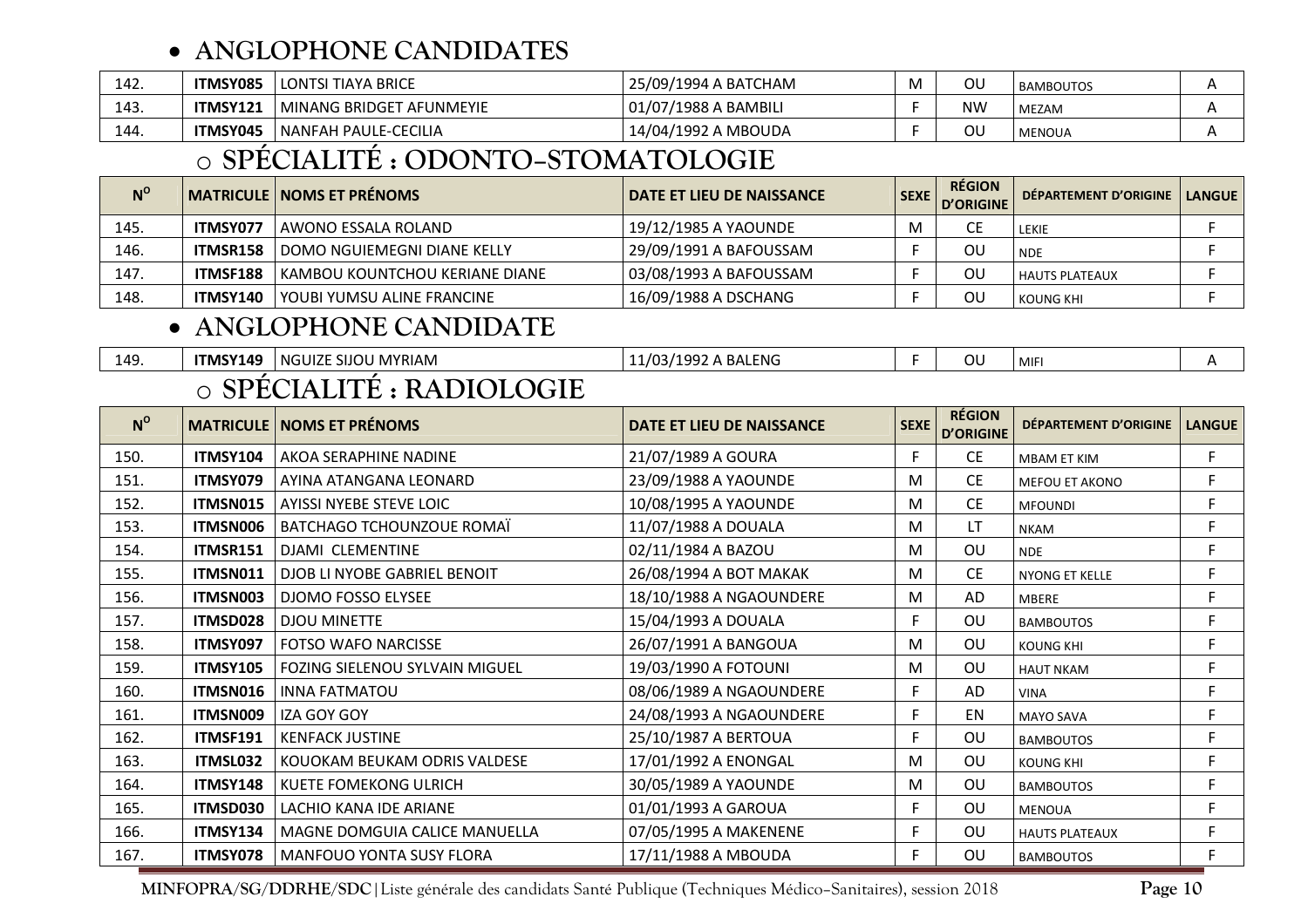- **ANGLOPHONE CANDIDATES**

| | | | | | | | |
|---|---|---|---|---|---|---|---|
| 142. | **ITMSY085** | LONTSI TIAYA BRICE | 25/09/1994 A BATCHAM | M | OU | BAMBOUTOS | A |
| 143. | **ITMSY121** | MINANG BRIDGET AFUNMEYIE | 01/07/1988 A BAMBILI | F | NW | MEZAM | A |
| 144. | **ITMSY045** | NANFAH PAULE-CECILIA | 14/04/1992 A MBOUDA | F | OU | MENOUA | A |

## SPÉCIALITÉ : ODONTO-STOMATOLOGIE

| N° | MATRICULE | NOMS ET PRÉNOMS | DATE ET LIEU DE NAISSANCE | SEXE | RÉGION D'ORIGINE | DÉPARTEMENT D'ORIGINE | LANGUE |
|---|---|---|---|---|---|---|---|
| 145. | **ITMSY077** | AWONO ESSALA ROLAND | 19/12/1985 A YAOUNDE | M | CE | LEKIE | F |
| 146. | **ITMSR158** | DOMO NGUIEMEGNI DIANE KELLY | 29/09/1991 A BAFOUSSAM | F | OU | NDE | F |
| 147. | **ITMSF188** | KAMBOU KOUNTCHOU KERIANE DIANE | 03/08/1993 A BAFOUSSAM | F | OU | HAUTS PLATEAUX | F |
| 148. | **ITMSY140** | YOUBI YUMSU ALINE FRANCINE | 16/09/1988 A DSCHANG | F | OU | KOUNG KHI | F |

- **ANGLOPHONE CANDIDATE**

| | | | | | | | |
|---|---|---|---|---|---|---|---|
| 149. | **ITMSY149** | NGUIZE SIJOU MYRIAM | 11/03/1992 A BALENG | F | OU | MIFI | A |

## SPÉCIALITÉ : RADIOLOGIE

| N° | MATRICULE | NOMS ET PRÉNOMS | DATE ET LIEU DE NAISSANCE | SEXE | RÉGION D'ORIGINE | DÉPARTEMENT D'ORIGINE | LANGUE |
|---|---|---|---|---|---|---|---|
| 150. | **ITMSY104** | AKOA SERAPHINE NADINE | 21/07/1989 A GOURA | F | CE | MBAM ET KIM | F |
| 151. | **ITMSY079** | AYINA ATANGANA LEONARD | 23/09/1988 A YAOUNDE | M | CE | MEFOU ET AKONO | F |
| 152. | **ITMSN015** | AYISSI NYEBE STEVE LOIC | 10/08/1995 A YAOUNDE | M | CE | MFOUNDI | F |
| 153. | **ITMSN006** | BATCHAGO TCHOUNZOUE ROMAÏ | 11/07/1988 A DOUALA | M | LT | NKAM | F |
| 154. | **ITMSR151** | DJAMI CLEMENTINE | 02/11/1984 A BAZOU | M | OU | NDE | F |
| 155. | **ITMSN011** | DJOB LI NYOBE GABRIEL BENOIT | 26/08/1994 A BOT MAKAK | M | CE | NYONG ET KELLE | F |
| 156. | **ITMSN003** | DJOMO FOSSO ELYSEE | 18/10/1988 A NGAOUNDERE | M | AD | MBERE | F |
| 157. | **ITMSD028** | DJOU MINETTE | 15/04/1993 A DOUALA | F | OU | BAMBOUTOS | F |
| 158. | **ITMSY097** | FOTSO WAFO NARCISSE | 26/07/1991 A BANGOUA | M | OU | KOUNG KHI | F |
| 159. | **ITMSY105** | FOZING SIELENOU SYLVAIN MIGUEL | 19/03/1990 A FOTOUNI | M | OU | HAUT NKAM | F |
| 160. | **ITMSN016** | INNA FATMATOU | 08/06/1989 A NGAOUNDERE | F | AD | VINA | F |
| 161. | **ITMSN009** | IZA GOY GOY | 24/08/1993 A NGAOUNDERE | F | EN | MAYO SAVA | F |
| 162. | **ITMSF191** | KENFACK JUSTINE | 25/10/1987 A BERTOUA | F | OU | BAMBOUTOS | F |
| 163. | **ITMSL032** | KOUOKAM BEUKAM ODRIS VALDESE | 17/01/1992 A ENONGAL | M | OU | KOUNG KHI | F |
| 164. | **ITMSY148** | KUETE FOMEKONG ULRICH | 30/05/1989 A YAOUNDE | M | OU | BAMBOUTOS | F |
| 165. | **ITMSD030** | LACHIO KANA IDE ARIANE | 01/01/1993 A GAROUA | F | OU | MENOUA | F |
| 166. | **ITMSY134** | MAGNE DOMGUIA CALICE MANUELLA | 07/05/1995 A MAKENENE | F | OU | HAUTS PLATEAUX | F |
| 167. | **ITMSY078** | MANFOUO YONTA SUSY FLORA | 17/11/1988 A MBOUDA | F | OU | BAMBOUTOS | F |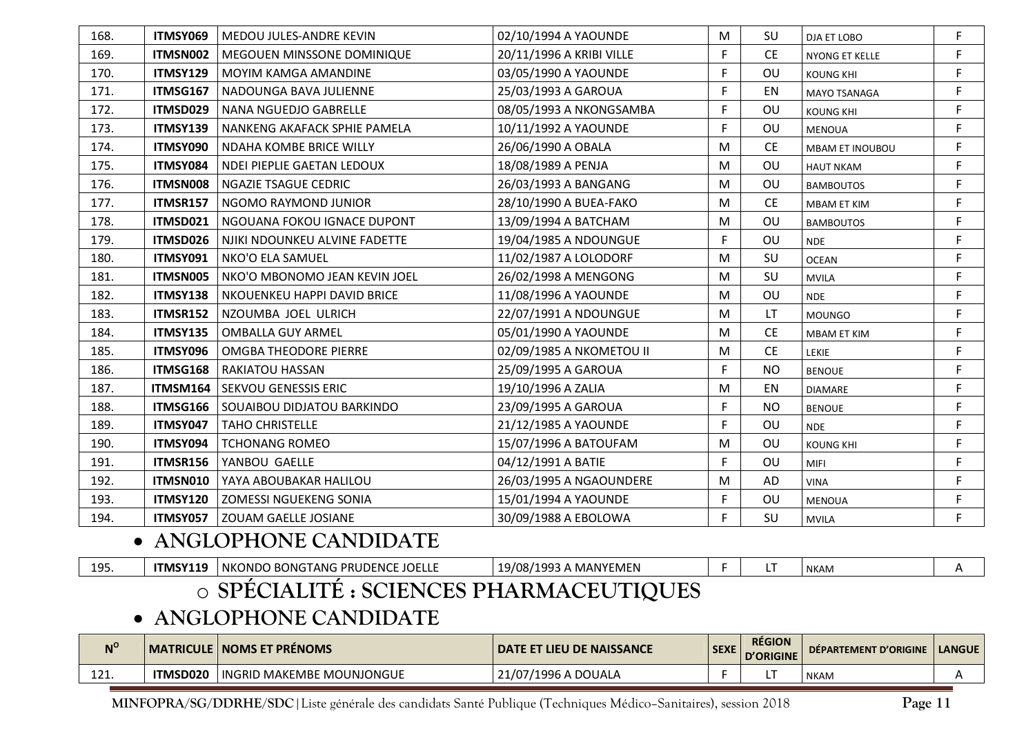| N° | MATRICULE | NOMS ET PRÉNOMS | DATE ET LIEU DE NAISSANCE | SEXE | RÉGION D'ORIGINE | DÉPARTEMENT D'ORIGINE | LANGUE |
|---|---|---|---|---|---|---|---|
| 168. | **ITMSY069** | MEDOU JULES-ANDRE KEVIN | 02/10/1994 A YAOUNDE | M | SU | DJA ET LOBO | F |
| 169. | **ITMSN002** | MEGOUEN MINSSONE DOMINIQUE | 20/11/1996 A KRIBI VILLE | F | CE | NYONG ET KELLE | F |
| 170. | **ITMSY129** | MOYIM KAMGA AMANDINE | 03/05/1990 A YAOUNDE | F | OU | KOUNG KHI | F |
| 171. | **ITMSG167** | NADOUNGA BAVA JULIENNE | 25/03/1993 A GAROUA | F | EN | MAYO TSANAGA | F |
| 172. | **ITMSD029** | NANA NGUEDJO GABRELLE | 08/05/1993 A NKONGSAMBA | F | OU | KOUNG KHI | F |
| 173. | **ITMSY139** | NANKENG AKAFACK SPHIE PAMELA | 10/11/1992 A YAOUNDE | F | OU | MENOUA | F |
| 174. | **ITMSY090** | NDAHA KOMBE BRICE WILLY | 26/06/1990 A OBALA | M | CE | MBAM ET INOUBOU | F |
| 175. | **ITMSY084** | NDEI PIEPLIE GAETAN LEDOUX | 18/08/1989 A PENJA | M | OU | HAUT NKAM | F |
| 176. | **ITMSN008** | NGAZIE TSAGUE CEDRIC | 26/03/1993 A BANGANG | M | OU | BAMBOUTOS | F |
| 177. | **ITMSR157** | NGOMO RAYMOND JUNIOR | 28/10/1990 A BUEA-FAKO | M | CE | MBAM ET KIM | F |
| 178. | **ITMSD021** | NGOUANA FOKOU IGNACE DUPONT | 13/09/1994 A BATCHAM | M | OU | BAMBOUTOS | F |
| 179. | **ITMSD026** | NJIKI NDOUNKEU ALVINE FADETTE | 19/04/1985 A NDOUNGUE | F | OU | NDE | F |
| 180. | **ITMSY091** | NKO'O ELA SAMUEL | 11/02/1987 A LOLODORF | M | SU | OCEAN | F |
| 181. | **ITMSN005** | NKO'O MBONOMO JEAN KEVIN JOEL | 26/02/1998 A MENGONG | M | SU | MVILA | F |
| 182. | **ITMSY138** | NKOUENKEU HAPPI DAVID BRICE | 11/08/1996 A YAOUNDE | M | OU | NDE | F |
| 183. | **ITMSR152** | NZOUMBA JOEL ULRICH | 22/07/1991 A NDOUNGUE | M | LT | MOUNGO | F |
| 184. | **ITMSY135** | OMBALLA GUY ARMEL | 05/01/1990 A YAOUNDE | M | CE | MBAM ET KIM | F |
| 185. | **ITMSY096** | OMGBA THEODORE PIERRE | 02/09/1985 A NKOMETOU II | M | CE | LEKIE | F |
| 186. | **ITMSG168** | RAKIATOU HASSAN | 25/09/1995 A GAROUA | F | NO | BENOUE | F |
| 187. | **ITMSM164** | SEKVOU GENESSIS ERIC | 19/10/1996 A ZALIA | M | EN | DIAMARE | F |
| 188. | **ITMSG166** | SOUAIBOU DIDJATOU BARKINDO | 23/09/1995 A GAROUA | F | NO | BENOUE | F |
| 189. | **ITMSY047** | TAHO CHRISTELLE | 21/12/1985 A YAOUNDE | F | OU | NDE | F |
| 190. | **ITMSY094** | TCHONANG ROMEO | 15/07/1996 A BATOUFAM | M | OU | KOUNG KHI | F |
| 191. | **ITMSR156** | YANBOU GAELLE | 04/12/1991 A BATIE | F | OU | MIFI | F |
| 192. | **ITMSN010** | YAYA ABOUBAKAR HALILOU | 26/03/1995 A NGAOUNDERE | M | AD | VINA | F |
| 193. | **ITMSY120** | ZOMESSI NGUEKENG SONIA | 15/01/1994 A YAOUNDE | F | OU | MENOUA | F |
| 194. | **ITMSY057** | ZOUAM GAELLE JOSIANE | 30/09/1988 A EBOLOWA | F | SU | MVILA | F |

- **ANGLOPHONE CANDIDATE**

| N° | MATRICULE | NOMS ET PRÉNOMS | DATE ET LIEU DE NAISSANCE | SEXE | RÉGION D'ORIGINE | DÉPARTEMENT D'ORIGINE | LANGUE |
|---|---|---|---|---|---|---|---|
| 195. | **ITMSY119** | NKONDO BONGTANG PRUDENCE JOELLE | 19/08/1993 A MANYEMEN | F | LT | NKAM | A |

## SPÉCIALITÉ : SCIENCES PHARMACEUTIQUES

- **ANGLOPHONE CANDIDATE**

| N° | MATRICULE | NOMS ET PRÉNOMS | DATE ET LIEU DE NAISSANCE | SEXE | RÉGION D'ORIGINE | DÉPARTEMENT D'ORIGINE | LANGUE |
|---|---|---|---|---|---|---|---|
| 121. | **ITMSD020** | INGRID MAKEMBE MOUNJONGUE | 21/07/1996 A DOUALA | F | LT | NKAM | A |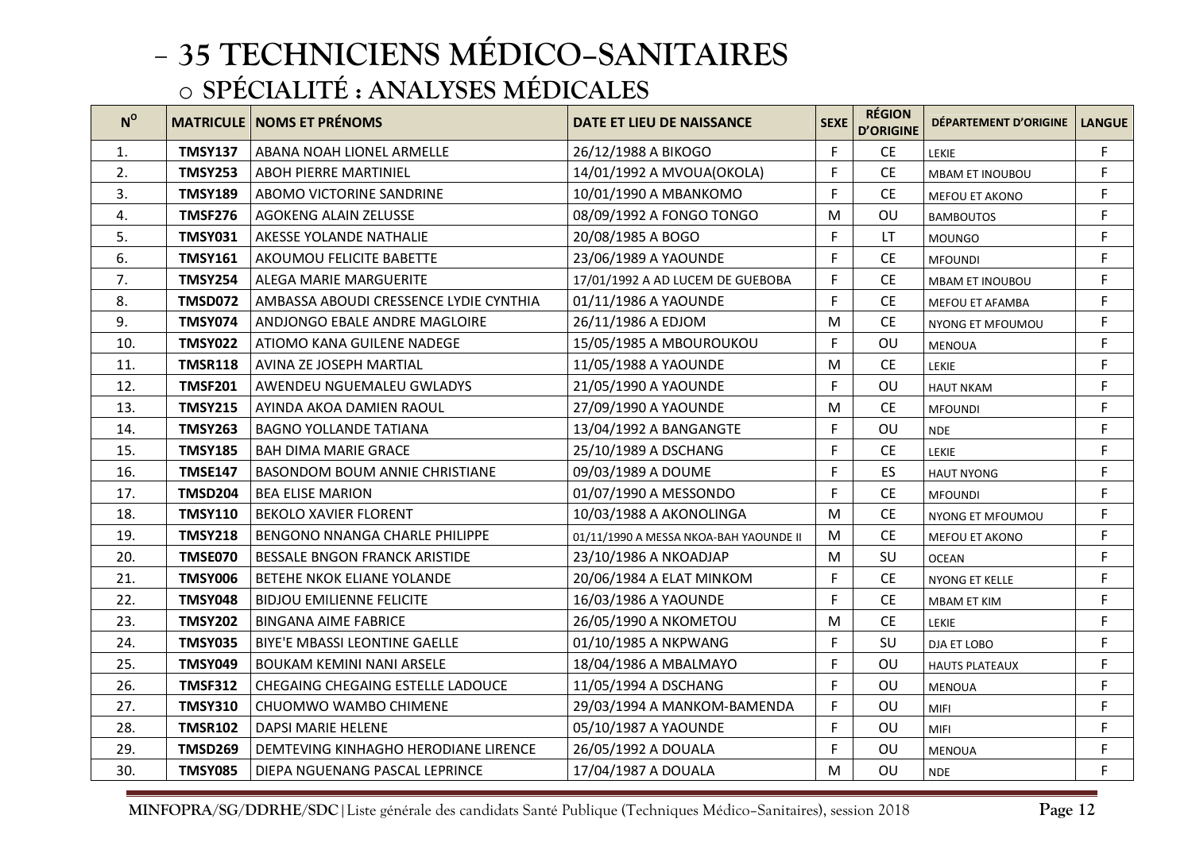- **35 TECHNICIENS MÉDICO-SANITAIRES**
  - **SPÉCIALITÉ : ANALYSES MÉDICALES**

| N° | MATRICULE | NOMS ET PRÉNOMS | DATE ET LIEU DE NAISSANCE | SEXE | RÉGION D'ORIGINE | DÉPARTEMENT D'ORIGINE | LANGUE |
|---|---|---|---|---|---|---|---|
| 1. | **TMSY137** | ABANA NOAH LIONEL ARMELLE | 26/12/1988 A BIKOGO | F | CE | LEKIE | F |
| 2. | **TMSY253** | ABOH PIERRE MARTINIEL | 14/01/1992 A MVOUA(OKOLA) | F | CE | MBAM ET INOUBOU | F |
| 3. | **TMSY189** | ABOMO VICTORINE SANDRINE | 10/01/1990 A MBANKOMO | F | CE | MEFOU ET AKONO | F |
| 4. | **TMSF276** | AGOKENG ALAIN ZELUSSE | 08/09/1992 A FONGO TONGO | M | OU | BAMBOUTOS | F |
| 5. | **TMSY031** | AKESSE YOLANDE NATHALIE | 20/08/1985 A BOGO | F | LT | MOUNGO | F |
| 6. | **TMSY161** | AKOUMOU FELICITE BABETTE | 23/06/1989 A YAOUNDE | F | CE | MFOUNDI | F |
| 7. | **TMSY254** | ALEGA MARIE MARGUERITE | 17/01/1992 A AD LUCEM DE GUEBOBA | F | CE | MBAM ET INOUBOU | F |
| 8. | **TMSD072** | AMBASSA ABOUDI CRESSENCE LYDIE CYNTHIA | 01/11/1986 A YAOUNDE | F | CE | MEFOU ET AFAMBA | F |
| 9. | **TMSY074** | ANDJONGO EBALE ANDRE MAGLOIRE | 26/11/1986 A EDJOM | M | CE | NYONG ET MFOUMOU | F |
| 10. | **TMSY022** | ATIOMO KANA GUILENE NADEGE | 15/05/1985 A MBOUROUKOU | F | OU | MENOUA | F |
| 11. | **TMSR118** | AVINA ZE JOSEPH MARTIAL | 11/05/1988 A YAOUNDE | M | CE | LEKIE | F |
| 12. | **TMSF201** | AWENDEU NGUEMALEU GWLADYS | 21/05/1990 A YAOUNDE | F | OU | HAUT NKAM | F |
| 13. | **TMSY215** | AYINDA AKOA DAMIEN RAOUL | 27/09/1990 A YAOUNDE | M | CE | MFOUNDI | F |
| 14. | **TMSY263** | BAGNO YOLLANDE TATIANA | 13/04/1992 A BANGANGTE | F | OU | NDE | F |
| 15. | **TMSY185** | BAH DIMA MARIE GRACE | 25/10/1989 A DSCHANG | F | CE | LEKIE | F |
| 16. | **TMSE147** | BASONDOM BOUM ANNIE CHRISTIANE | 09/03/1989 A DOUME | F | ES | HAUT NYONG | F |
| 17. | **TMSD204** | BEA ELISE MARION | 01/07/1990 A MESSONDO | F | CE | MFOUNDI | F |
| 18. | **TMSY110** | BEKOLO XAVIER FLORENT | 10/03/1988 A AKONOLINGA | M | CE | NYONG ET MFOUMOU | F |
| 19. | **TMSY218** | BENGONO NNANGA CHARLE PHILIPPE | 01/11/1990 A MESSA NKOA-BAH YAOUNDE II | M | CE | MEFOU ET AKONO | F |
| 20. | **TMSE070** | BESSALE BNGON FRANCK ARISTIDE | 23/10/1986 A NKOADJAP | M | SU | OCEAN | F |
| 21. | **TMSY006** | BETEHE NKOK ELIANE YOLANDE | 20/06/1984 A ELAT MINKOM | F | CE | NYONG ET KELLE | F |
| 22. | **TMSY048** | BIDJOU EMILIENNE FELICITE | 16/03/1986 A YAOUNDE | F | CE | MBAM ET KIM | F |
| 23. | **TMSY202** | BINGANA AIME FABRICE | 26/05/1990 A NKOMETOU | M | CE | LEKIE | F |
| 24. | **TMSY035** | BIYE'E MBASSI LEONTINE GAELLE | 01/10/1985 A NKPWANG | F | SU | DJA ET LOBO | F |
| 25. | **TMSY049** | BOUKAM KEMINI NANI ARSELE | 18/04/1986 A MBALMAYO | F | OU | HAUTS PLATEAUX | F |
| 26. | **TMSF312** | CHEGAING CHEGAING ESTELLE LADOUCE | 11/05/1994 A DSCHANG | F | OU | MENOUA | F |
| 27. | **TMSY310** | CHUOMWO WAMBO CHIMENE | 29/03/1994 A MANKOM-BAMENDA | F | OU | MIFI | F |
| 28. | **TMSR102** | DAPSI MARIE HELENE | 05/10/1987 A YAOUNDE | F | OU | MIFI | F |
| 29. | **TMSD269** | DEMTEVING KINHAGHO HERODIANE LIRENCE | 26/05/1992 A DOUALA | F | OU | MENOUA | F |
| 30. | **TMSY085** | DIEPA NGUENANG PASCAL LEPRINCE | 17/04/1987 A DOUALA | M | OU | NDE | F |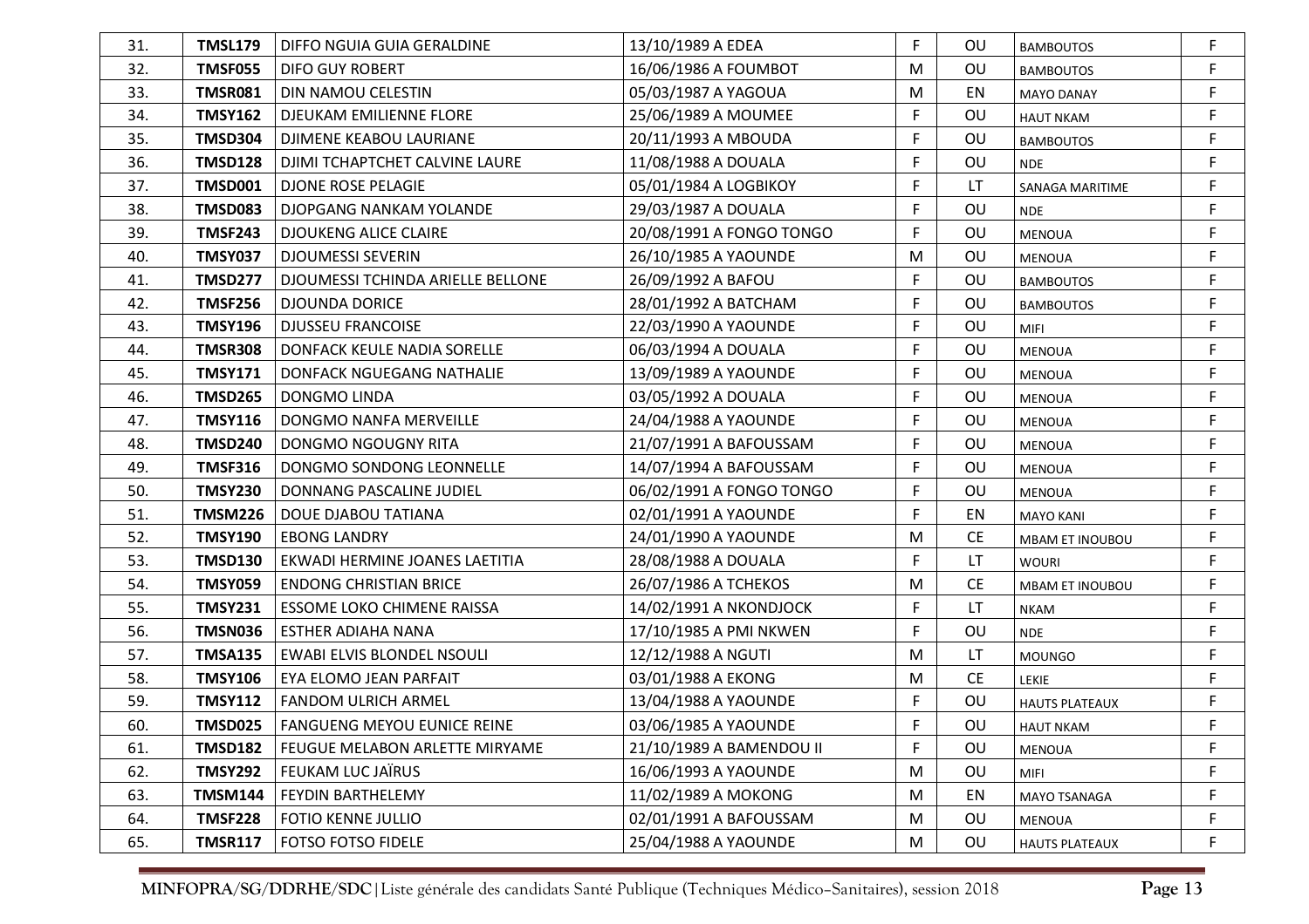| 31. | **TMSL179** | DIFFO NGUIA GUIA GERALDINE | 13/10/1989 A EDEA | F | OU | BAMBOUTOS | F |
|---|---|---|---|---|---|---|---|
| 32. | **TMSF055** | DIFO GUY ROBERT | 16/06/1986 A FOUMBOT | M | OU | BAMBOUTOS | F |
| 33. | **TMSR081** | DIN NAMOU CELESTIN | 05/03/1987 A YAGOUA | M | EN | MAYO DANAY | F |
| 34. | **TMSY162** | DJEUKAM EMILIENNE FLORE | 25/06/1989 A MOUMEE | F | OU | HAUT NKAM | F |
| 35. | **TMSD304** | DJIMENE KEABOU LAURIANE | 20/11/1993 A MBOUDA | F | OU | BAMBOUTOS | F |
| 36. | **TMSD128** | DJIMI TCHAPTCHET CALVINE LAURE | 11/08/1988 A DOUALA | F | OU | NDE | F |
| 37. | **TMSD001** | DJONE ROSE PELAGIE | 05/01/1984 A LOGBIKOY | F | LT | SANAGA MARITIME | F |
| 38. | **TMSD083** | DJOPGANG NANKAM YOLANDE | 29/03/1987 A DOUALA | F | OU | NDE | F |
| 39. | **TMSF243** | DJOUKENG ALICE CLAIRE | 20/08/1991 A FONGO TONGO | F | OU | MENOUA | F |
| 40. | **TMSY037** | DJOUMESSI SEVERIN | 26/10/1985 A YAOUNDE | M | OU | MENOUA | F |
| 41. | **TMSD277** | DJOUMESSI TCHINDA ARIELLE BELLONE | 26/09/1992 A BAFOU | F | OU | BAMBOUTOS | F |
| 42. | **TMSF256** | DJOUNDA DORICE | 28/01/1992 A BATCHAM | F | OU | BAMBOUTOS | F |
| 43. | **TMSY196** | DJUSSEU FRANCOISE | 22/03/1990 A YAOUNDE | F | OU | MIFI | F |
| 44. | **TMSR308** | DONFACK KEULE NADIA SORELLE | 06/03/1994 A DOUALA | F | OU | MENOUA | F |
| 45. | **TMSY171** | DONFACK NGUEGANG NATHALIE | 13/09/1989 A YAOUNDE | F | OU | MENOUA | F |
| 46. | **TMSD265** | DONGMO LINDA | 03/05/1992 A DOUALA | F | OU | MENOUA | F |
| 47. | **TMSY116** | DONGMO NANFA MERVEILLE | 24/04/1988 A YAOUNDE | F | OU | MENOUA | F |
| 48. | **TMSD240** | DONGMO NGOUGNY RITA | 21/07/1991 A BAFOUSSAM | F | OU | MENOUA | F |
| 49. | **TMSF316** | DONGMO SONDONG LEONNELLE | 14/07/1994 A BAFOUSSAM | F | OU | MENOUA | F |
| 50. | **TMSY230** | DONNANG PASCALINE JUDIEL | 06/02/1991 A FONGO TONGO | F | OU | MENOUA | F |
| 51. | **TMSM226** | DOUE DJABOU TATIANA | 02/01/1991 A YAOUNDE | F | EN | MAYO KANI | F |
| 52. | **TMSY190** | EBONG LANDRY | 24/01/1990 A YAOUNDE | M | CE | MBAM ET INOUBOU | F |
| 53. | **TMSD130** | EKWADI HERMINE JOANES LAETITIA | 28/08/1988 A DOUALA | F | LT | WOURI | F |
| 54. | **TMSY059** | ENDONG CHRISTIAN BRICE | 26/07/1986 A TCHEKOS | M | CE | MBAM ET INOUBOU | F |
| 55. | **TMSY231** | ESSOME LOKO CHIMENE RAISSA | 14/02/1991 A NKONDJOCK | F | LT | NKAM | F |
| 56. | **TMSN036** | ESTHER ADIAHA NANA | 17/10/1985 A PMI NKWEN | F | OU | NDE | F |
| 57. | **TMSA135** | EWABI ELVIS BLONDEL NSOULI | 12/12/1988 A NGUTI | M | LT | MOUNGO | F |
| 58. | **TMSY106** | EYA ELOMO JEAN PARFAIT | 03/01/1988 A EKONG | M | CE | LEKIE | F |
| 59. | **TMSY112** | FANDOM ULRICH ARMEL | 13/04/1988 A YAOUNDE | F | OU | HAUTS PLATEAUX | F |
| 60. | **TMSD025** | FANGUENG MEYOU EUNICE REINE | 03/06/1985 A YAOUNDE | F | OU | HAUT NKAM | F |
| 61. | **TMSD182** | FEUGUE MELABON ARLETTE MIRYAME | 21/10/1989 A BAMENDOU II | F | OU | MENOUA | F |
| 62. | **TMSY292** | FEUKAM LUC JAÏRUS | 16/06/1993 A YAOUNDE | M | OU | MIFI | F |
| 63. | **TMSM144** | FEYDIN BARTHELEMY | 11/02/1989 A MOKONG | M | EN | MAYO TSANAGA | F |
| 64. | **TMSF228** | FOTIO KENNE JULLIO | 02/01/1991 A BAFOUSSAM | M | OU | MENOUA | F |
| 65. | **TMSR117** | FOTSO FOTSO FIDELE | 25/04/1988 A YAOUNDE | M | OU | HAUTS PLATEAUX | F |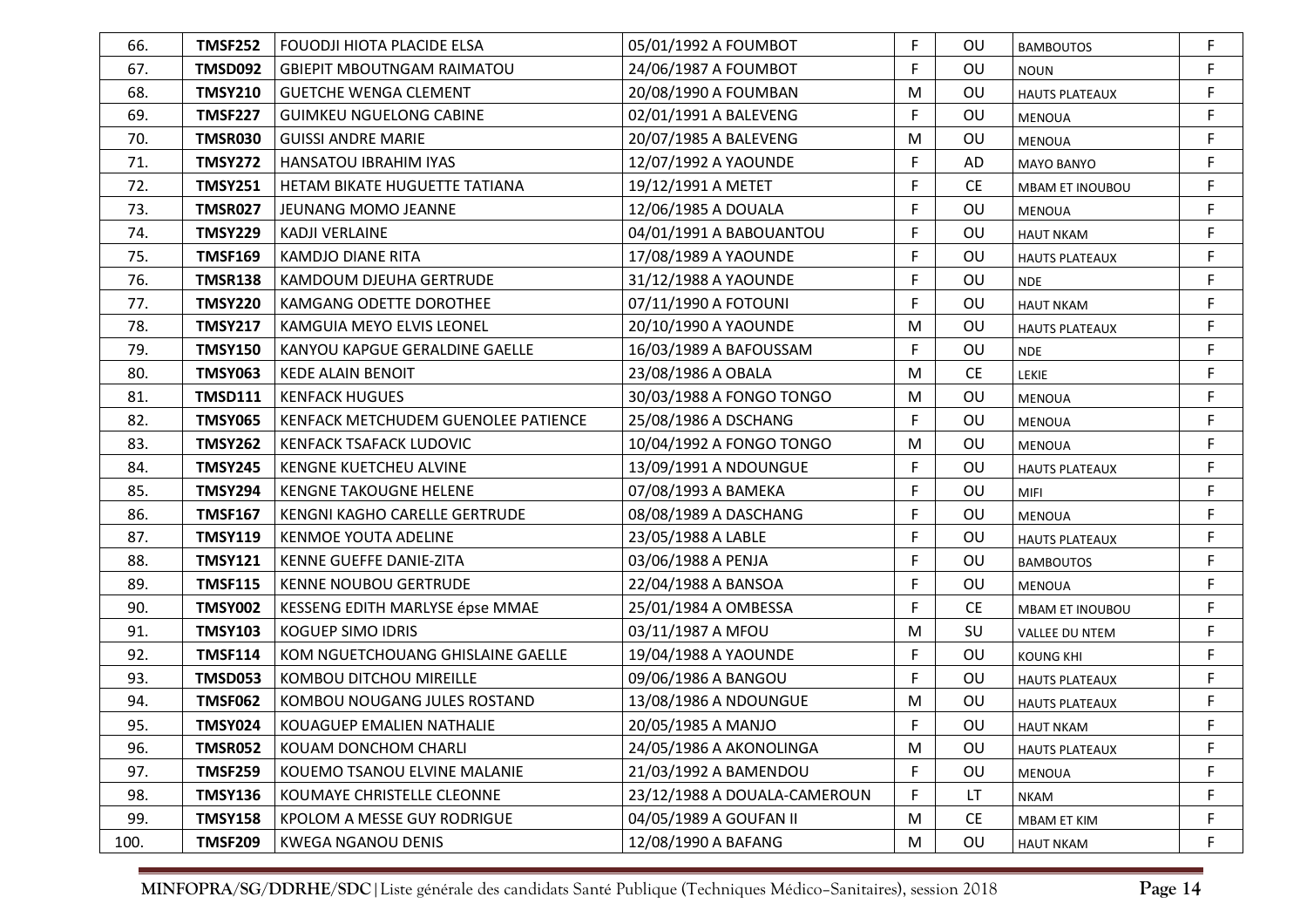| 66. | **TMSF252** | FOUODJI HIOTA PLACIDE ELSA | 05/01/1992 A FOUMBOT | F | OU | BAMBOUTOS | F |
|---|---|---|---|---|---|---|---|
| 67. | **TMSD092** | GBIEPIT MBOUTNGAM RAIMATOU | 24/06/1987 A FOUMBOT | F | OU | NOUN | F |
| 68. | **TMSY210** | GUETCHE WENGA CLEMENT | 20/08/1990 A FOUMBAN | M | OU | HAUTS PLATEAUX | F |
| 69. | **TMSF227** | GUIMKEU NGUELONG CABINE | 02/01/1991 A BALEVENG | F | OU | MENOUA | F |
| 70. | **TMSR030** | GUISSI ANDRE MARIE | 20/07/1985 A BALEVENG | M | OU | MENOUA | F |
| 71. | **TMSY272** | HANSATOU IBRAHIM IYAS | 12/07/1992 A YAOUNDE | F | AD | MAYO BANYO | F |
| 72. | **TMSY251** | HETAM BIKATE HUGUETTE TATIANA | 19/12/1991 A METET | F | CE | MBAM ET INOUBOU | F |
| 73. | **TMSR027** | JEUNANG MOMO JEANNE | 12/06/1985 A DOUALA | F | OU | MENOUA | F |
| 74. | **TMSY229** | KADJI VERLAINE | 04/01/1991 A BABOUANTOU | F | OU | HAUT NKAM | F |
| 75. | **TMSF169** | KAMDJO DIANE RITA | 17/08/1989 A YAOUNDE | F | OU | HAUTS PLATEAUX | F |
| 76. | **TMSR138** | KAMDOUM DJEUHA GERTRUDE | 31/12/1988 A YAOUNDE | F | OU | NDE | F |
| 77. | **TMSY220** | KAMGANG ODETTE DOROTHEE | 07/11/1990 A FOTOUNI | F | OU | HAUT NKAM | F |
| 78. | **TMSY217** | KAMGUIA MEYO ELVIS LEONEL | 20/10/1990 A YAOUNDE | M | OU | HAUTS PLATEAUX | F |
| 79. | **TMSY150** | KANYOU KAPGUE GERALDINE GAELLE | 16/03/1989 A BAFOUSSAM | F | OU | NDE | F |
| 80. | **TMSY063** | KEDE ALAIN BENOIT | 23/08/1986 A OBALA | M | CE | LEKIE | F |
| 81. | **TMSD111** | KENFACK HUGUES | 30/03/1988 A FONGO TONGO | M | OU | MENOUA | F |
| 82. | **TMSY065** | KENFACK METCHUDEM GUENOLEE PATIENCE | 25/08/1986 A DSCHANG | F | OU | MENOUA | F |
| 83. | **TMSY262** | KENFACK TSAFACK LUDOVIC | 10/04/1992 A FONGO TONGO | M | OU | MENOUA | F |
| 84. | **TMSY245** | KENGNE KUETCHEU ALVINE | 13/09/1991 A NDOUNGUE | F | OU | HAUTS PLATEAUX | F |
| 85. | **TMSY294** | KENGNE TAKOUGNE HELENE | 07/08/1993 A BAMEKA | F | OU | MIFI | F |
| 86. | **TMSF167** | KENGNI KAGHO CARELLE GERTRUDE | 08/08/1989 A DASCHANG | F | OU | MENOUA | F |
| 87. | **TMSY119** | KENMOE YOUTA ADELINE | 23/05/1988 A LABLE | F | OU | HAUTS PLATEAUX | F |
| 88. | **TMSY121** | KENNE GUEFFE DANIE-ZITA | 03/06/1988 A PENJA | F | OU | BAMBOUTOS | F |
| 89. | **TMSF115** | KENNE NOUBOU GERTRUDE | 22/04/1988 A BANSOA | F | OU | MENOUA | F |
| 90. | **TMSY002** | KESSENG EDITH MARLYSE épse MMAE | 25/01/1984 A OMBESSA | F | CE | MBAM ET INOUBOU | F |
| 91. | **TMSY103** | KOGUEP SIMO IDRIS | 03/11/1987 A MFOU | M | SU | VALLEE DU NTEM | F |
| 92. | **TMSF114** | KOM NGUETCHOUANG GHISLAINE GAELLE | 19/04/1988 A YAOUNDE | F | OU | KOUNG KHI | F |
| 93. | **TMSD053** | KOMBOU DITCHOU MIREILLE | 09/06/1986 A BANGOU | F | OU | HAUTS PLATEAUX | F |
| 94. | **TMSF062** | KOMBOU NOUGANG JULES ROSTAND | 13/08/1986 A NDOUNGUE | M | OU | HAUTS PLATEAUX | F |
| 95. | **TMSY024** | KOUAGUEP EMALIEN NATHALIE | 20/05/1985 A MANJO | F | OU | HAUT NKAM | F |
| 96. | **TMSR052** | KOUAM DONCHOM CHARLI | 24/05/1986 A AKONOLINGA | M | OU | HAUTS PLATEAUX | F |
| 97. | **TMSF259** | KOUEMO TSANOU ELVINE MALANIE | 21/03/1992 A BAMENDOU | F | OU | MENOUA | F |
| 98. | **TMSY136** | KOUMAYE CHRISTELLE CLEONNE | 23/12/1988 A DOUALA-CAMEROUN | F | LT | NKAM | F |
| 99. | **TMSY158** | KPOLOM A MESSE GUY RODRIGUE | 04/05/1989 A GOUFAN II | M | CE | MBAM ET KIM | F |
| 100. | **TMSF209** | KWEGA NGANOU DENIS | 12/08/1990 A BAFANG | M | OU | HAUT NKAM | F |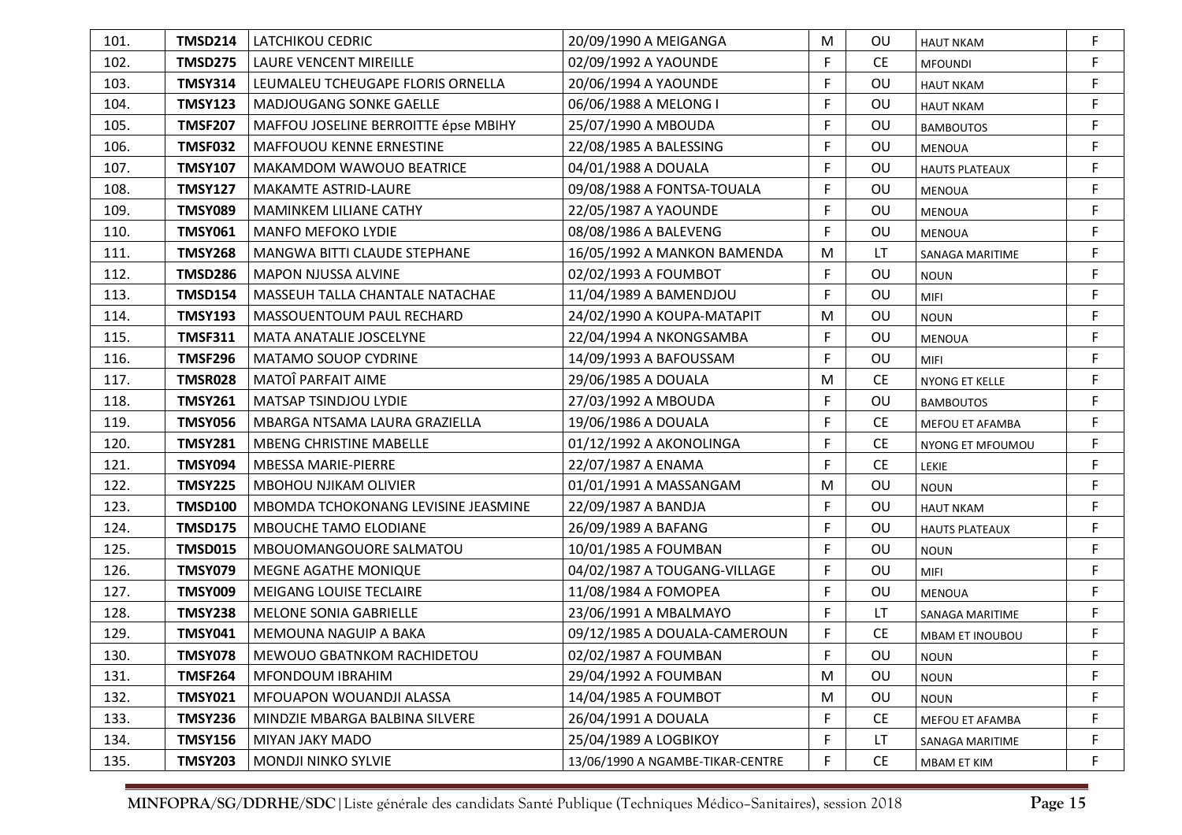| | | | | | | | |
|---|---|---|---|---|---|---|---|
| 101. | **TMSD214** | LATCHIKOU CEDRIC | 20/09/1990 A MEIGANGA | M | OU | HAUT NKAM | F |
| 102. | **TMSD275** | LAURE VENCENT MIREILLE | 02/09/1992 A YAOUNDE | F | CE | MFOUNDI | F |
| 103. | **TMSY314** | LEUMALEU TCHEUGAPE FLORIS ORNELLA | 20/06/1994 A YAOUNDE | F | OU | HAUT NKAM | F |
| 104. | **TMSY123** | MADJOUGANG SONKE GAELLE | 06/06/1988 A MELONG I | F | OU | HAUT NKAM | F |
| 105. | **TMSF207** | MAFFOU JOSELINE BERROITTE épse MBIHY | 25/07/1990 A MBOUDA | F | OU | BAMBOUTOS | F |
| 106. | **TMSF032** | MAFFOUOU KENNE ERNESTINE | 22/08/1985 A BALESSING | F | OU | MENOUA | F |
| 107. | **TMSY107** | MAKAMDOM WAWOUO BEATRICE | 04/01/1988 A DOUALA | F | OU | HAUTS PLATEAUX | F |
| 108. | **TMSY127** | MAKAMTE ASTRID-LAURE | 09/08/1988 A FONTSA-TOUALA | F | OU | MENOUA | F |
| 109. | **TMSY089** | MAMINKEM LILIANE CATHY | 22/05/1987 A YAOUNDE | F | OU | MENOUA | F |
| 110. | **TMSY061** | MANFO MEFOKO LYDIE | 08/08/1986 A BALEVENG | F | OU | MENOUA | F |
| 111. | **TMSY268** | MANGWA BITTI CLAUDE STEPHANE | 16/05/1992 A MANKON BAMENDA | M | LT | SANAGA MARITIME | F |
| 112. | **TMSD286** | MAPON NJUSSA ALVINE | 02/02/1993 A FOUMBOT | F | OU | NOUN | F |
| 113. | **TMSD154** | MASSEUH TALLA CHANTALE NATACHAE | 11/04/1989 A BAMENDJOU | F | OU | MIFI | F |
| 114. | **TMSY193** | MASSOUENTOUM PAUL RECHARD | 24/02/1990 A KOUPA-MATAPIT | M | OU | NOUN | F |
| 115. | **TMSF311** | MATA ANATALIE JOSCELYNE | 22/04/1994 A NKONGSAMBA | F | OU | MENOUA | F |
| 116. | **TMSF296** | MATAMO SOUOP CYDRINE | 14/09/1993 A BAFOUSSAM | F | OU | MIFI | F |
| 117. | **TMSR028** | MATOÎ PARFAIT AIME | 29/06/1985 A DOUALA | M | CE | NYONG ET KELLE | F |
| 118. | **TMSY261** | MATSAP TSINDJOU LYDIE | 27/03/1992 A MBOUDA | F | OU | BAMBOUTOS | F |
| 119. | **TMSY056** | MBARGA NTSAMA LAURA GRAZIELLA | 19/06/1986 A DOUALA | F | CE | MEFOU ET AFAMBA | F |
| 120. | **TMSY281** | MBENG CHRISTINE MABELLE | 01/12/1992 A AKONOLINGA | F | CE | NYONG ET MFOUMOU | F |
| 121. | **TMSY094** | MBESSA MARIE-PIERRE | 22/07/1987 A ENAMA | F | CE | LEKIE | F |
| 122. | **TMSY225** | MBOHOU NJIKAM OLIVIER | 01/01/1991 A MASSANGAM | M | OU | NOUN | F |
| 123. | **TMSD100** | MBOMDA TCHOKONANG LEVISINE JEASMINE | 22/09/1987 A BANDJA | F | OU | HAUT NKAM | F |
| 124. | **TMSD175** | MBOUCHE TAMO ELODIANE | 26/09/1989 A BAFANG | F | OU | HAUTS PLATEAUX | F |
| 125. | **TMSD015** | MBOUOMANGOUORE SALMATOU | 10/01/1985 A FOUMBAN | F | OU | NOUN | F |
| 126. | **TMSY079** | MEGNE AGATHE MONIQUE | 04/02/1987 A TOUGANG-VILLAGE | F | OU | MIFI | F |
| 127. | **TMSY009** | MEIGANG LOUISE TECLAIRE | 11/08/1984 A FOMOPEA | F | OU | MENOUA | F |
| 128. | **TMSY238** | MELONE SONIA GABRIELLE | 23/06/1991 A MBALMAYO | F | LT | SANAGA MARITIME | F |
| 129. | **TMSY041** | MEMOUNA NAGUIP A BAKA | 09/12/1985 A DOUALA-CAMEROUN | F | CE | MBAM ET INOUBOU | F |
| 130. | **TMSY078** | MEWOUO GBATNKOM RACHIDETOU | 02/02/1987 A FOUMBAN | F | OU | NOUN | F |
| 131. | **TMSF264** | MFONDOUM IBRAHIM | 29/04/1992 A FOUMBAN | M | OU | NOUN | F |
| 132. | **TMSY021** | MFOUAPON WOUANDJI ALASSA | 14/04/1985 A FOUMBOT | M | OU | NOUN | F |
| 133. | **TMSY236** | MINDZIE MBARGA BALBINA SILVERE | 26/04/1991 A DOUALA | F | CE | MEFOU ET AFAMBA | F |
| 134. | **TMSY156** | MIYAN JAKY MADO | 25/04/1989 A LOGBIKOY | F | LT | SANAGA MARITIME | F |
| 135. | **TMSY203** | MONDJI NINKO SYLVIE | 13/06/1990 A NGAMBE-TIKAR-CENTRE | F | CE | MBAM ET KIM | F |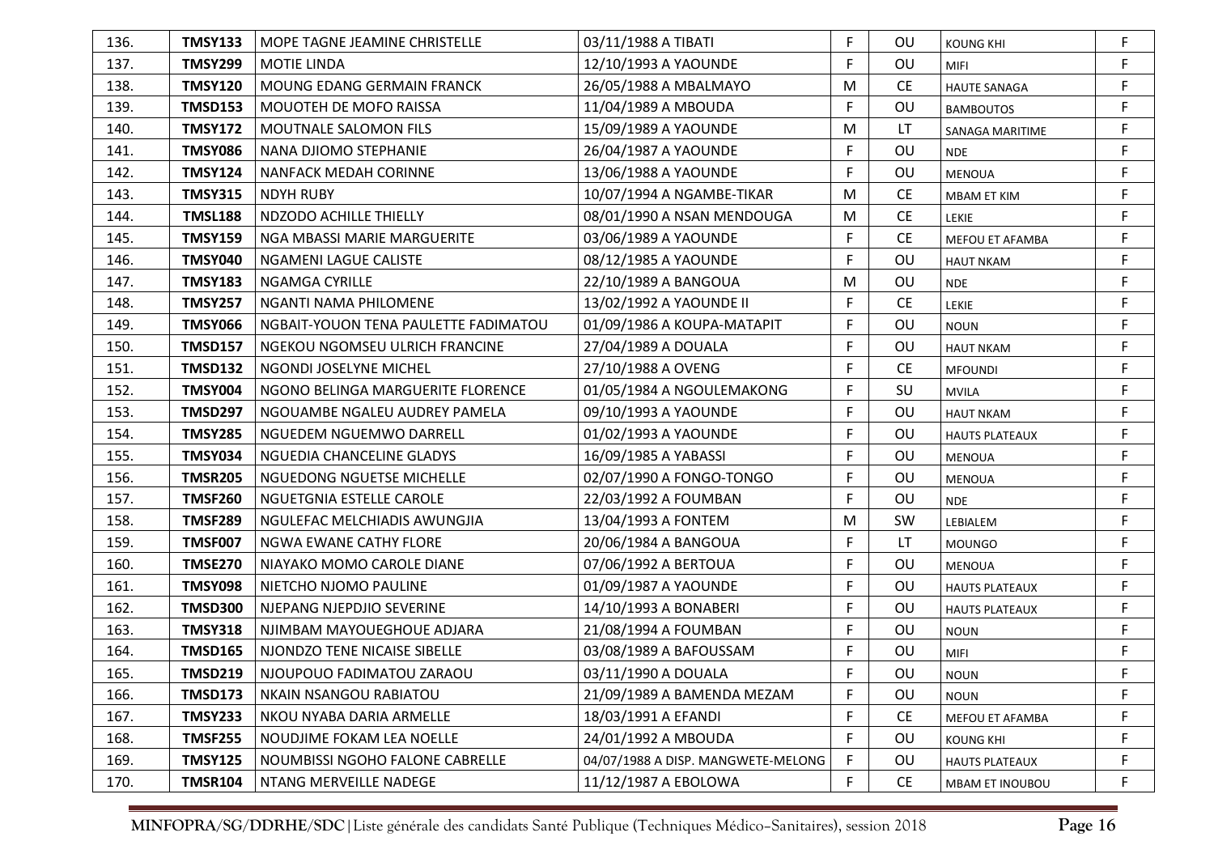| | | | | | | | |
|---|---|---|---|---|---|---|---|
| 136. | **TMSY133** | MOPE TAGNE JEAMINE CHRISTELLE | 03/11/1988 A TIBATI | F | OU | KOUNG KHI | F |
| 137. | **TMSY299** | MOTIE LINDA | 12/10/1993 A YAOUNDE | F | OU | MIFI | F |
| 138. | **TMSY120** | MOUNG EDANG GERMAIN FRANCK | 26/05/1988 A MBALMAYO | M | CE | HAUTE SANAGA | F |
| 139. | **TMSD153** | MOUOTEH DE MOFO RAISSA | 11/04/1989 A MBOUDA | F | OU | BAMBOUTOS | F |
| 140. | **TMSY172** | MOUTNALE SALOMON FILS | 15/09/1989 A YAOUNDE | M | LT | SANAGA MARITIME | F |
| 141. | **TMSY086** | NANA DJIOMO STEPHANIE | 26/04/1987 A YAOUNDE | F | OU | NDE | F |
| 142. | **TMSY124** | NANFACK MEDAH CORINNE | 13/06/1988 A YAOUNDE | F | OU | MENOUA | F |
| 143. | **TMSY315** | NDYH RUBY | 10/07/1994 A NGAMBE-TIKAR | M | CE | MBAM ET KIM | F |
| 144. | **TMSL188** | NDZODO ACHILLE THIELLY | 08/01/1990 A NSAN MENDOUGA | M | CE | LEKIE | F |
| 145. | **TMSY159** | NGA MBASSI MARIE MARGUERITE | 03/06/1989 A YAOUNDE | F | CE | MEFOU ET AFAMBA | F |
| 146. | **TMSY040** | NGAMENI LAGUE CALISTE | 08/12/1985 A YAOUNDE | F | OU | HAUT NKAM | F |
| 147. | **TMSY183** | NGAMGA CYRILLE | 22/10/1989 A BANGOUA | M | OU | NDE | F |
| 148. | **TMSY257** | NGANTI NAMA PHILOMENE | 13/02/1992 A YAOUNDE II | F | CE | LEKIE | F |
| 149. | **TMSY066** | NGBAIT-YOUON TENA PAULETTE FADIMATOU | 01/09/1986 A KOUPA-MATAPIT | F | OU | NOUN | F |
| 150. | **TMSD157** | NGEKOU NGOMSEU ULRICH FRANCINE | 27/04/1989 A DOUALA | F | OU | HAUT NKAM | F |
| 151. | **TMSD132** | NGONDI JOSELYNE MICHEL | 27/10/1988 A OVENG | F | CE | MFOUNDI | F |
| 152. | **TMSY004** | NGONO BELINGA MARGUERITE FLORENCE | 01/05/1984 A NGOULEMAKONG | F | SU | MVILA | F |
| 153. | **TMSD297** | NGOUAMBE NGALEU AUDREY PAMELA | 09/10/1993 A YAOUNDE | F | OU | HAUT NKAM | F |
| 154. | **TMSY285** | NGUEDEM NGUEMWO DARRELL | 01/02/1993 A YAOUNDE | F | OU | HAUTS PLATEAUX | F |
| 155. | **TMSY034** | NGUEDIA CHANCELINE GLADYS | 16/09/1985 A YABASSI | F | OU | MENOUA | F |
| 156. | **TMSR205** | NGUEDONG NGUETSE MICHELLE | 02/07/1990 A FONGO-TONGO | F | OU | MENOUA | F |
| 157. | **TMSF260** | NGUETGNIA ESTELLE CAROLE | 22/03/1992 A FOUMBAN | F | OU | NDE | F |
| 158. | **TMSF289** | NGULEFAC MELCHIADIS AWUNGJIA | 13/04/1993 A FONTEM | M | SW | LEBIALEM | F |
| 159. | **TMSF007** | NGWA EWANE CATHY FLORE | 20/06/1984 A BANGOUA | F | LT | MOUNGO | F |
| 160. | **TMSE270** | NIAYAKO MOMO CAROLE DIANE | 07/06/1992 A BERTOUA | F | OU | MENOUA | F |
| 161. | **TMSY098** | NIETCHO NJOMO PAULINE | 01/09/1987 A YAOUNDE | F | OU | HAUTS PLATEAUX | F |
| 162. | **TMSD300** | NJEPANG NJEPDJIO SEVERINE | 14/10/1993 A BONABERI | F | OU | HAUTS PLATEAUX | F |
| 163. | **TMSY318** | NJIMBAM MAYOUEGHOUE ADJARA | 21/08/1994 A FOUMBAN | F | OU | NOUN | F |
| 164. | **TMSD165** | NJONDZO TENE NICAISE SIBELLE | 03/08/1989 A BAFOUSSAM | F | OU | MIFI | F |
| 165. | **TMSD219** | NJOUPOUO FADIMATOU ZARAOU | 03/11/1990 A DOUALA | F | OU | NOUN | F |
| 166. | **TMSD173** | NKAIN NSANGOU RABIATOU | 21/09/1989 A BAMENDA MEZAM | F | OU | NOUN | F |
| 167. | **TMSY233** | NKOU NYABA DARIA ARMELLE | 18/03/1991 A EFANDI | F | CE | MEFOU ET AFAMBA | F |
| 168. | **TMSF255** | NOUDJIME FOKAM LEA NOELLE | 24/01/1992 A MBOUDA | F | OU | KOUNG KHI | F |
| 169. | **TMSY125** | NOUMBISSI NGOHO FALONE CABRELLE | 04/07/1988 A DISP. MANGWETE-MELONG | F | OU | HAUTS PLATEAUX | F |
| 170. | **TMSR104** | NTANG MERVEILLE NADEGE | 11/12/1987 A EBOLOWA | F | CE | MBAM ET INOUBOU | F |

**MINFOPRA/SG/DDRHE/SDC**|Liste générale des candidats Santé Publique (Techniques Médico–Sanitaires), session 2018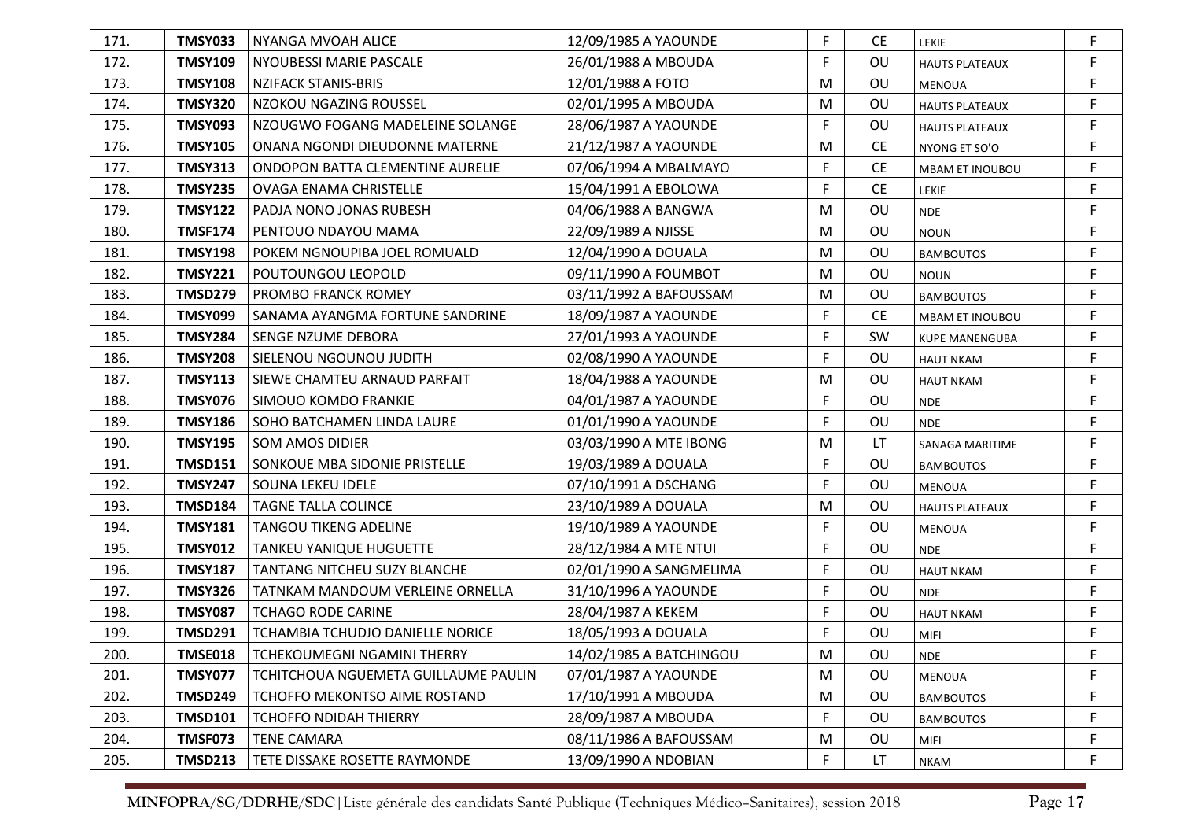| | | | | | | | |
|---|---|---|---|---|---|---|---|
| 171. | **TMSY033** | NYANGA MVOAH ALICE | 12/09/1985 A YAOUNDE | F | CE | LEKIE | F |
| 172. | **TMSY109** | NYOUBESSI MARIE PASCALE | 26/01/1988 A MBOUDA | F | OU | HAUTS PLATEAUX | F |
| 173. | **TMSY108** | NZIFACK STANIS-BRIS | 12/01/1988 A FOTO | M | OU | MENOUA | F |
| 174. | **TMSY320** | NZOKOU NGAZING ROUSSEL | 02/01/1995 A MBOUDA | M | OU | HAUTS PLATEAUX | F |
| 175. | **TMSY093** | NZOUGWO FOGANG MADELEINE SOLANGE | 28/06/1987 A YAOUNDE | F | OU | HAUTS PLATEAUX | F |
| 176. | **TMSY105** | ONANA NGONDI DIEUDONNE MATERNE | 21/12/1987 A YAOUNDE | M | CE | NYONG ET SO'O | F |
| 177. | **TMSY313** | ONDOPON BATTA CLEMENTINE AURELIE | 07/06/1994 A MBALMAYO | F | CE | MBAM ET INOUBOU | F |
| 178. | **TMSY235** | OVAGA ENAMA CHRISTELLE | 15/04/1991 A EBOLOWA | F | CE | LEKIE | F |
| 179. | **TMSY122** | PADJA NONO JONAS RUBESH | 04/06/1988 A BANGWA | M | OU | NDE | F |
| 180. | **TMSF174** | PENTOUO NDAYOU MAMA | 22/09/1989 A NJISSE | M | OU | NOUN | F |
| 181. | **TMSY198** | POKEM NGNOUPIBA JOEL ROMUALD | 12/04/1990 A DOUALA | M | OU | BAMBOUTOS | F |
| 182. | **TMSY221** | POUTOUNGOU LEOPOLD | 09/11/1990 A FOUMBOT | M | OU | NOUN | F |
| 183. | **TMSD279** | PROMBO FRANCK ROMEY | 03/11/1992 A BAFOUSSAM | M | OU | BAMBOUTOS | F |
| 184. | **TMSY099** | SANAMA AYANGMA FORTUNE SANDRINE | 18/09/1987 A YAOUNDE | F | CE | MBAM ET INOUBOU | F |
| 185. | **TMSY284** | SENGE NZUME DEBORA | 27/01/1993 A YAOUNDE | F | SW | KUPE MANENGUBA | F |
| 186. | **TMSY208** | SIELENOU NGOUNOU JUDITH | 02/08/1990 A YAOUNDE | F | OU | HAUT NKAM | F |
| 187. | **TMSY113** | SIEWE CHAMTEU ARNAUD PARFAIT | 18/04/1988 A YAOUNDE | M | OU | HAUT NKAM | F |
| 188. | **TMSY076** | SIMOUO KOMDO FRANKIE | 04/01/1987 A YAOUNDE | F | OU | NDE | F |
| 189. | **TMSY186** | SOHO BATCHAMEN LINDA LAURE | 01/01/1990 A YAOUNDE | F | OU | NDE | F |
| 190. | **TMSY195** | SOM AMOS DIDIER | 03/03/1990 A MTE IBONG | M | LT | SANAGA MARITIME | F |
| 191. | **TMSD151** | SONKOUE MBA SIDONIE PRISTELLE | 19/03/1989 A DOUALA | F | OU | BAMBOUTOS | F |
| 192. | **TMSY247** | SOUNA LEKEU IDELE | 07/10/1991 A DSCHANG | F | OU | MENOUA | F |
| 193. | **TMSD184** | TAGNE TALLA COLINCE | 23/10/1989 A DOUALA | M | OU | HAUTS PLATEAUX | F |
| 194. | **TMSY181** | TANGOU TIKENG ADELINE | 19/10/1989 A YAOUNDE | F | OU | MENOUA | F |
| 195. | **TMSY012** | TANKEU YANIQUE HUGUETTE | 28/12/1984 A MTE NTUI | F | OU | NDE | F |
| 196. | **TMSY187** | TANTANG NITCHEU SUZY BLANCHE | 02/01/1990 A SANGMELIMA | F | OU | HAUT NKAM | F |
| 197. | **TMSY326** | TATNKAM MANDOUM VERLEINE ORNELLA | 31/10/1996 A YAOUNDE | F | OU | NDE | F |
| 198. | **TMSY087** | TCHAGO RODE CARINE | 28/04/1987 A KEKEM | F | OU | HAUT NKAM | F |
| 199. | **TMSD291** | TCHAMBIA TCHUDJO DANIELLE NORICE | 18/05/1993 A DOUALA | F | OU | MIFI | F |
| 200. | **TMSE018** | TCHEKOUMEGNI NGAMINI THERRY | 14/02/1985 A BATCHINGOU | M | OU | NDE | F |
| 201. | **TMSY077** | TCHITCHOUA NGUEMETA GUILLAUME PAULIN | 07/01/1987 A YAOUNDE | M | OU | MENOUA | F |
| 202. | **TMSD249** | TCHOFFO MEKONTSO AIME ROSTAND | 17/10/1991 A MBOUDA | M | OU | BAMBOUTOS | F |
| 203. | **TMSD101** | TCHOFFO NDIDAH THIERRY | 28/09/1987 A MBOUDA | F | OU | BAMBOUTOS | F |
| 204. | **TMSF073** | TENE CAMARA | 08/11/1986 A BAFOUSSAM | M | OU | MIFI | F |
| 205. | **TMSD213** | TETE DISSAKE ROSETTE RAYMONDE | 13/09/1990 A NDOBIAN | F | LT | NKAM | F |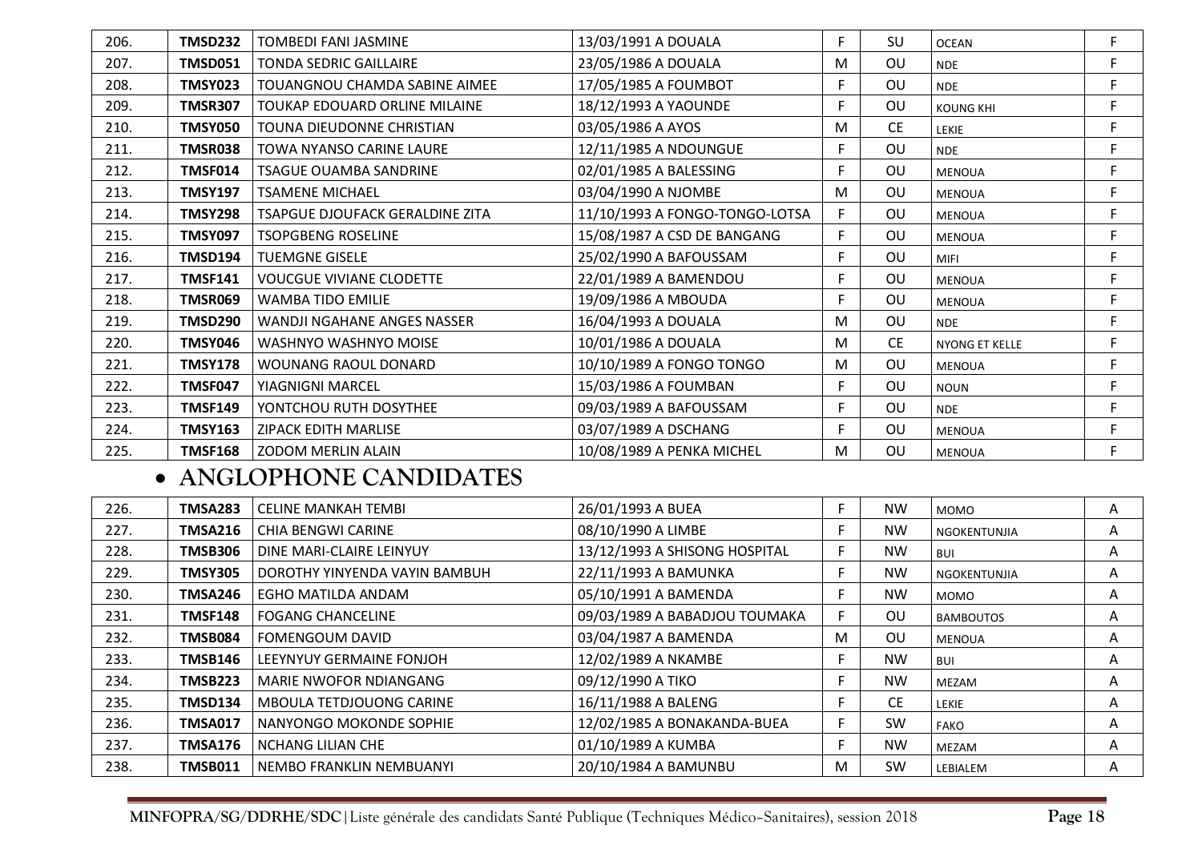| | | | | | | | |
|---|---|---|---|---|---|---|---|
| 206. | **TMSD232** | TOMBEDI FANI JASMINE | 13/03/1991 A DOUALA | F | SU | OCEAN | F |
| 207. | **TMSD051** | TONDA SEDRIC GAILLAIRE | 23/05/1986 A DOUALA | M | OU | NDE | F |
| 208. | **TMSY023** | TOUANGNOU CHAMDA SABINE AIMEE | 17/05/1985 A FOUMBOT | F | OU | NDE | F |
| 209. | **TMSR307** | TOUKAP EDOUARD ORLINE MILAINE | 18/12/1993 A YAOUNDE | F | OU | KOUNG KHI | F |
| 210. | **TMSY050** | TOUNA DIEUDONNE CHRISTIAN | 03/05/1986 A AYOS | M | CE | LEKIE | F |
| 211. | **TMSR038** | TOWA NYANSO CARINE LAURE | 12/11/1985 A NDOUNGUE | F | OU | NDE | F |
| 212. | **TMSF014** | TSAGUE OUAMBA SANDRINE | 02/01/1985 A BALESSING | F | OU | MENOUA | F |
| 213. | **TMSY197** | TSAMENE MICHAEL | 03/04/1990 A NJOMBE | M | OU | MENOUA | F |
| 214. | **TMSY298** | TSAPGUE DJOUFACK GERALDINE ZITA | 11/10/1993 A FONGO-TONGO-LOTSA | F | OU | MENOUA | F |
| 215. | **TMSY097** | TSOPGBENG ROSELINE | 15/08/1987 A CSD DE BANGANG | F | OU | MENOUA | F |
| 216. | **TMSD194** | TUEMGNE GISELE | 25/02/1990 A BAFOUSSAM | F | OU | MIFI | F |
| 217. | **TMSF141** | VOUCGUE VIVIANE CLODETTE | 22/01/1989 A BAMENDOU | F | OU | MENOUA | F |
| 218. | **TMSR069** | WAMBA TIDO EMILIE | 19/09/1986 A MBOUDA | F | OU | MENOUA | F |
| 219. | **TMSD290** | WANDJI NGAHANE ANGES NASSER | 16/04/1993 A DOUALA | M | OU | NDE | F |
| 220. | **TMSY046** | WASHNYO WASHNYO MOISE | 10/01/1986 A DOUALA | M | CE | NYONG ET KELLE | F |
| 221. | **TMSY178** | WOUNANG RAOUL DONARD | 10/10/1989 A FONGO TONGO | M | OU | MENOUA | F |
| 222. | **TMSF047** | YIAGNIGNI MARCEL | 15/03/1986 A FOUMBAN | F | OU | NOUN | F |
| 223. | **TMSF149** | YONTCHOU RUTH DOSYTHEE | 09/03/1989 A BAFOUSSAM | F | OU | NDE | F |
| 224. | **TMSY163** | ZIPACK EDITH MARLISE | 03/07/1989 A DSCHANG | F | OU | MENOUA | F |
| 225. | **TMSF168** | ZODOM MERLIN ALAIN | 10/08/1989 A PENKA MICHEL | M | OU | MENOUA | F |

- **ANGLOPHONE CANDIDATES**

| | | | | | | | |
|---|---|---|---|---|---|---|---|
| 226. | **TMSA283** | CELINE MANKAH TEMBI | 26/01/1993 A BUEA | F | NW | MOMO | A |
| 227. | **TMSA216** | CHIA BENGWI CARINE | 08/10/1990 A LIMBE | F | NW | NGOKENTUNJIA | A |
| 228. | **TMSB306** | DINE MARI-CLAIRE LEINYUY | 13/12/1993 A SHISONG HOSPITAL | F | NW | BUI | A |
| 229. | **TMSY305** | DOROTHY YINYENDA VAYIN BAMBUH | 22/11/1993 A BAMUNKA | F | NW | NGOKENTUNJIA | A |
| 230. | **TMSA246** | EGHO MATILDA ANDAM | 05/10/1991 A BAMENDA | F | NW | MOMO | A |
| 231. | **TMSF148** | FOGANG CHANCELINE | 09/03/1989 A BABADJOU TOUMAKA | F | OU | BAMBOUTOS | A |
| 232. | **TMSB084** | FOMENGOUM DAVID | 03/04/1987 A BAMENDA | M | OU | MENOUA | A |
| 233. | **TMSB146** | LEEYNYUY GERMAINE FONJOH | 12/02/1989 A NKAMBE | F | NW | BUI | A |
| 234. | **TMSB223** | MARIE NWOFOR NDIANGANG | 09/12/1990 A TIKO | F | NW | MEZAM | A |
| 235. | **TMSD134** | MBOULA TETDJOUONG CARINE | 16/11/1988 A BALENG | F | CE | LEKIE | A |
| 236. | **TMSA017** | NANYONGO MOKONDE SOPHIE | 12/02/1985 A BONAKANDA-BUEA | F | SW | FAKO | A |
| 237. | **TMSA176** | NCHANG LILIAN CHE | 01/10/1989 A KUMBA | F | NW | MEZAM | A |
| 238. | **TMSB011** | NEMBO FRANKLIN NEMBUANYI | 20/10/1984 A BAMUNBU | M | SW | LEBIALEM | A |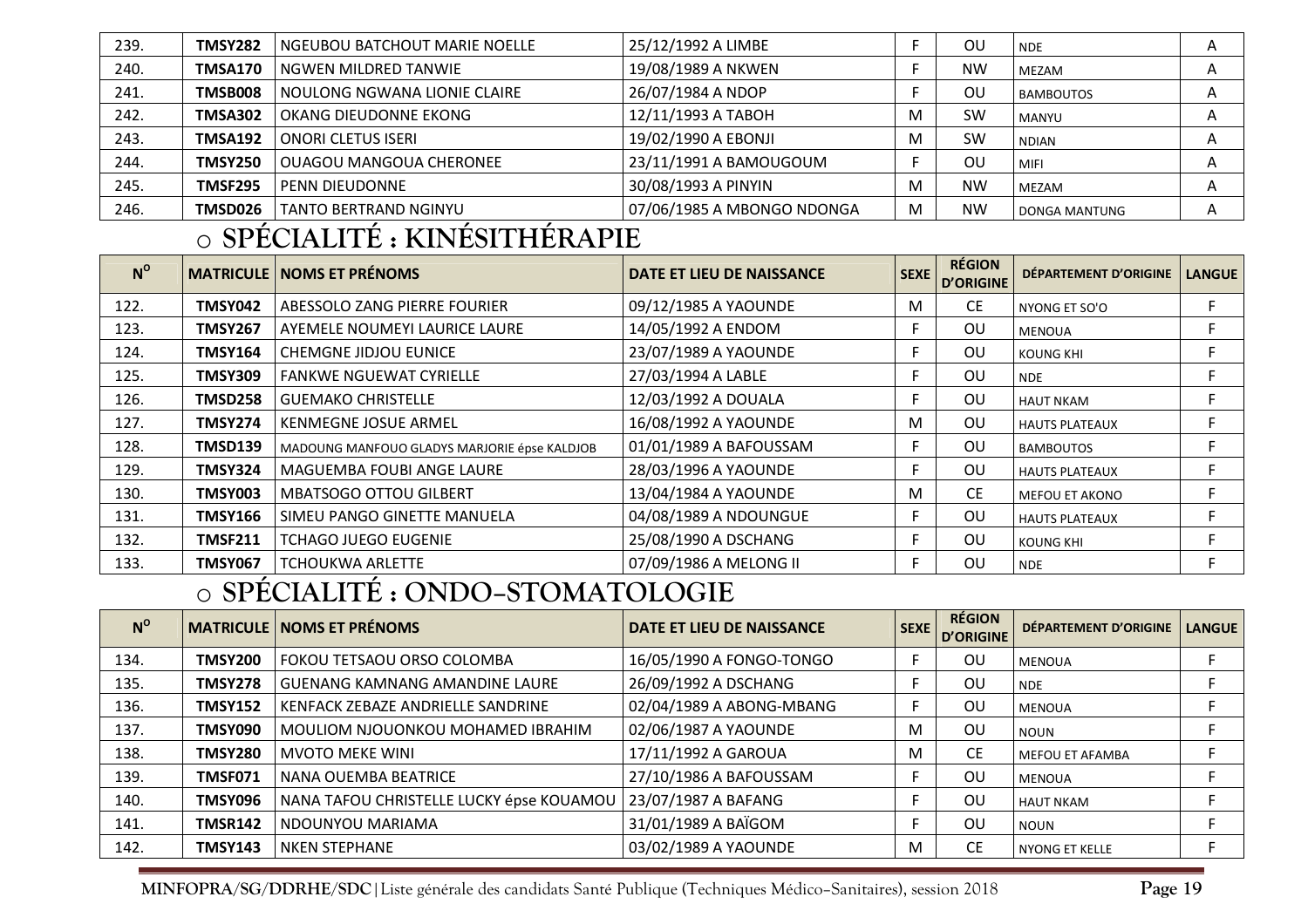| 239. | TMSY282 | NGEUBOU BATCHOUT MARIE NOELLE | 25/12/1992 A LIMBE | F | OU | NDE | A |
|---|---|---|---|---|---|---|---|
| 240. | TMSA170 | NGWEN MILDRED TANWIE | 19/08/1989 A NKWEN | F | NW | MEZAM | A |
| 241. | TMSB008 | NOULONG NGWANA LIONIE CLAIRE | 26/07/1984 A NDOP | F | OU | BAMBOUTOS | A |
| 242. | TMSA302 | OKANG DIEUDONNE EKONG | 12/11/1993 A TABOH | M | SW | MANYU | A |
| 243. | TMSA192 | ONORI CLETUS ISERI | 19/02/1990 A EBONJI | M | SW | NDIAN | A |
| 244. | TMSY250 | OUAGOU MANGOUA CHERONEE | 23/11/1991 A BAMOUGOUM | F | OU | MIFI | A |
| 245. | TMSF295 | PENN DIEUDONNE | 30/08/1993 A PINYIN | M | NW | MEZAM | A |
| 246. | TMSD026 | TANTO BERTRAND NGINYU | 07/06/1985 A MBONGO NDONGA | M | NW | DONGA MANTUNG | A |

## ○ SPÉCIALITÉ : KINÉSITHÉRAPIE

| N° | MATRICULE | NOMS ET PRÉNOMS | DATE ET LIEU DE NAISSANCE | SEXE | RÉGION D'ORIGINE | DÉPARTEMENT D'ORIGINE | LANGUE |
|---|---|---|---|---|---|---|---|
| 122. | TMSY042 | ABESSOLO ZANG PIERRE FOURIER | 09/12/1985 A YAOUNDE | M | CE | NYONG ET SO'O | F |
| 123. | TMSY267 | AYEMELE NOUMEYI LAURICE LAURE | 14/05/1992 A ENDOM | F | OU | MENOUA | F |
| 124. | TMSY164 | CHEMGNE JIDJOU EUNICE | 23/07/1989 A YAOUNDE | F | OU | KOUNG KHI | F |
| 125. | TMSY309 | FANKWE NGUEWAT CYRIELLE | 27/03/1994 A LABLE | F | OU | NDE | F |
| 126. | TMSD258 | GUEMAKO CHRISTELLE | 12/03/1992 A DOUALA | F | OU | HAUT NKAM | F |
| 127. | TMSY274 | KENMEGNE JOSUE ARMEL | 16/08/1992 A YAOUNDE | M | OU | HAUTS PLATEAUX | F |
| 128. | TMSD139 | MADOUNG MANFOUO GLADYS MARJORIE épse KALDJOB | 01/01/1989 A BAFOUSSAM | F | OU | BAMBOUTOS | F |
| 129. | TMSY324 | MAGUEMBA FOUBI ANGE LAURE | 28/03/1996 A YAOUNDE | F | OU | HAUTS PLATEAUX | F |
| 130. | TMSY003 | MBATSOGO OTTOU GILBERT | 13/04/1984 A YAOUNDE | M | CE | MEFOU ET AKONO | F |
| 131. | TMSY166 | SIMEU PANGO GINETTE MANUELA | 04/08/1989 A NDOUNGUE | F | OU | HAUTS PLATEAUX | F |
| 132. | TMSF211 | TCHAGO JUEGO EUGENIE | 25/08/1990 A DSCHANG | F | OU | KOUNG KHI | F |
| 133. | TMSY067 | TCHOUKWA ARLETTE | 07/09/1986 A MELONG II | F | OU | NDE | F |

## ○ SPÉCIALITÉ : ONDO-STOMATOLOGIE

| N° | MATRICULE | NOMS ET PRÉNOMS | DATE ET LIEU DE NAISSANCE | SEXE | RÉGION D'ORIGINE | DÉPARTEMENT D'ORIGINE | LANGUE |
|---|---|---|---|---|---|---|---|
| 134. | TMSY200 | FOKOU TETSAOU ORSO COLOMBA | 16/05/1990 A FONGO-TONGO | F | OU | MENOUA | F |
| 135. | TMSY278 | GUENANG KAMNANG AMANDINE LAURE | 26/09/1992 A DSCHANG | F | OU | NDE | F |
| 136. | TMSY152 | KENFACK ZEBAZE ANDRIELLE SANDRINE | 02/04/1989 A ABONG-MBANG | F | OU | MENOUA | F |
| 137. | TMSY090 | MOULIOM NJOUONKOU MOHAMED IBRAHIM | 02/06/1987 A YAOUNDE | M | OU | NOUN | F |
| 138. | TMSY280 | MVOTO MEKE WINI | 17/11/1992 A GAROUA | M | CE | MEFOU ET AFAMBA | F |
| 139. | TMSF071 | NANA OUEMBA BEATRICE | 27/10/1986 A BAFOUSSAM | F | OU | MENOUA | F |
| 140. | TMSY096 | NANA TAFOU CHRISTELLE LUCKY épse KOUAMOU | 23/07/1987 A BAFANG | F | OU | HAUT NKAM | F |
| 141. | TMSR142 | NDOUNYOU MARIAMA | 31/01/1989 A BAÏGOM | F | OU | NOUN | F |
| 142. | TMSY143 | NKEN STEPHANE | 03/02/1989 A YAOUNDE | M | CE | NYONG ET KELLE | F |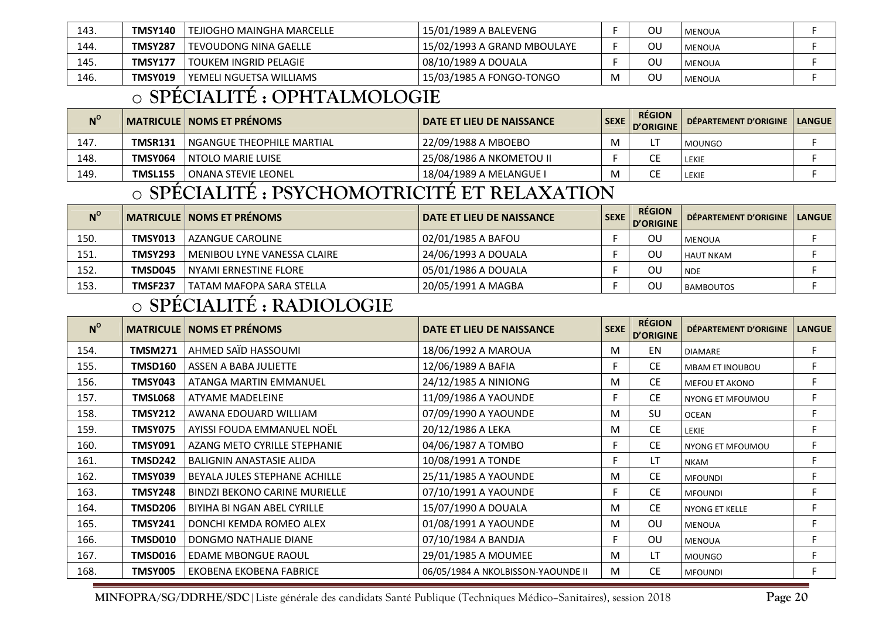| N° | MATRICULE | NOMS ET PRÉNOMS | DATE ET LIEU DE NAISSANCE | SEXE | RÉGION D'ORIGINE | DÉPARTEMENT D'ORIGINE | LANGUE |
|---|---|---|---|---|---|---|---|
| 143. | **TMSY140** | TEJIOGHO MAINGHA MARCELLE | 15/01/1989 A BALEVENG | F | OU | MENOUA | F |
| 144. | **TMSY287** | TEVOUDONG NINA GAELLE | 15/02/1993 A GRAND MBOULAYE | F | OU | MENOUA | F |
| 145. | **TMSY177** | TOUKEM INGRID PELAGIE | 08/10/1989 A DOUALA | F | OU | MENOUA | F |
| 146. | **TMSY019** | YEMELI NGUETSA WILLIAMS | 15/03/1985 A FONGO-TONGO | M | OU | MENOUA | F |

## SPÉCIALITÉ : OPHTALMOLOGIE

| N° | MATRICULE | NOMS ET PRÉNOMS | DATE ET LIEU DE NAISSANCE | SEXE | RÉGION D'ORIGINE | DÉPARTEMENT D'ORIGINE | LANGUE |
|---|---|---|---|---|---|---|---|
| 147. | **TMSR131** | NGANGUE THEOPHILE MARTIAL | 22/09/1988 A MBOEBO | M | LT | MOUNGO | F |
| 148. | **TMSY064** | NTOLO MARIE LUISE | 25/08/1986 A NKOMETOU II | F | CE | LEKIE | F |
| 149. | **TMSL155** | ONANA STEVIE LEONEL | 18/04/1989 A MELANGUE I | M | CE | LEKIE | F |

## SPÉCIALITÉ : PSYCHOMOTRICITÉ ET RELAXATION

| N° | MATRICULE | NOMS ET PRÉNOMS | DATE ET LIEU DE NAISSANCE | SEXE | RÉGION D'ORIGINE | DÉPARTEMENT D'ORIGINE | LANGUE |
|---|---|---|---|---|---|---|---|
| 150. | **TMSY013** | AZANGUE CAROLINE | 02/01/1985 A BAFOU | F | OU | MENOUA | F |
| 151. | **TMSY293** | MENIBOU LYNE VANESSA CLAIRE | 24/06/1993 A DOUALA | F | OU | HAUT NKAM | F |
| 152. | **TMSD045** | NYAMI ERNESTINE FLORE | 05/01/1986 A DOUALA | F | OU | NDE | F |
| 153. | **TMSF237** | TATAM MAFOPA SARA STELLA | 20/05/1991 A MAGBA | F | OU | BAMBOUTOS | F |

## SPÉCIALITÉ : RADIOLOGIE

| N° | MATRICULE | NOMS ET PRÉNOMS | DATE ET LIEU DE NAISSANCE | SEXE | RÉGION D'ORIGINE | DÉPARTEMENT D'ORIGINE | LANGUE |
|---|---|---|---|---|---|---|---|
| 154. | **TMSM271** | AHMED SAÏD HASSOUMI | 18/06/1992 A MAROUA | M | EN | DIAMARE | F |
| 155. | **TMSD160** | ASSEN A BABA JULIETTE | 12/06/1989 A BAFIA | F | CE | MBAM ET INOUBOU | F |
| 156. | **TMSY043** | ATANGA MARTIN EMMANUEL | 24/12/1985 A NINIONG | M | CE | MEFOU ET AKONO | F |
| 157. | **TMSL068** | ATYAME MADELEINE | 11/09/1986 A YAOUNDE | F | CE | NYONG ET MFOUMOU | F |
| 158. | **TMSY212** | AWANA EDOUARD WILLIAM | 07/09/1990 A YAOUNDE | M | SU | OCEAN | F |
| 159. | **TMSY075** | AYISSI FOUDA EMMANUEL NOËL | 20/12/1986 A LEKA | M | CE | LEKIE | F |
| 160. | **TMSY091** | AZANG METO CYRILLE STEPHANIE | 04/06/1987 A TOMBO | F | CE | NYONG ET MFOUMOU | F |
| 161. | **TMSD242** | BALIGNIN ANASTASIE ALIDA | 10/08/1991 A TONDE | F | LT | NKAM | F |
| 162. | **TMSY039** | BEYALA JULES STEPHANE ACHILLE | 25/11/1985 A YAOUNDE | M | CE | MFOUNDI | F |
| 163. | **TMSY248** | BINDZI BEKONO CARINE MURIELLE | 07/10/1991 A YAOUNDE | F | CE | MFOUNDI | F |
| 164. | **TMSD206** | BIYIHA BI NGAN ABEL CYRILLE | 15/07/1990 A DOUALA | M | CE | NYONG ET KELLE | F |
| 165. | **TMSY241** | DONCHI KEMDA ROMEO ALEX | 01/08/1991 A YAOUNDE | M | OU | MENOUA | F |
| 166. | **TMSD010** | DONGMO NATHALIE DIANE | 07/10/1984 A BANDJA | F | OU | MENOUA | F |
| 167. | **TMSD016** | EDAME MBONGUE RAOUL | 29/01/1985 A MOUMEE | M | LT | MOUNGO | F |
| 168. | **TMSY005** | EKOBENA EKOBENA FABRICE | 06/05/1984 A NKOLBISSON-YAOUNDE II | M | CE | MFOUNDI | F |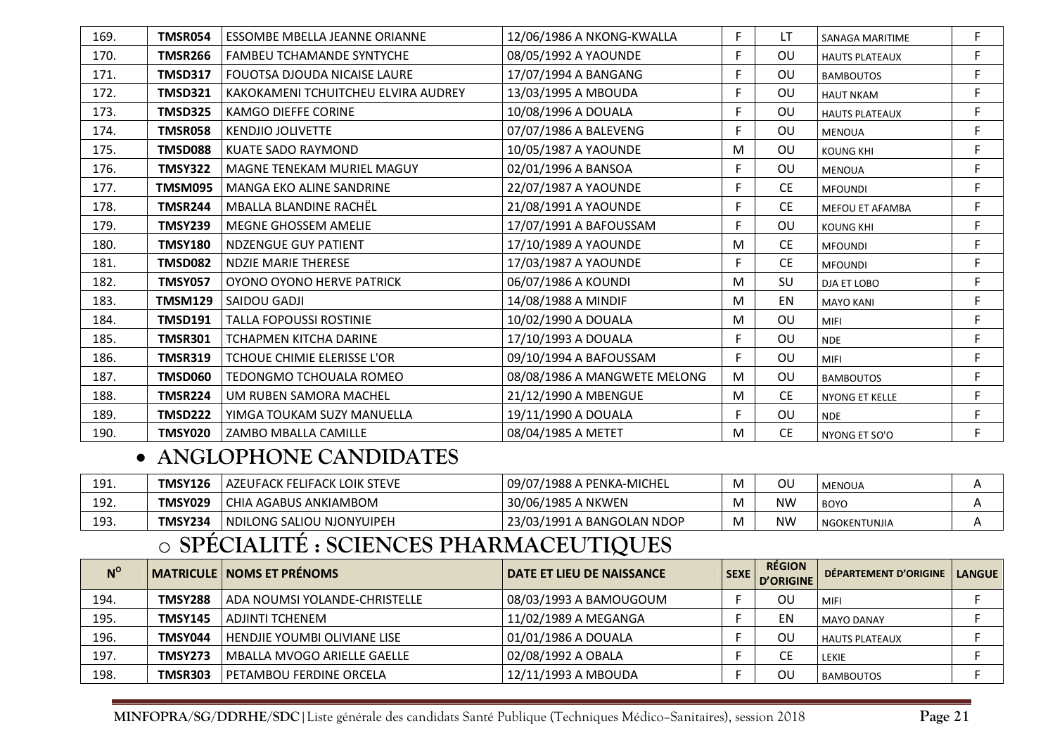| | | | | | | | |
|---|---|---|---|---|---|---|---|
| 169. | **TMSR054** | ESSOMBE MBELLA JEANNE ORIANNE | 12/06/1986 A NKONG-KWALLA | F | LT | SANAGA MARITIME | F |
| 170. | **TMSR266** | FAMBEU TCHAMANDE SYNTYCHE | 08/05/1992 A YAOUNDE | F | OU | HAUTS PLATEAUX | F |
| 171. | **TMSD317** | FOUOTSA DJOUDA NICAISE LAURE | 17/07/1994 A BANGANG | F | OU | BAMBOUTOS | F |
| 172. | **TMSD321** | KAKOKAMENI TCHUITCHEU ELVIRA AUDREY | 13/03/1995 A MBOUDA | F | OU | HAUT NKAM | F |
| 173. | **TMSD325** | KAMGO DIEFFE CORINE | 10/08/1996 A DOUALA | F | OU | HAUTS PLATEAUX | F |
| 174. | **TMSR058** | KENDJIO JOLIVETTE | 07/07/1986 A BALEVENG | F | OU | MENOUA | F |
| 175. | **TMSD088** | KUATE SADO RAYMOND | 10/05/1987 A YAOUNDE | M | OU | KOUNG KHI | F |
| 176. | **TMSY322** | MAGNE TENEKAM MURIEL MAGUY | 02/01/1996 A BANSOA | F | OU | MENOUA | F |
| 177. | **TMSM095** | MANGA EKO ALINE SANDRINE | 22/07/1987 A YAOUNDE | F | CE | MFOUNDI | F |
| 178. | **TMSR244** | MBALLA BLANDINE RACHËL | 21/08/1991 A YAOUNDE | F | CE | MEFOU ET AFAMBA | F |
| 179. | **TMSY239** | MEGNE GHOSSEM AMELIE | 17/07/1991 A BAFOUSSAM | F | OU | KOUNG KHI | F |
| 180. | **TMSY180** | NDZENGUE GUY PATIENT | 17/10/1989 A YAOUNDE | M | CE | MFOUNDI | F |
| 181. | **TMSD082** | NDZIE MARIE THERESE | 17/03/1987 A YAOUNDE | F | CE | MFOUNDI | F |
| 182. | **TMSY057** | OYONO OYONO HERVE PATRICK | 06/07/1986 A KOUNDI | M | SU | DJA ET LOBO | F |
| 183. | **TMSM129** | SAIDOU GADJI | 14/08/1988 A MINDIF | M | EN | MAYO KANI | F |
| 184. | **TMSD191** | TALLA FOPOUSSI ROSTINIE | 10/02/1990 A DOUALA | M | OU | MIFI | F |
| 185. | **TMSR301** | TCHAPMEN KITCHA DARINE | 17/10/1993 A DOUALA | F | OU | NDE | F |
| 186. | **TMSR319** | TCHOUE CHIMIE ELERISSE L'OR | 09/10/1994 A BAFOUSSAM | F | OU | MIFI | F |
| 187. | **TMSD060** | TEDONGMO TCHOUALA ROMEO | 08/08/1986 A MANGWETE MELONG | M | OU | BAMBOUTOS | F |
| 188. | **TMSR224** | UM RUBEN SAMORA MACHEL | 21/12/1990 A MBENGUE | M | CE | NYONG ET KELLE | F |
| 189. | **TMSD222** | YIMGA TOUKAM SUZY MANUELLA | 19/11/1990 A DOUALA | F | OU | NDE | F |
| 190. | **TMSY020** | ZAMBO MBALLA CAMILLE | 08/04/1985 A METET | M | CE | NYONG ET SO'O | F |

- **ANGLOPHONE CANDIDATES**

| | | | | | | | |
|---|---|---|---|---|---|---|---|
| 191. | **TMSY126** | AZEUFACK FELIFACK LOIK STEVE | 09/07/1988 A PENKA-MICHEL | M | OU | MENOUA | A |
| 192. | **TMSY029** | CHIA AGABUS ANKIAMBOM | 30/06/1985 A NKWEN | M | NW | BOYO | A |
| 193. | **TMSY234** | NDILONG SALIOU NJONYUIPEH | 23/03/1991 A BANGOLAN NDOP | M | NW | NGOKENTUNJIA | A |

- **SPÉCIALITÉ : SCIENCES PHARMACEUTIQUES**

| N° | MATRICULE | NOMS ET PRÉNOMS | DATE ET LIEU DE NAISSANCE | SEXE | RÉGION D'ORIGINE | DÉPARTEMENT D'ORIGINE | LANGUE |
|---|---|---|---|---|---|---|---|
| 194. | **TMSY288** | ADA NOUMSI YOLANDE-CHRISTELLE | 08/03/1993 A BAMOUGOUM | F | OU | MIFI | F |
| 195. | **TMSY145** | ADJINTI TCHENEM | 11/02/1989 A MEGANGA | F | EN | MAYO DANAY | F |
| 196. | **TMSY044** | HENDJIE YOUMBI OLIVIANE LISE | 01/01/1986 A DOUALA | F | OU | HAUTS PLATEAUX | F |
| 197. | **TMSY273** | MBALLA MVOGO ARIELLE GAELLE | 02/08/1992 A OBALA | F | CE | LEKIE | F |
| 198. | **TMSR303** | PETAMBOU FERDINE ORCELA | 12/11/1993 A MBOUDA | F | OU | BAMBOUTOS | F |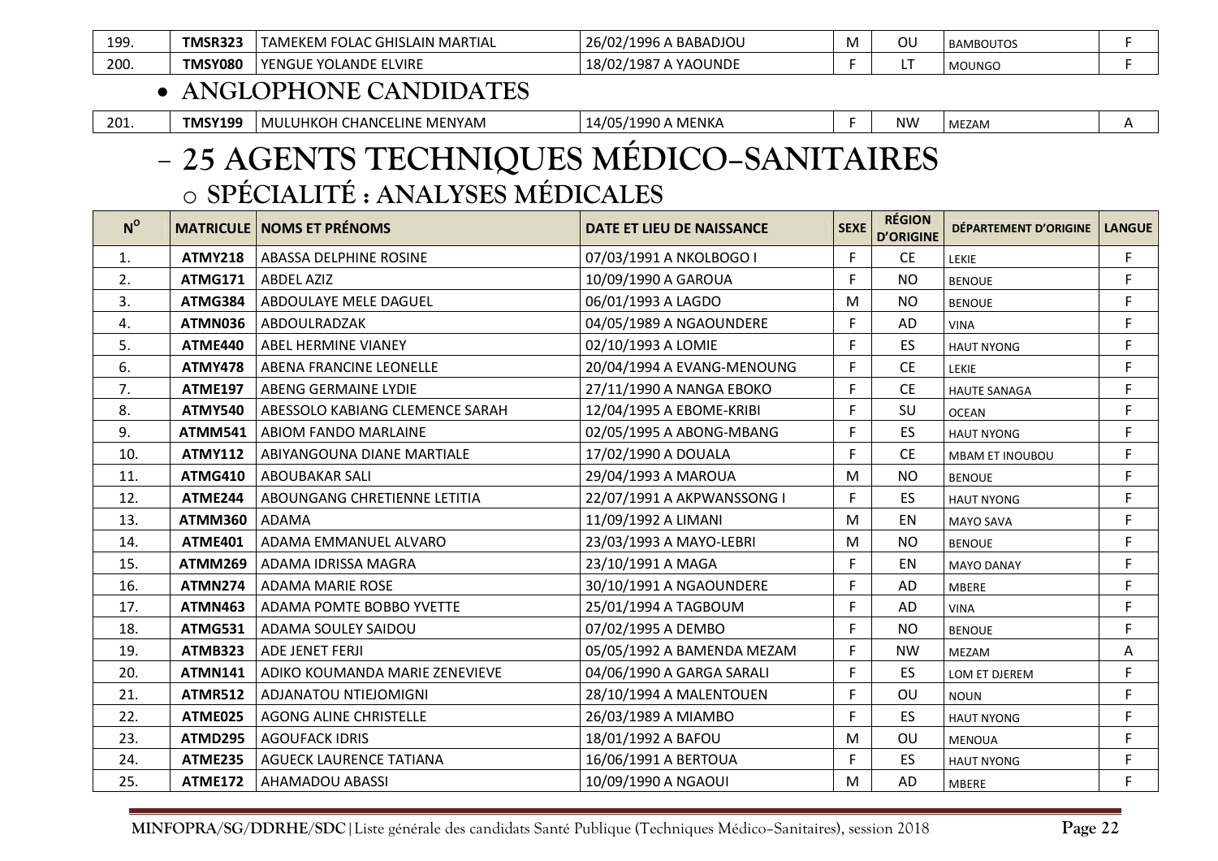| 199. | TMSR323 | TAMEKEM FOLAC GHISLAIN MARTIAL | 26/02/1996 A BABADJOU | M | OU | BAMBOUTOS | F |
|---|---|---|---|---|---|---|---|
| 200. | TMSY080 | YENGUE YOLANDE ELVIRE | 18/02/1987 A YAOUNDE | F | LT | MOUNGO | F |

- **ANGLOPHONE CANDIDATES**

| 201. | TMSY199 | MULUHKOH CHANCELINE MENYAM | 14/05/1990 A MENKA | F | NW | MEZAM | A |
|---|---|---|---|---|---|---|---|

# – 25 AGENTS TECHNIQUES MÉDICO-SANITAIRES

## o SPÉCIALITÉ : ANALYSES MÉDICALES

| N° | MATRICULE | NOMS ET PRÉNOMS | DATE ET LIEU DE NAISSANCE | SEXE | RÉGION D'ORIGINE | DÉPARTEMENT D'ORIGINE | LANGUE |
|---|---|---|---|---|---|---|---|
| 1. | ATMY218 | ABASSA DELPHINE ROSINE | 07/03/1991 A NKOLBOGO I | F | CE | LEKIE | F |
| 2. | ATMG171 | ABDEL AZIZ | 10/09/1990 A GAROUA | F | NO | BENOUE | F |
| 3. | ATMG384 | ABDOULAYE MELE DAGUEL | 06/01/1993 A LAGDO | M | NO | BENOUE | F |
| 4. | ATMN036 | ABDOULRADZAK | 04/05/1989 A NGAOUNDERE | F | AD | VINA | F |
| 5. | ATME440 | ABEL HERMINE VIANEY | 02/10/1993 A LOMIE | F | ES | HAUT NYONG | F |
| 6. | ATMY478 | ABENA FRANCINE LEONELLE | 20/04/1994 A EVANG-MENOUNG | F | CE | LEKIE | F |
| 7. | ATME197 | ABENG GERMAINE LYDIE | 27/11/1990 A NANGA EBOKO | F | CE | HAUTE SANAGA | F |
| 8. | ATMY540 | ABESSOLO KABIANG CLEMENCE SARAH | 12/04/1995 A EBOME-KRIBI | F | SU | OCEAN | F |
| 9. | ATMM541 | ABIOM FANDO MARLAINE | 02/05/1995 A ABONG-MBANG | F | ES | HAUT NYONG | F |
| 10. | ATMY112 | ABIYANGOUNA DIANE MARTIALE | 17/02/1990 A DOUALA | F | CE | MBAM ET INOUBOU | F |
| 11. | ATMG410 | ABOUBAKAR SALI | 29/04/1993 A MAROUA | M | NO | BENOUE | F |
| 12. | ATME244 | ABOUNGANG CHRETIENNE LETITIA | 22/07/1991 A AKPWANSSONG I | F | ES | HAUT NYONG | F |
| 13. | ATMM360 | ADAMA | 11/09/1992 A LIMANI | M | EN | MAYO SAVA | F |
| 14. | ATME401 | ADAMA EMMANUEL ALVARO | 23/03/1993 A MAYO-LEBRI | M | NO | BENOUE | F |
| 15. | ATMM269 | ADAMA IDRISSA MAGRA | 23/10/1991 A MAGA | F | EN | MAYO DANAY | F |
| 16. | ATMN274 | ADAMA MARIE ROSE | 30/10/1991 A NGAOUNDERE | F | AD | MBERE | F |
| 17. | ATMN463 | ADAMA POMTE BOBBO YVETTE | 25/01/1994 A TAGBOUM | F | AD | VINA | F |
| 18. | ATMG531 | ADAMA SOULEY SAIDOU | 07/02/1995 A DEMBO | F | NO | BENOUE | F |
| 19. | ATMB323 | ADE JENET FERJI | 05/05/1992 A BAMENDA MEZAM | F | NW | MEZAM | A |
| 20. | ATMN141 | ADIKO KOUMANDA MARIE ZENEVIEVE | 04/06/1990 A GARGA SARALI | F | ES | LOM ET DJEREM | F |
| 21. | ATMR512 | ADJANATOU NTIEJOMIGNI | 28/10/1994 A MALENTOUEN | F | OU | NOUN | F |
| 22. | ATME025 | AGONG ALINE CHRISTELLE | 26/03/1989 A MIAMBO | F | ES | HAUT NYONG | F |
| 23. | ATMD295 | AGOUFACK IDRIS | 18/01/1992 A BAFOU | M | OU | MENOUA | F |
| 24. | ATME235 | AGUECK LAURENCE TATIANA | 16/06/1991 A BERTOUA | F | ES | HAUT NYONG | F |
| 25. | ATME172 | AHAMADOU ABASSI | 10/09/1990 A NGAOUI | M | AD | MBERE | F |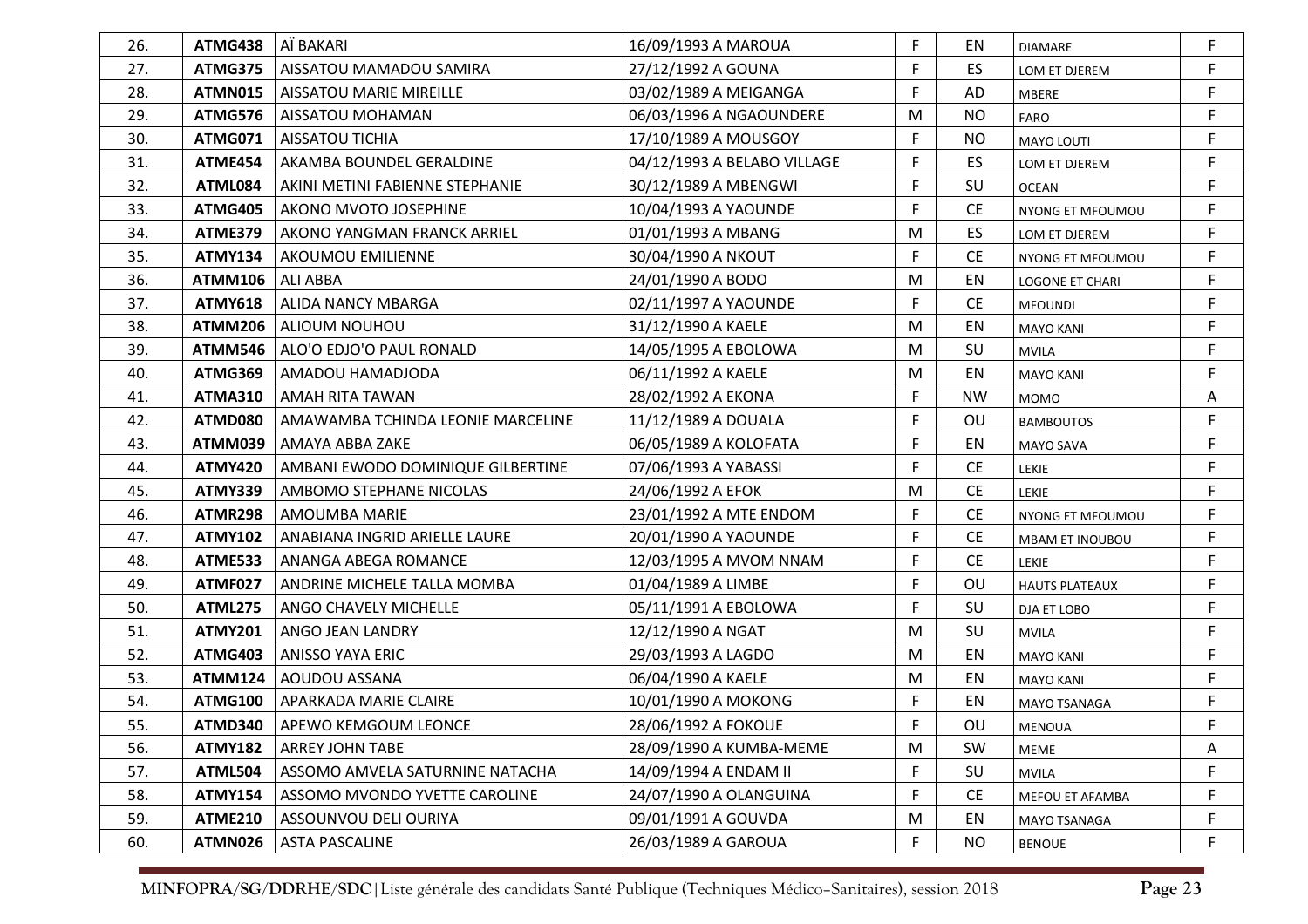| | | | | | | | |
|---|---|---|---|---|---|---|---|
| 26. | **ATMG438** | AÏ BAKARI | 16/09/1993 A MAROUA | F | EN | DIAMARE | F |
| 27. | **ATMG375** | AISSATOU MAMADOU SAMIRA | 27/12/1992 A GOUNA | F | ES | LOM ET DJEREM | F |
| 28. | **ATMN015** | AISSATOU MARIE MIREILLE | 03/02/1989 A MEIGANGA | F | AD | MBERE | F |
| 29. | **ATMG576** | AISSATOU MOHAMAN | 06/03/1996 A NGAOUNDERE | M | NO | FARO | F |
| 30. | **ATMG071** | AISSATOU TICHIA | 17/10/1989 A MOUSGOY | F | NO | MAYO LOUTI | F |
| 31. | **ATME454** | AKAMBA BOUNDEL GERALDINE | 04/12/1993 A BELABO VILLAGE | F | ES | LOM ET DJEREM | F |
| 32. | **ATML084** | AKINI METINI FABIENNE STEPHANIE | 30/12/1989 A MBENGWI | F | SU | OCEAN | F |
| 33. | **ATMG405** | AKONO MVOTO JOSEPHINE | 10/04/1993 A YAOUNDE | F | CE | NYONG ET MFOUMOU | F |
| 34. | **ATME379** | AKONO YANGMAN FRANCK ARRIEL | 01/01/1993 A MBANG | M | ES | LOM ET DJEREM | F |
| 35. | **ATMY134** | AKOUMOU EMILIENNE | 30/04/1990 A NKOUT | F | CE | NYONG ET MFOUMOU | F |
| 36. | **ATMM106** | ALI ABBA | 24/01/1990 A BODO | M | EN | LOGONE ET CHARI | F |
| 37. | **ATMY618** | ALIDA NANCY MBARGA | 02/11/1997 A YAOUNDE | F | CE | MFOUNDI | F |
| 38. | **ATMM206** | ALIOUM NOUHOU | 31/12/1990 A KAELE | M | EN | MAYO KANI | F |
| 39. | **ATMM546** | ALO'O EDJO'O PAUL RONALD | 14/05/1995 A EBOLOWA | M | SU | MVILA | F |
| 40. | **ATMG369** | AMADOU HAMADJODA | 06/11/1992 A KAELE | M | EN | MAYO KANI | F |
| 41. | **ATMA310** | AMAH RITA TAWAN | 28/02/1992 A EKONA | F | NW | MOMO | A |
| 42. | **ATMD080** | AMAWAMBA TCHINDA LEONIE MARCELINE | 11/12/1989 A DOUALA | F | OU | BAMBOUTOS | F |
| 43. | **ATMM039** | AMAYA ABBA ZAKE | 06/05/1989 A KOLOFATA | F | EN | MAYO SAVA | F |
| 44. | **ATMY420** | AMBANI EWODO DOMINIQUE GILBERTINE | 07/06/1993 A YABASSI | F | CE | LEKIE | F |
| 45. | **ATMY339** | AMBOMO STEPHANE NICOLAS | 24/06/1992 A EFOK | M | CE | LEKIE | F |
| 46. | **ATMR298** | AMOUMBA MARIE | 23/01/1992 A MTE ENDOM | F | CE | NYONG ET MFOUMOU | F |
| 47. | **ATMY102** | ANABIANA INGRID ARIELLE LAURE | 20/01/1990 A YAOUNDE | F | CE | MBAM ET INOUBOU | F |
| 48. | **ATME533** | ANANGA ABEGA ROMANCE | 12/03/1995 A MVOM NNAM | F | CE | LEKIE | F |
| 49. | **ATMF027** | ANDRINE MICHELE TALLA MOMBA | 01/04/1989 A LIMBE | F | OU | HAUTS PLATEAUX | F |
| 50. | **ATML275** | ANGO CHAVELY MICHELLE | 05/11/1991 A EBOLOWA | F | SU | DJA ET LOBO | F |
| 51. | **ATMY201** | ANGO JEAN LANDRY | 12/12/1990 A NGAT | M | SU | MVILA | F |
| 52. | **ATMG403** | ANISSO YAYA ERIC | 29/03/1993 A LAGDO | M | EN | MAYO KANI | F |
| 53. | **ATMM124** | AOUDOU ASSANA | 06/04/1990 A KAELE | M | EN | MAYO KANI | F |
| 54. | **ATMG100** | APARKADA MARIE CLAIRE | 10/01/1990 A MOKONG | F | EN | MAYO TSANAGA | F |
| 55. | **ATMD340** | APEWO KEMGOUM LEONCE | 28/06/1992 A FOKOUE | F | OU | MENOUA | F |
| 56. | **ATMY182** | ARREY JOHN TABE | 28/09/1990 A KUMBA-MEME | M | SW | MEME | A |
| 57. | **ATML504** | ASSOMO AMVELA SATURNINE NATACHA | 14/09/1994 A ENDAM II | F | SU | MVILA | F |
| 58. | **ATMY154** | ASSOMO MVONDO YVETTE CAROLINE | 24/07/1990 A OLANGUINA | F | CE | MEFOU ET AFAMBA | F |
| 59. | **ATME210** | ASSOUNVOU DELI OURIYA | 09/01/1991 A GOUVDA | M | EN | MAYO TSANAGA | F |
| 60. | **ATMN026** | ASTA PASCALINE | 26/03/1989 A GAROUA | F | NO | BENOUE | F |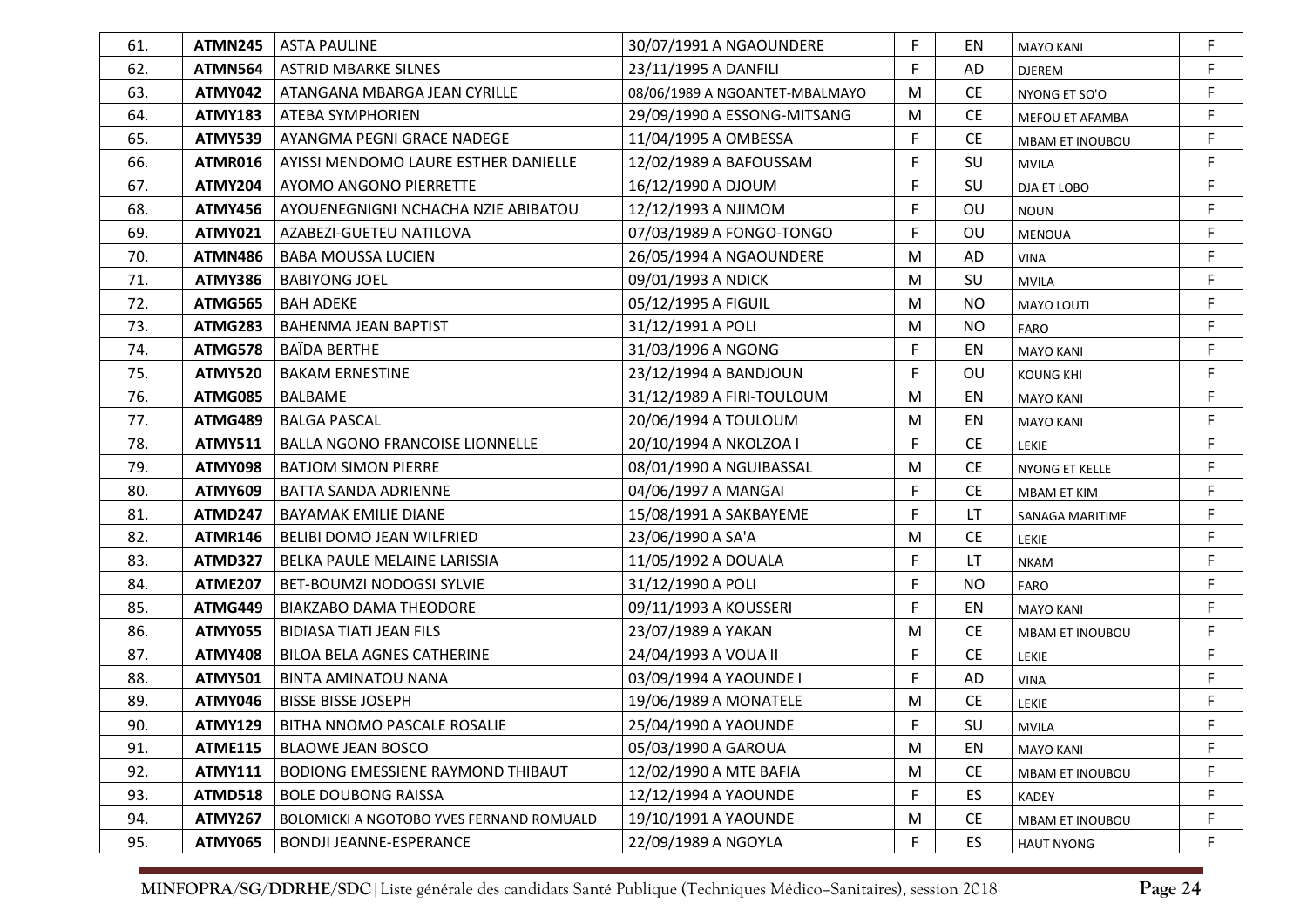| | | | | | | | |
|---|---|---|---|---|---|---|---|
| 61. | **ATMN245** | ASTA PAULINE | 30/07/1991 A NGAOUNDERE | F | EN | MAYO KANI | F |
| 62. | **ATMN564** | ASTRID MBARKE SILNES | 23/11/1995 A DANFILI | F | AD | DJEREM | F |
| 63. | **ATMY042** | ATANGANA MBARGA JEAN CYRILLE | 08/06/1989 A NGOANTET-MBALMAYO | M | CE | NYONG ET SO'O | F |
| 64. | **ATMY183** | ATEBA SYMPHORIEN | 29/09/1990 A ESSONG-MITSANG | M | CE | MEFOU ET AFAMBA | F |
| 65. | **ATMY539** | AYANGMA PEGNI GRACE NADEGE | 11/04/1995 A OMBESSA | F | CE | MBAM ET INOUBOU | F |
| 66. | **ATMR016** | AYISSI MENDOMO LAURE ESTHER DANIELLE | 12/02/1989 A BAFOUSSAM | F | SU | MVILA | F |
| 67. | **ATMY204** | AYOMO ANGONO PIERRETTE | 16/12/1990 A DJOUM | F | SU | DJA ET LOBO | F |
| 68. | **ATMY456** | AYOUENEGNIGNI NCHACHA NZIE ABIBATOU | 12/12/1993 A NJIMOM | F | OU | NOUN | F |
| 69. | **ATMY021** | AZABEZI-GUETEU NATILOVA | 07/03/1989 A FONGO-TONGO | F | OU | MENOUA | F |
| 70. | **ATMN486** | BABA MOUSSA LUCIEN | 26/05/1994 A NGAOUNDERE | M | AD | VINA | F |
| 71. | **ATMY386** | BABIYONG JOEL | 09/01/1993 A NDICK | M | SU | MVILA | F |
| 72. | **ATMG565** | BAH ADEKE | 05/12/1995 A FIGUIL | M | NO | MAYO LOUTI | F |
| 73. | **ATMG283** | BAHENMA JEAN BAPTIST | 31/12/1991 A POLI | M | NO | FARO | F |
| 74. | **ATMG578** | BAÏDA BERTHE | 31/03/1996 A NGONG | F | EN | MAYO KANI | F |
| 75. | **ATMY520** | BAKAM ERNESTINE | 23/12/1994 A BANDJOUN | F | OU | KOUNG KHI | F |
| 76. | **ATMG085** | BALBAME | 31/12/1989 A FIRI-TOULOUM | M | EN | MAYO KANI | F |
| 77. | **ATMG489** | BALGA PASCAL | 20/06/1994 A TOULOUM | M | EN | MAYO KANI | F |
| 78. | **ATMY511** | BALLA NGONO FRANCOISE LIONNELLE | 20/10/1994 A NKOLZOA I | F | CE | LEKIE | F |
| 79. | **ATMY098** | BATJOM SIMON PIERRE | 08/01/1990 A NGUIBASSAL | M | CE | NYONG ET KELLE | F |
| 80. | **ATMY609** | BATTA SANDA ADRIENNE | 04/06/1997 A MANGAI | F | CE | MBAM ET KIM | F |
| 81. | **ATMD247** | BAYAMAK EMILIE DIANE | 15/08/1991 A SAKBAYEME | F | LT | SANAGA MARITIME | F |
| 82. | **ATMR146** | BELIBI DOMO JEAN WILFRIED | 23/06/1990 A SA'A | M | CE | LEKIE | F |
| 83. | **ATMD327** | BELKA PAULE MELAINE LARISSIA | 11/05/1992 A DOUALA | F | LT | NKAM | F |
| 84. | **ATME207** | BET-BOUMZI NODOGSI SYLVIE | 31/12/1990 A POLI | F | NO | FARO | F |
| 85. | **ATMG449** | BIAKZABO DAMA THEODORE | 09/11/1993 A KOUSSERI | F | EN | MAYO KANI | F |
| 86. | **ATMY055** | BIDIASA TIATI JEAN FILS | 23/07/1989 A YAKAN | M | CE | MBAM ET INOUBOU | F |
| 87. | **ATMY408** | BILOA BELA AGNES CATHERINE | 24/04/1993 A VOUA II | F | CE | LEKIE | F |
| 88. | **ATMY501** | BINTA AMINATOU NANA | 03/09/1994 A YAOUNDE I | F | AD | VINA | F |
| 89. | **ATMY046** | BISSE BISSE JOSEPH | 19/06/1989 A MONATELE | M | CE | LEKIE | F |
| 90. | **ATMY129** | BITHA NNOMO PASCALE ROSALIE | 25/04/1990 A YAOUNDE | F | SU | MVILA | F |
| 91. | **ATME115** | BLAOWE JEAN BOSCO | 05/03/1990 A GAROUA | M | EN | MAYO KANI | F |
| 92. | **ATMY111** | BODIONG EMESSIENE RAYMOND THIBAUT | 12/02/1990 A MTE BAFIA | M | CE | MBAM ET INOUBOU | F |
| 93. | **ATMD518** | BOLE DOUBONG RAISSA | 12/12/1994 A YAOUNDE | F | ES | KADEY | F |
| 94. | **ATMY267** | BOLOMICKI A NGOTOBO YVES FERNAND ROMUALD | 19/10/1991 A YAOUNDE | M | CE | MBAM ET INOUBOU | F |
| 95. | **ATMY065** | BONDJI JEANNE-ESPERANCE | 22/09/1989 A NGOYLA | F | ES | HAUT NYONG | F |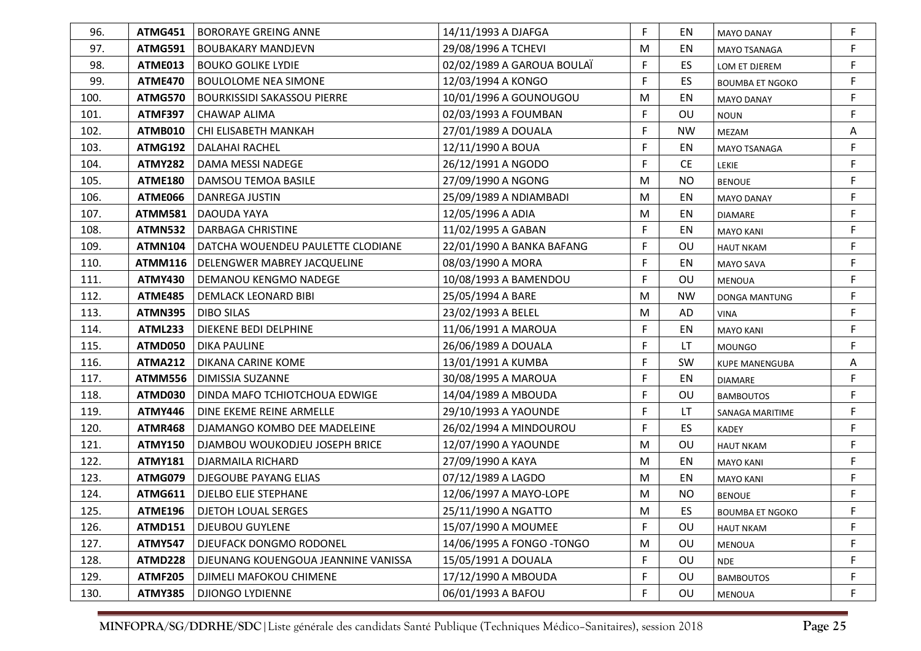| | | | | | | | |
|---|---|---|---|---|---|---|---|
| 96. | **ATMG451** | BORORAYE GREING ANNE | 14/11/1993 A DJAFGA | F | EN | MAYO DANAY | F |
| 97. | **ATMG591** | BOUBAKARY MANDJEVN | 29/08/1996 A TCHEVI | M | EN | MAYO TSANAGA | F |
| 98. | **ATME013** | BOUKO GOLIKE LYDIE | 02/02/1989 A GAROUA BOULAÏ | F | ES | LOM ET DJEREM | F |
| 99. | **ATME470** | BOULOLOME NEA SIMONE | 12/03/1994 A KONGO | F | ES | BOUMBA ET NGOKO | F |
| 100. | **ATMG570** | BOURKISSIDI SAKASSOU PIERRE | 10/01/1996 A GOUNOUGOU | M | EN | MAYO DANAY | F |
| 101. | **ATMF397** | CHAWAP ALIMA | 02/03/1993 A FOUMBAN | F | OU | NOUN | F |
| 102. | **ATMB010** | CHI ELISABETH MANKAH | 27/01/1989 A DOUALA | F | NW | MEZAM | A |
| 103. | **ATMG192** | DALAHAI RACHEL | 12/11/1990 A BOUA | F | EN | MAYO TSANAGA | F |
| 104. | **ATMY282** | DAMA MESSI NADEGE | 26/12/1991 A NGODO | F | CE | LEKIE | F |
| 105. | **ATME180** | DAMSOU TEMOA BASILE | 27/09/1990 A NGONG | M | NO | BENOUE | F |
| 106. | **ATME066** | DANREGA JUSTIN | 25/09/1989 A NDIAMBADI | M | EN | MAYO DANAY | F |
| 107. | **ATMM581** | DAOUDA YAYA | 12/05/1996 A ADIA | M | EN | DIAMARE | F |
| 108. | **ATMN532** | DARBAGA CHRISTINE | 11/02/1995 A GABAN | F | EN | MAYO KANI | F |
| 109. | **ATMN104** | DATCHA WOUENDEU PAULETTE CLODIANE | 22/01/1990 A BANKA BAFANG | F | OU | HAUT NKAM | F |
| 110. | **ATMM116** | DELENGWER MABREY JACQUELINE | 08/03/1990 A MORA | F | EN | MAYO SAVA | F |
| 111. | **ATMY430** | DEMANOU KENGMO NADEGE | 10/08/1993 A BAMENDOU | F | OU | MENOUA | F |
| 112. | **ATME485** | DEMLACK LEONARD BIBI | 25/05/1994 A BARE | M | NW | DONGA MANTUNG | F |
| 113. | **ATMN395** | DIBO SILAS | 23/02/1993 A BELEL | M | AD | VINA | F |
| 114. | **ATML233** | DIEKENE BEDI DELPHINE | 11/06/1991 A MAROUA | F | EN | MAYO KANI | F |
| 115. | **ATMD050** | DIKA PAULINE | 26/06/1989 A DOUALA | F | LT | MOUNGO | F |
| 116. | **ATMA212** | DIKANA CARINE KOME | 13/01/1991 A KUMBA | F | SW | KUPE MANENGUBA | A |
| 117. | **ATMM556** | DIMISSIA SUZANNE | 30/08/1995 A MAROUA | F | EN | DIAMARE | F |
| 118. | **ATMD030** | DINDA MAFO TCHIOTCHOUA EDWIGE | 14/04/1989 A MBOUDA | F | OU | BAMBOUTOS | F |
| 119. | **ATMY446** | DINE EKEME REINE ARMELLE | 29/10/1993 A YAOUNDE | F | LT | SANAGA MARITIME | F |
| 120. | **ATMR468** | DJAMANGO KOMBO DEE MADELEINE | 26/02/1994 A MINDOUROU | F | ES | KADEY | F |
| 121. | **ATMY150** | DJAMBOU WOUKODJEU JOSEPH BRICE | 12/07/1990 A YAOUNDE | M | OU | HAUT NKAM | F |
| 122. | **ATMY181** | DJARMAILA RICHARD | 27/09/1990 A KAYA | M | EN | MAYO KANI | F |
| 123. | **ATMG079** | DJEGOUBE PAYANG ELIAS | 07/12/1989 A LAGDO | M | EN | MAYO KANI | F |
| 124. | **ATMG611** | DJELBO ELIE STEPHANE | 12/06/1997 A MAYO-LOPE | M | NO | BENOUE | F |
| 125. | **ATME196** | DJETOH LOUAL SERGES | 25/11/1990 A NGATTO | M | ES | BOUMBA ET NGOKO | F |
| 126. | **ATMD151** | DJEUBOU GUYLENE | 15/07/1990 A MOUMEE | F | OU | HAUT NKAM | F |
| 127. | **ATMY547** | DJEUFACK DONGMO RODONEL | 14/06/1995 A FONGO -TONGO | M | OU | MENOUA | F |
| 128. | **ATMD228** | DJEUNANG KOUENGOUA JEANNINE VANISSA | 15/05/1991 A DOUALA | F | OU | NDE | F |
| 129. | **ATMF205** | DJIMELI MAFOKOU CHIMENE | 17/12/1990 A MBOUDA | F | OU | BAMBOUTOS | F |
| 130. | **ATMY385** | DJIONGO LYDIENNE | 06/01/1993 A BAFOU | F | OU | MENOUA | F |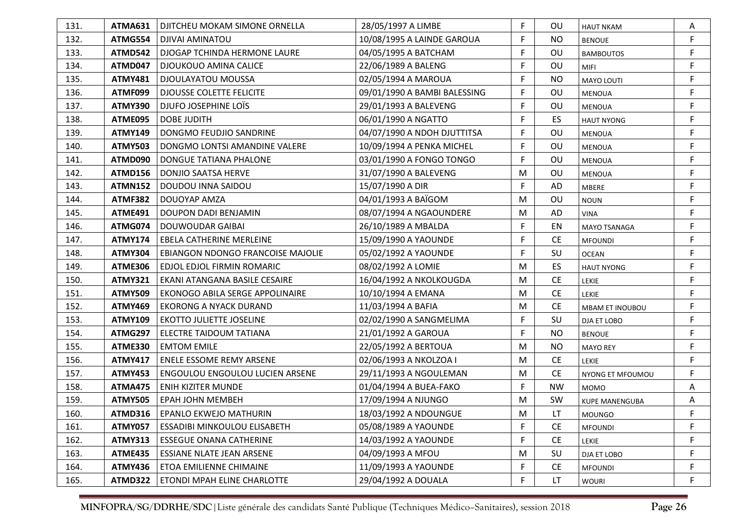| 131. | **ATMA631** | DJITCHEU MOKAM SIMONE ORNELLA | 28/05/1997 A LIMBE | F | OU | HAUT NKAM | A |
|---|---|---|---|---|---|---|---|
| 132. | **ATMG554** | DJIVAI AMINATOU | 10/08/1995 A LAINDE GAROUA | F | NO | BENOUE | F |
| 133. | **ATMD542** | DJOGAP TCHINDA HERMONE LAURE | 04/05/1995 A BATCHAM | F | OU | BAMBOUTOS | F |
| 134. | **ATMD047** | DJOUKOUO AMINA CALICE | 22/06/1989 A BALENG | F | OU | MIFI | F |
| 135. | **ATMY481** | DJOULAYATOU MOUSSA | 02/05/1994 A MAROUA | F | NO | MAYO LOUTI | F |
| 136. | **ATMF099** | DJOUSSE COLETTE FELICITE | 09/01/1990 A BAMBI BALESSING | F | OU | MENOUA | F |
| 137. | **ATMY390** | DJUFO JOSEPHINE LOÏS | 29/01/1993 A BALEVENG | F | OU | MENOUA | F |
| 138. | **ATME095** | DOBE JUDITH | 06/01/1990 A NGATTO | F | ES | HAUT NYONG | F |
| 139. | **ATMY149** | DONGMO FEUDJIO SANDRINE | 04/07/1990 A NDOH DJUTTITSA | F | OU | MENOUA | F |
| 140. | **ATMY503** | DONGMO LONTSI AMANDINE VALERE | 10/09/1994 A PENKA MICHEL | F | OU | MENOUA | F |
| 141. | **ATMD090** | DONGUE TATIANA PHALONE | 03/01/1990 A FONGO TONGO | F | OU | MENOUA | F |
| 142. | **ATMD156** | DONJIO SAATSA HERVE | 31/07/1990 A BALEVENG | M | OU | MENOUA | F |
| 143. | **ATMN152** | DOUDOU INNA SAIDOU | 15/07/1990 A DIR | F | AD | MBERE | F |
| 144. | **ATMF382** | DOUOYAP AMZA | 04/01/1993 A BAÏGOM | M | OU | NOUN | F |
| 145. | **ATME491** | DOUPON DADI BENJAMIN | 08/07/1994 A NGAOUNDERE | M | AD | VINA | F |
| 146. | **ATMG074** | DOUWOUDAR GAIBAI | 26/10/1989 A MBALDA | F | EN | MAYO TSANAGA | F |
| 147. | **ATMY174** | EBELA CATHERINE MERLEINE | 15/09/1990 A YAOUNDE | F | CE | MFOUNDI | F |
| 148. | **ATMY304** | EBIANGON NDONGO FRANCOISE MAJOLIE | 05/02/1992 A YAOUNDE | F | SU | OCEAN | F |
| 149. | **ATME306** | EDJOL EDJOL FIRMIN ROMARIC | 08/02/1992 A LOMIE | M | ES | HAUT NYONG | F |
| 150. | **ATMY321** | EKANI ATANGANA BASILE CESAIRE | 16/04/1992 A NKOLKOUGDA | M | CE | LEKIE | F |
| 151. | **ATMY509** | EKONOGO ABILA SERGE APPOLINAIRE | 10/10/1994 A EMANA | M | CE | LEKIE | F |
| 152. | **ATMY469** | EKORONG A NYACK DURAND | 11/03/1994 A BAFIA | M | CE | MBAM ET INOUBOU | F |
| 153. | **ATMY109** | EKOTTO JULIETTE JOSELINE | 02/02/1990 A SANGMELIMA | F | SU | DJA ET LOBO | F |
| 154. | **ATMG297** | ELECTRE TAIDOUM TATIANA | 21/01/1992 A GAROUA | F | NO | BENOUE | F |
| 155. | **ATME330** | EMTOM EMILE | 22/05/1992 A BERTOUA | M | NO | MAYO REY | F |
| 156. | **ATMY417** | ENELE ESSOME REMY ARSENE | 02/06/1993 A NKOLZOA I | M | CE | LEKIE | F |
| 157. | **ATMY453** | ENGOULOU ENGOULOU LUCIEN ARSENE | 29/11/1993 A NGOULEMAN | M | CE | NYONG ET MFOUMOU | F |
| 158. | **ATMA475** | ENIH KIZITER MUNDE | 01/04/1994 A BUEA-FAKO | F | NW | MOMO | A |
| 159. | **ATMY505** | EPAH JOHN MEMBEH | 17/09/1994 A NJUNGO | M | SW | KUPE MANENGUBA | A |
| 160. | **ATMD316** | EPANLO EKWEJO MATHURIN | 18/03/1992 A NDOUNGUE | M | LT | MOUNGO | F |
| 161. | **ATMY057** | ESSADIBI MINKOULOU ELISABETH | 05/08/1989 A YAOUNDE | F | CE | MFOUNDI | F |
| 162. | **ATMY313** | ESSEGUE ONANA CATHERINE | 14/03/1992 A YAOUNDE | F | CE | LEKIE | F |
| 163. | **ATME435** | ESSIANE NLATE JEAN ARSENE | 04/09/1993 A MFOU | M | SU | DJA ET LOBO | F |
| 164. | **ATMY436** | ETOA EMILIENNE CHIMAINE | 11/09/1993 A YAOUNDE | F | CE | MFOUNDI | F |
| 165. | **ATMD322** | ETONDI MPAH ELINE CHARLOTTE | 29/04/1992 A DOUALA | F | LT | WOURI | F |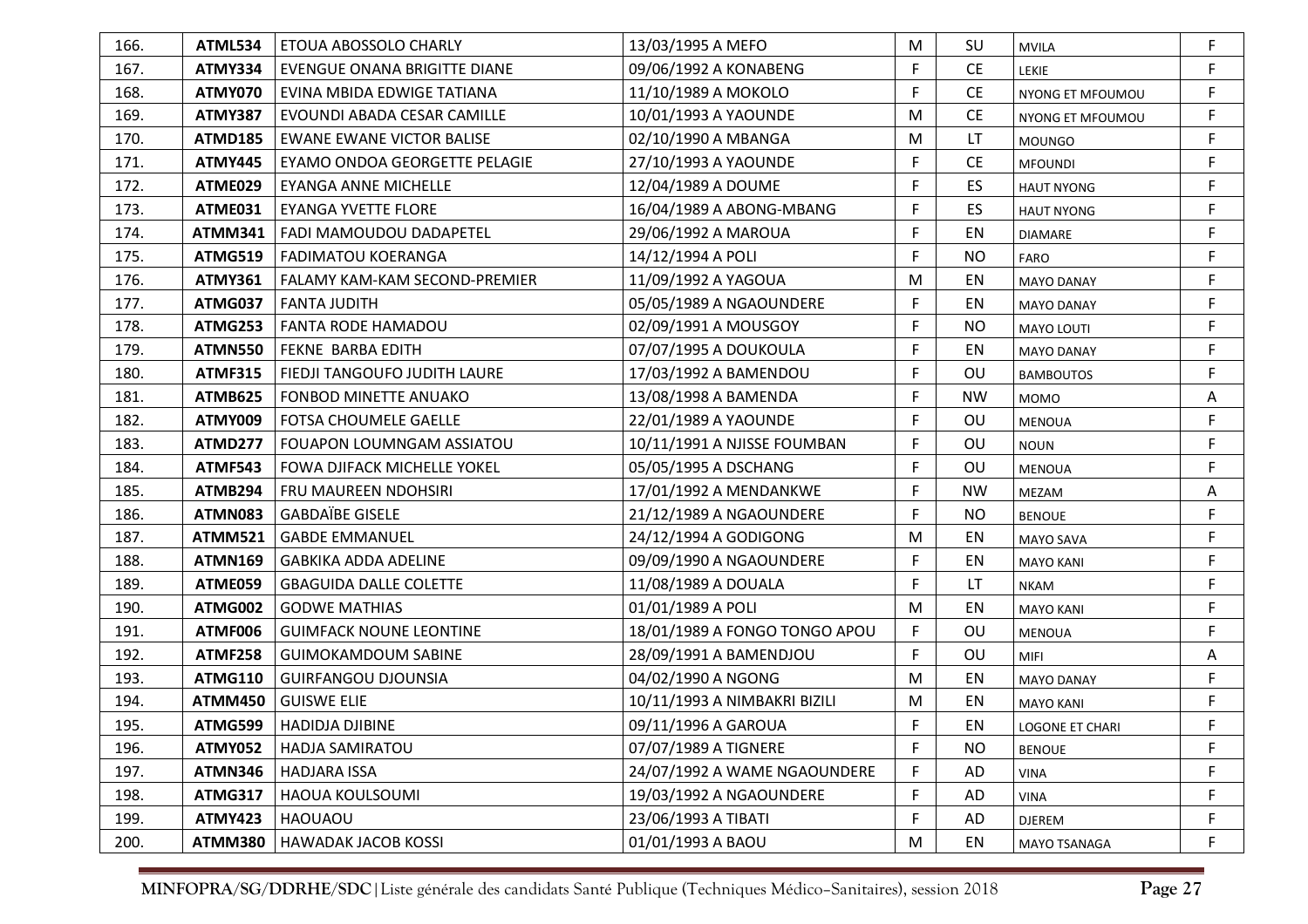| | | | | | | | |
|---|---|---|---|---|---|---|---|
| 166. | **ATML534** | ETOUA ABOSSOLO CHARLY | 13/03/1995 A MEFO | M | SU | MVILA | F |
| 167. | **ATMY334** | EVENGUE ONANA BRIGITTE DIANE | 09/06/1992 A KONABENG | F | CE | LEKIE | F |
| 168. | **ATMY070** | EVINA MBIDA EDWIGE TATIANA | 11/10/1989 A MOKOLO | F | CE | NYONG ET MFOUMOU | F |
| 169. | **ATMY387** | EVOUNDI ABADA CESAR CAMILLE | 10/01/1993 A YAOUNDE | M | CE | NYONG ET MFOUMOU | F |
| 170. | **ATMD185** | EWANE EWANE VICTOR BALISE | 02/10/1990 A MBANGA | M | LT | MOUNGO | F |
| 171. | **ATMY445** | EYAMO ONDOA GEORGETTE PELAGIE | 27/10/1993 A YAOUNDE | F | CE | MFOUNDI | F |
| 172. | **ATME029** | EYANGA ANNE MICHELLE | 12/04/1989 A DOUME | F | ES | HAUT NYONG | F |
| 173. | **ATME031** | EYANGA YVETTE FLORE | 16/04/1989 A ABONG-MBANG | F | ES | HAUT NYONG | F |
| 174. | **ATMM341** | FADI MAMOUDOU DADAPETEL | 29/06/1992 A MAROUA | F | EN | DIAMARE | F |
| 175. | **ATMG519** | FADIMATOU KOERANGA | 14/12/1994 A POLI | F | NO | FARO | F |
| 176. | **ATMY361** | FALAMY KAM-KAM SECOND-PREMIER | 11/09/1992 A YAGOUA | M | EN | MAYO DANAY | F |
| 177. | **ATMG037** | FANTA JUDITH | 05/05/1989 A NGAOUNDERE | F | EN | MAYO DANAY | F |
| 178. | **ATMG253** | FANTA RODE HAMADOU | 02/09/1991 A MOUSGOY | F | NO | MAYO LOUTI | F |
| 179. | **ATMN550** | FEKNE BARBA EDITH | 07/07/1995 A DOUKOULA | F | EN | MAYO DANAY | F |
| 180. | **ATMF315** | FIEDJI TANGOUFO JUDITH LAURE | 17/03/1992 A BAMENDOU | F | OU | BAMBOUTOS | F |
| 181. | **ATMB625** | FONBOD MINETTE ANUAKO | 13/08/1998 A BAMENDA | F | NW | MOMO | A |
| 182. | **ATMY009** | FOTSA CHOUMELE GAELLE | 22/01/1989 A YAOUNDE | F | OU | MENOUA | F |
| 183. | **ATMD277** | FOUAPON LOUMNGAM ASSIATOU | 10/11/1991 A NJISSE FOUMBAN | F | OU | NOUN | F |
| 184. | **ATMF543** | FOWA DJIFACK MICHELLE YOKEL | 05/05/1995 A DSCHANG | F | OU | MENOUA | F |
| 185. | **ATMB294** | FRU MAUREEN NDOHSIRI | 17/01/1992 A MENDANKWE | F | NW | MEZAM | A |
| 186. | **ATMN083** | GABDAÏBE GISELE | 21/12/1989 A NGAOUNDERE | F | NO | BENOUE | F |
| 187. | **ATMM521** | GABDE EMMANUEL | 24/12/1994 A GODIGONG | M | EN | MAYO SAVA | F |
| 188. | **ATMN169** | GABKIKA ADDA ADELINE | 09/09/1990 A NGAOUNDERE | F | EN | MAYO KANI | F |
| 189. | **ATME059** | GBAGUIDA DALLE COLETTE | 11/08/1989 A DOUALA | F | LT | NKAM | F |
| 190. | **ATMG002** | GODWE MATHIAS | 01/01/1989 A POLI | M | EN | MAYO KANI | F |
| 191. | **ATMF006** | GUIMFACK NOUNE LEONTINE | 18/01/1989 A FONGO TONGO APOU | F | OU | MENOUA | F |
| 192. | **ATMF258** | GUIMOKAMDOUM SABINE | 28/09/1991 A BAMENDJOU | F | OU | MIFI | A |
| 193. | **ATMG110** | GUIRFANGOU DJOUNSIA | 04/02/1990 A NGONG | M | EN | MAYO DANAY | F |
| 194. | **ATMM450** | GUISWE ELIE | 10/11/1993 A NIMBAKRI BIZILI | M | EN | MAYO KANI | F |
| 195. | **ATMG599** | HADIDJA DJIBINE | 09/11/1996 A GAROUA | F | EN | LOGONE ET CHARI | F |
| 196. | **ATMY052** | HADJA SAMIRATOU | 07/07/1989 A TIGNERE | F | NO | BENOUE | F |
| 197. | **ATMN346** | HADJARA ISSA | 24/07/1992 A WAME NGAOUNDERE | F | AD | VINA | F |
| 198. | **ATMG317** | HAOUA KOULSOUMI | 19/03/1992 A NGAOUNDERE | F | AD | VINA | F |
| 199. | **ATMY423** | HAOUAOU | 23/06/1993 A TIBATI | F | AD | DJEREM | F |
| 200. | **ATMM380** | HAWADAK JACOB KOSSI | 01/01/1993 A BAOU | M | EN | MAYO TSANAGA | F |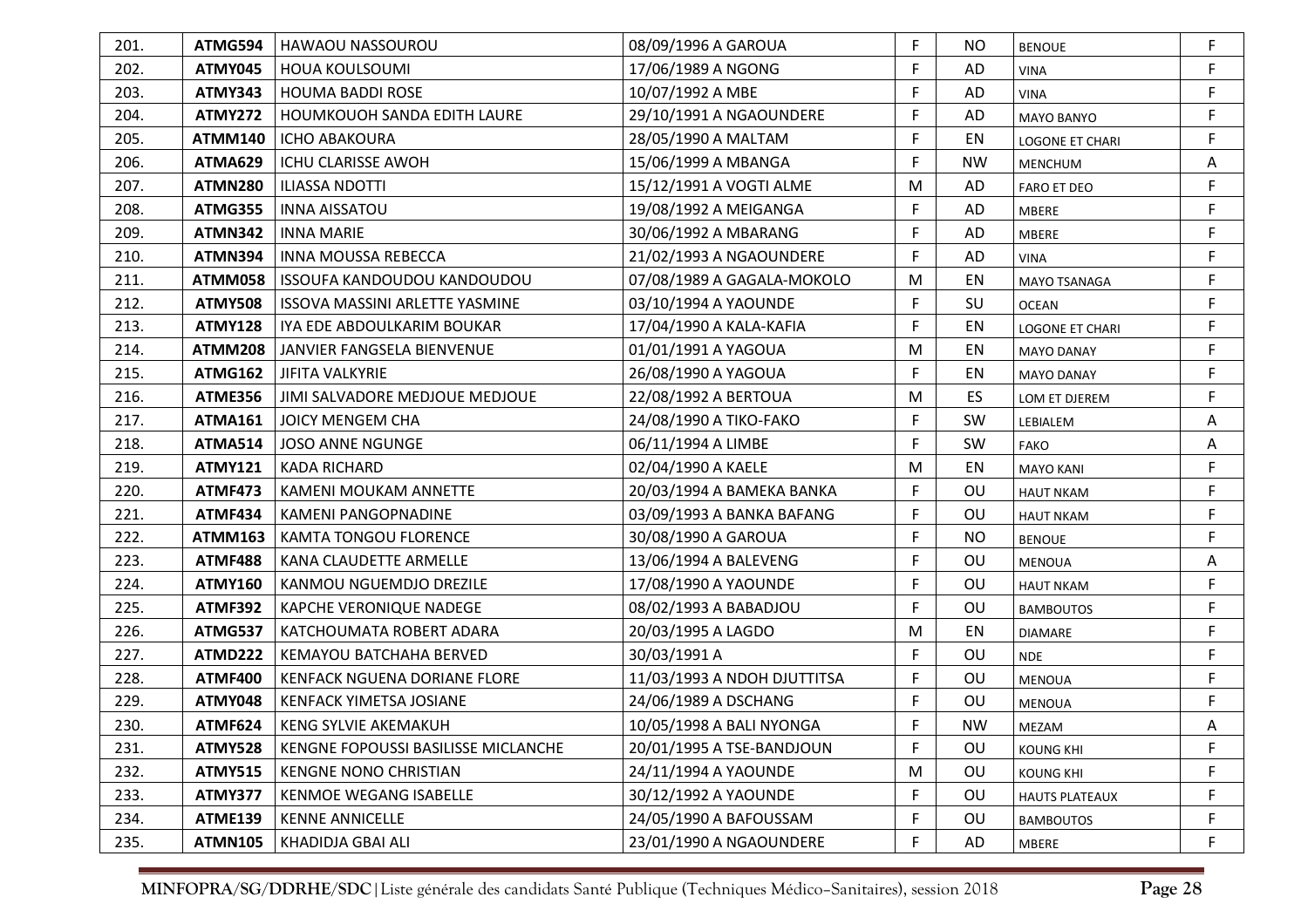| | | | | | | | |
|---|---|---|---|---|---|---|---|
| 201. | **ATMG594** | HAWAOU NASSOUROU | 08/09/1996 A GAROUA | F | NO | BENOUE | F |
| 202. | **ATMY045** | HOUA KOULSOUMI | 17/06/1989 A NGONG | F | AD | VINA | F |
| 203. | **ATMY343** | HOUMA BADDI ROSE | 10/07/1992 A MBE | F | AD | VINA | F |
| 204. | **ATMY272** | HOUMKOUOH SANDA EDITH LAURE | 29/10/1991 A NGAOUNDERE | F | AD | MAYO BANYO | F |
| 205. | **ATMM140** | ICHO ABAKOURA | 28/05/1990 A MALTAM | F | EN | LOGONE ET CHARI | F |
| 206. | **ATMA629** | ICHU CLARISSE AWOH | 15/06/1999 A MBANGA | F | NW | MENCHUM | A |
| 207. | **ATMN280** | ILIASSA NDOTTI | 15/12/1991 A VOGTI ALME | M | AD | FARO ET DEO | F |
| 208. | **ATMG355** | INNA AISSATOU | 19/08/1992 A MEIGANGA | F | AD | MBERE | F |
| 209. | **ATMN342** | INNA MARIE | 30/06/1992 A MBARANG | F | AD | MBERE | F |
| 210. | **ATMN394** | INNA MOUSSA REBECCA | 21/02/1993 A NGAOUNDERE | F | AD | VINA | F |
| 211. | **ATMM058** | ISSOUFA KANDOUDOU KANDOUDOU | 07/08/1989 A GAGALA-MOKOLO | M | EN | MAYO TSANAGA | F |
| 212. | **ATMY508** | ISSOVA MASSINI ARLETTE YASMINE | 03/10/1994 A YAOUNDE | F | SU | OCEAN | F |
| 213. | **ATMY128** | IYA EDE ABDOULKARIM BOUKAR | 17/04/1990 A KALA-KAFIA | F | EN | LOGONE ET CHARI | F |
| 214. | **ATMM208** | JANVIER FANGSELA BIENVENUE | 01/01/1991 A YAGOUA | M | EN | MAYO DANAY | F |
| 215. | **ATMG162** | JIFITA VALKYRIE | 26/08/1990 A YAGOUA | F | EN | MAYO DANAY | F |
| 216. | **ATME356** | JIMI SALVADORE MEDJOUE MEDJOUE | 22/08/1992 A BERTOUA | M | ES | LOM ET DJEREM | F |
| 217. | **ATMA161** | JOICY MENGEM CHA | 24/08/1990 A TIKO-FAKO | F | SW | LEBIALEM | A |
| 218. | **ATMA514** | JOSO ANNE NGUNGE | 06/11/1994 A LIMBE | F | SW | FAKO | A |
| 219. | **ATMY121** | KADA RICHARD | 02/04/1990 A KAELE | M | EN | MAYO KANI | F |
| 220. | **ATMF473** | KAMENI MOUKAM ANNETTE | 20/03/1994 A BAMEKA BANKA | F | OU | HAUT NKAM | F |
| 221. | **ATMF434** | KAMENI PANGOPNADINE | 03/09/1993 A BANKA BAFANG | F | OU | HAUT NKAM | F |
| 222. | **ATMM163** | KAMTA TONGOU FLORENCE | 30/08/1990 A GAROUA | F | NO | BENOUE | F |
| 223. | **ATMF488** | KANA CLAUDETTE ARMELLE | 13/06/1994 A BALEVENG | F | OU | MENOUA | A |
| 224. | **ATMY160** | KANMOU NGUEMDJO DREZILE | 17/08/1990 A YAOUNDE | F | OU | HAUT NKAM | F |
| 225. | **ATMF392** | KAPCHE VERONIQUE NADEGE | 08/02/1993 A BABADJOU | F | OU | BAMBOUTOS | F |
| 226. | **ATMG537** | KATCHOUMATA ROBERT ADARA | 20/03/1995 A LAGDO | M | EN | DIAMARE | F |
| 227. | **ATMD222** | KEMAYOU BATCHAHA BERVED | 30/03/1991 A | F | OU | NDE | F |
| 228. | **ATMF400** | KENFACK NGUENA DORIANE FLORE | 11/03/1993 A NDOH DJUTTITSA | F | OU | MENOUA | F |
| 229. | **ATMY048** | KENFACK YIMETSA JOSIANE | 24/06/1989 A DSCHANG | F | OU | MENOUA | F |
| 230. | **ATMF624** | KENG SYLVIE AKEMAKUH | 10/05/1998 A BALI NYONGA | F | NW | MEZAM | A |
| 231. | **ATMY528** | KENGNE FOPOUSSI BASILISSE MICLANCHE | 20/01/1995 A TSE-BANDJOUN | F | OU | KOUNG KHI | F |
| 232. | **ATMY515** | KENGNE NONO CHRISTIAN | 24/11/1994 A YAOUNDE | M | OU | KOUNG KHI | F |
| 233. | **ATMY377** | KENMOE WEGANG ISABELLE | 30/12/1992 A YAOUNDE | F | OU | HAUTS PLATEAUX | F |
| 234. | **ATME139** | KENNE ANNICELLE | 24/05/1990 A BAFOUSSAM | F | OU | BAMBOUTOS | F |
| 235. | **ATMN105** | KHADIDJA GBAI ALI | 23/01/1990 A NGAOUNDERE | F | AD | MBERE | F |

**MINFOPRA/SG/DDRHE/SDC** | Liste générale des candidats Santé Publique (Techniques Médico–Sanitaires), session 2018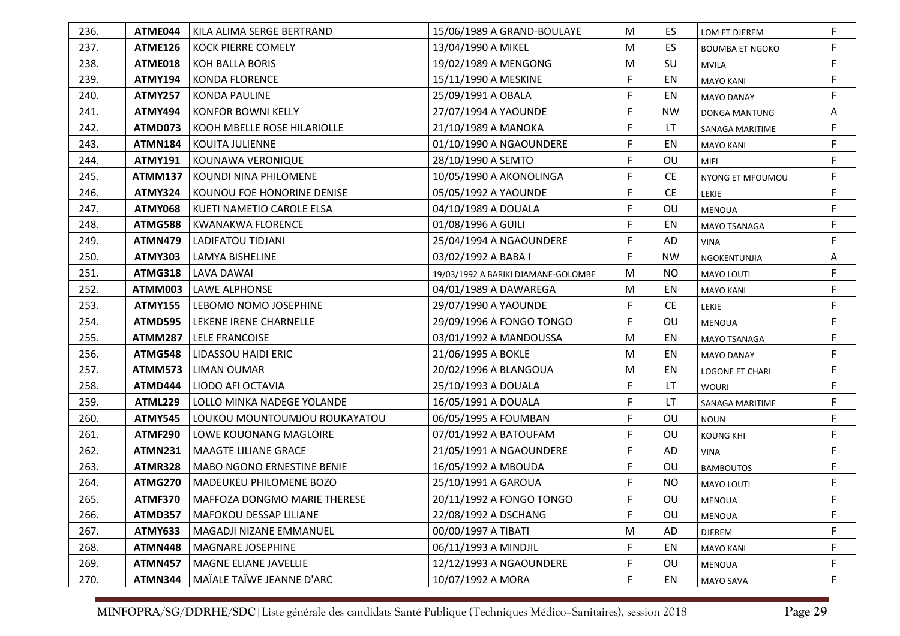| | | | | | | | |
|---|---|---|---|---|---|---|---|
| 236. | **ATME044** | KILA ALIMA SERGE BERTRAND | 15/06/1989 A GRAND-BOULAYE | M | ES | LOM ET DJEREM | F |
| 237. | **ATME126** | KOCK PIERRE COMELY | 13/04/1990 A MIKEL | M | ES | BOUMBA ET NGOKO | F |
| 238. | **ATME018** | KOH BALLA BORIS | 19/02/1989 A MENGONG | M | SU | MVILA | F |
| 239. | **ATMY194** | KONDA FLORENCE | 15/11/1990 A MESKINE | F | EN | MAYO KANI | F |
| 240. | **ATMY257** | KONDA PAULINE | 25/09/1991 A OBALA | F | EN | MAYO DANAY | F |
| 241. | **ATMY494** | KONFOR BOWNI KELLY | 27/07/1994 A YAOUNDE | F | NW | DONGA MANTUNG | A |
| 242. | **ATMD073** | KOOH MBELLE ROSE HILARIOLLE | 21/10/1989 A MANOKA | F | LT | SANAGA MARITIME | F |
| 243. | **ATMN184** | KOUITA JULIENNE | 01/10/1990 A NGAOUNDERE | F | EN | MAYO KANI | F |
| 244. | **ATMY191** | KOUNAWA VERONIQUE | 28/10/1990 A SEMTO | F | OU | MIFI | F |
| 245. | **ATMM137** | KOUNDI NINA PHILOMENE | 10/05/1990 A AKONOLINGA | F | CE | NYONG ET MFOUMOU | F |
| 246. | **ATMY324** | KOUNOU FOE HONORINE DENISE | 05/05/1992 A YAOUNDE | F | CE | LEKIE | F |
| 247. | **ATMY068** | KUETI NAMETIO CAROLE ELSA | 04/10/1989 A DOUALA | F | OU | MENOUA | F |
| 248. | **ATMG588** | KWANAKWA FLORENCE | 01/08/1996 A GUILI | F | EN | MAYO TSANAGA | F |
| 249. | **ATMN479** | LADIFATOU TIDJANI | 25/04/1994 A NGAOUNDERE | F | AD | VINA | F |
| 250. | **ATMY303** | LAMYA BISHELINE | 03/02/1992 A BABA I | F | NW | NGOKENTUNJIA | A |
| 251. | **ATMG318** | LAVA DAWAI | 19/03/1992 A BARIKI DJAMANE-GOLOMBE | M | NO | MAYO LOUTI | F |
| 252. | **ATMM003** | LAWE ALPHONSE | 04/01/1989 A DAWAREGA | M | EN | MAYO KANI | F |
| 253. | **ATMY155** | LEBOMO NOMO JOSEPHINE | 29/07/1990 A YAOUNDE | F | CE | LEKIE | F |
| 254. | **ATMD595** | LEKENE IRENE CHARNELLE | 29/09/1996 A FONGO TONGO | F | OU | MENOUA | F |
| 255. | **ATMM287** | LELE FRANCOISE | 03/01/1992 A MANDOUSSA | M | EN | MAYO TSANAGA | F |
| 256. | **ATMG548** | LIDASSOU HAIDI ERIC | 21/06/1995 A BOKLE | M | EN | MAYO DANAY | F |
| 257. | **ATMM573** | LIMAN OUMAR | 20/02/1996 A BLANGOUA | M | EN | LOGONE ET CHARI | F |
| 258. | **ATMD444** | LIODO AFI OCTAVIA | 25/10/1993 A DOUALA | F | LT | WOURI | F |
| 259. | **ATML229** | LOLLO MINKA NADEGE YOLANDE | 16/05/1991 A DOUALA | F | LT | SANAGA MARITIME | F |
| 260. | **ATMY545** | LOUKOU MOUNTOUMJOU ROUKAYATOU | 06/05/1995 A FOUMBAN | F | OU | NOUN | F |
| 261. | **ATMF290** | LOWE KOUONANG MAGLOIRE | 07/01/1992 A BATOUFAM | F | OU | KOUNG KHI | F |
| 262. | **ATMN231** | MAAGTE LILIANE GRACE | 21/05/1991 A NGAOUNDERE | F | AD | VINA | F |
| 263. | **ATMR328** | MABO NGONO ERNESTINE BENIE | 16/05/1992 A MBOUDA | F | OU | BAMBOUTOS | F |
| 264. | **ATMG270** | MADEUKEU PHILOMENE BOZO | 25/10/1991 A GAROUA | F | NO | MAYO LOUTI | F |
| 265. | **ATMF370** | MAFFOZA DONGMO MARIE THERESE | 20/11/1992 A FONGO TONGO | F | OU | MENOUA | F |
| 266. | **ATMD357** | MAFOKOU DESSAP LILIANE | 22/08/1992 A DSCHANG | F | OU | MENOUA | F |
| 267. | **ATMY633** | MAGADJI NIZANE EMMANUEL | 00/00/1997 A TIBATI | M | AD | DJEREM | F |
| 268. | **ATMN448** | MAGNARE JOSEPHINE | 06/11/1993 A MINDJIL | F | EN | MAYO KANI | F |
| 269. | **ATMN457** | MAGNE ELIANE JAVELLIE | 12/12/1993 A NGAOUNDERE | F | OU | MENOUA | F |
| 270. | **ATMN344** | MAÏALE TAÏWE JEANNE D'ARC | 10/07/1992 A MORA | F | EN | MAYO SAVA | F |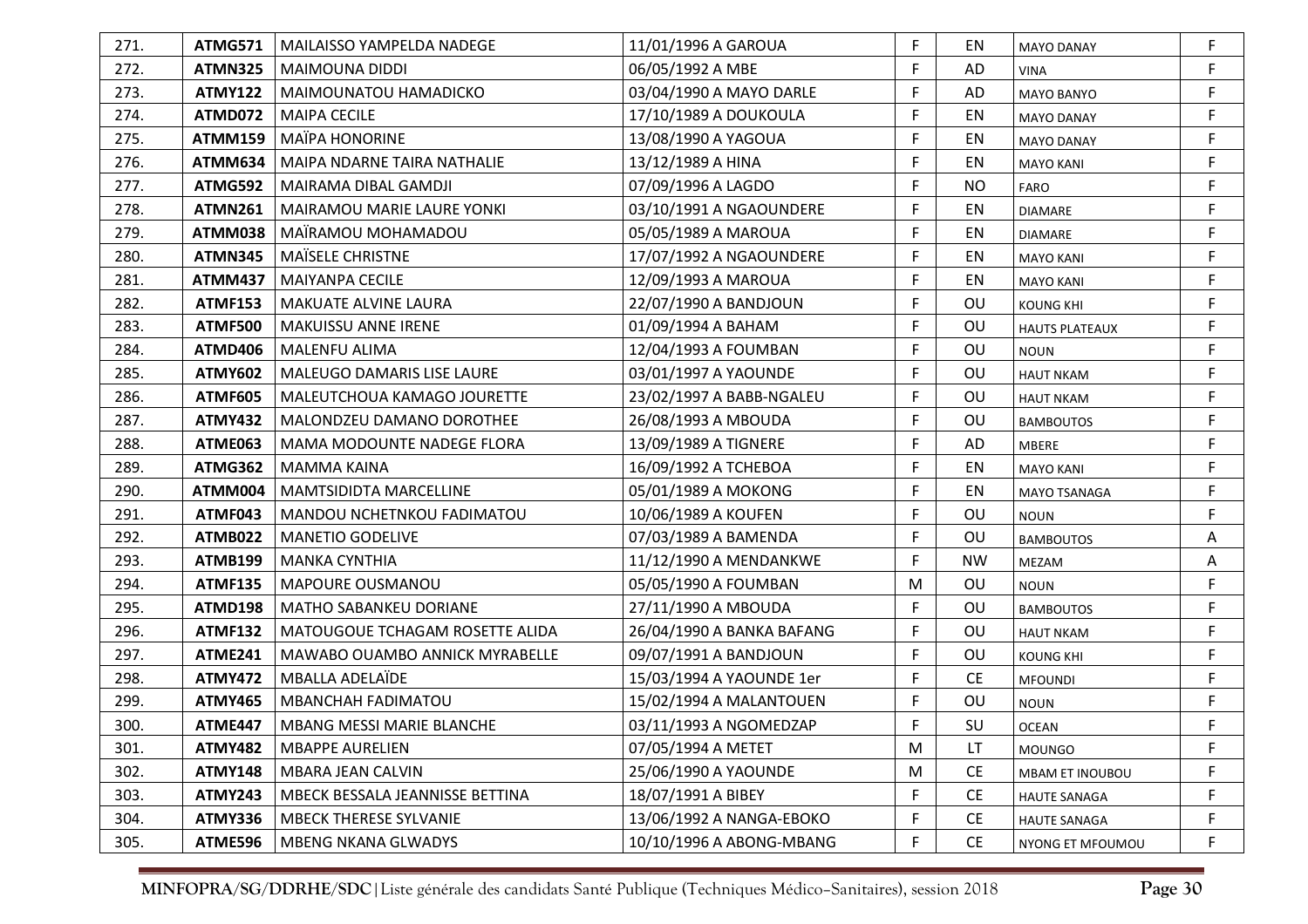| | | | | | | | |
|---|---|---|---|---|---|---|---|
| 271. | **ATMG571** | MAILAISSO YAMPELDA NADEGE | 11/01/1996 A GAROUA | F | EN | MAYO DANAY | F |
| 272. | **ATMN325** | MAIMOUNA DIDDI | 06/05/1992 A MBE | F | AD | VINA | F |
| 273. | **ATMY122** | MAIMOUNATOU HAMADICKO | 03/04/1990 A MAYO DARLE | F | AD | MAYO BANYO | F |
| 274. | **ATMD072** | MAIPA CECILE | 17/10/1989 A DOUKOULA | F | EN | MAYO DANAY | F |
| 275. | **ATMM159** | MAÏPA HONORINE | 13/08/1990 A YAGOUA | F | EN | MAYO DANAY | F |
| 276. | **ATMM634** | MAIPA NDARNE TAIRA NATHALIE | 13/12/1989 A HINA | F | EN | MAYO KANI | F |
| 277. | **ATMG592** | MAIRAMA DIBAL GAMDJI | 07/09/1996 A LAGDO | F | NO | FARO | F |
| 278. | **ATMN261** | MAIRAMOU MARIE LAURE YONKI | 03/10/1991 A NGAOUNDERE | F | EN | DIAMARE | F |
| 279. | **ATMM038** | MAÏRAMOU MOHAMADOU | 05/05/1989 A MAROUA | F | EN | DIAMARE | F |
| 280. | **ATMN345** | MAÏSELE CHRISTNE | 17/07/1992 A NGAOUNDERE | F | EN | MAYO KANI | F |
| 281. | **ATMM437** | MAIYANPA CECILE | 12/09/1993 A MAROUA | F | EN | MAYO KANI | F |
| 282. | **ATMF153** | MAKUATE ALVINE LAURA | 22/07/1990 A BANDJOUN | F | OU | KOUNG KHI | F |
| 283. | **ATMF500** | MAKUISSU ANNE IRENE | 01/09/1994 A BAHAM | F | OU | HAUTS PLATEAUX | F |
| 284. | **ATMD406** | MALENFU ALIMA | 12/04/1993 A FOUMBAN | F | OU | NOUN | F |
| 285. | **ATMY602** | MALEUGO DAMARIS LISE LAURE | 03/01/1997 A YAOUNDE | F | OU | HAUT NKAM | F |
| 286. | **ATMF605** | MALEUTCHOUA KAMAGO JOURETTE | 23/02/1997 A BABB-NGALEU | F | OU | HAUT NKAM | F |
| 287. | **ATMY432** | MALONDZEU DAMANO DOROTHEE | 26/08/1993 A MBOUDA | F | OU | BAMBOUTOS | F |
| 288. | **ATME063** | MAMA MODOUNTE NADEGE FLORA | 13/09/1989 A TIGNERE | F | AD | MBERE | F |
| 289. | **ATMG362** | MAMMA KAINA | 16/09/1992 A TCHEBOA | F | EN | MAYO KANI | F |
| 290. | **ATMM004** | MAMTSIDIDTA MARCELLINE | 05/01/1989 A MOKONG | F | EN | MAYO TSANAGA | F |
| 291. | **ATMF043** | MANDOU NCHETNKOU FADIMATOU | 10/06/1989 A KOUFEN | F | OU | NOUN | F |
| 292. | **ATMB022** | MANETIO GODELIVE | 07/03/1989 A BAMENDA | F | OU | BAMBOUTOS | A |
| 293. | **ATMB199** | MANKA CYNTHIA | 11/12/1990 A MENDANKWE | F | NW | MEZAM | A |
| 294. | **ATMF135** | MAPOURE OUSMANOU | 05/05/1990 A FOUMBAN | M | OU | NOUN | F |
| 295. | **ATMD198** | MATHO SABANKEU DORIANE | 27/11/1990 A MBOUDA | F | OU | BAMBOUTOS | F |
| 296. | **ATMF132** | MATOUGOUE TCHAGAM ROSETTE ALIDA | 26/04/1990 A BANKA BAFANG | F | OU | HAUT NKAM | F |
| 297. | **ATME241** | MAWABO OUAMBO ANNICK MYRABELLE | 09/07/1991 A BANDJOUN | F | OU | KOUNG KHI | F |
| 298. | **ATMY472** | MBALLA ADELAÏDE | 15/03/1994 A YAOUNDE 1er | F | CE | MFOUNDI | F |
| 299. | **ATMY465** | MBANCHAH FADIMATOU | 15/02/1994 A MALANTOUEN | F | OU | NOUN | F |
| 300. | **ATME447** | MBANG MESSI MARIE BLANCHE | 03/11/1993 A NGOMEDZAP | F | SU | OCEAN | F |
| 301. | **ATMY482** | MBAPPE AURELIEN | 07/05/1994 A METET | M | LT | MOUNGO | F |
| 302. | **ATMY148** | MBARA JEAN CALVIN | 25/06/1990 A YAOUNDE | M | CE | MBAM ET INOUBOU | F |
| 303. | **ATMY243** | MBECK BESSALA JEANNISSE BETTINA | 18/07/1991 A BIBEY | F | CE | HAUTE SANAGA | F |
| 304. | **ATMY336** | MBECK THERESE SYLVANIE | 13/06/1992 A NANGA-EBOKO | F | CE | HAUTE SANAGA | F |
| 305. | **ATME596** | MBENG NKANA GLWADYS | 10/10/1996 A ABONG-MBANG | F | CE | NYONG ET MFOUMOU | F |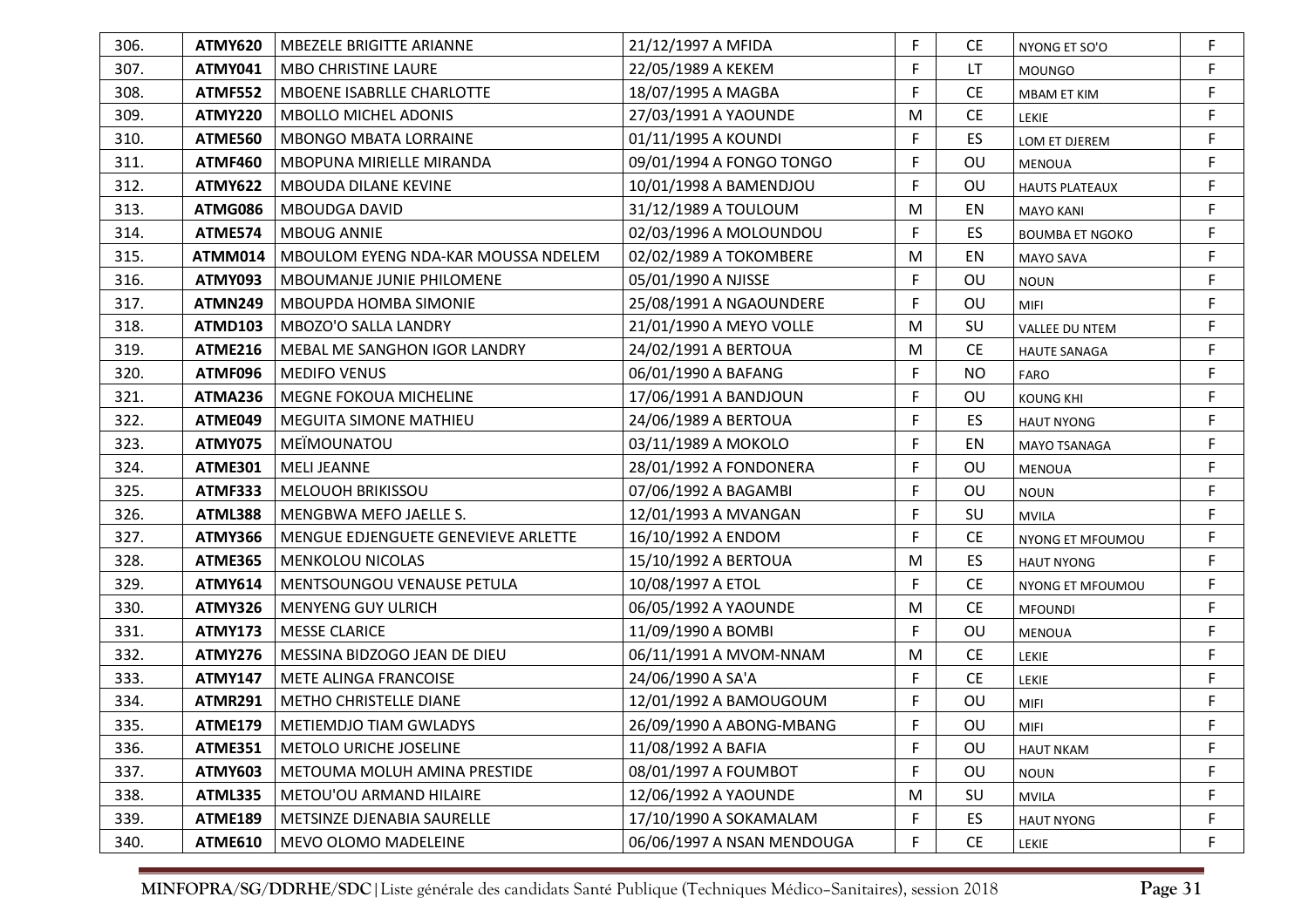| 306. | **ATMY620** | MBEZELE BRIGITTE ARIANNE | 21/12/1997 A MFIDA | F | CE | NYONG ET SO'O | F |
|---|---|---|---|---|---|---|---|
| 307. | **ATMY041** | MBO CHRISTINE LAURE | 22/05/1989 A KEKEM | F | LT | MOUNGO | F |
| 308. | **ATMF552** | MBOENE ISABRLLE CHARLOTTE | 18/07/1995 A MAGBA | F | CE | MBAM ET KIM | F |
| 309. | **ATMY220** | MBOLLO MICHEL ADONIS | 27/03/1991 A YAOUNDE | M | CE | LEKIE | F |
| 310. | **ATME560** | MBONGO MBATA LORRAINE | 01/11/1995 A KOUNDI | F | ES | LOM ET DJEREM | F |
| 311. | **ATMF460** | MBOPUNA MIRIELLE MIRANDA | 09/01/1994 A FONGO TONGO | F | OU | MENOUA | F |
| 312. | **ATMY622** | MBOUDA DILANE KEVINE | 10/01/1998 A BAMENDJOU | F | OU | HAUTS PLATEAUX | F |
| 313. | **ATMG086** | MBOUDGA DAVID | 31/12/1989 A TOULOUM | M | EN | MAYO KANI | F |
| 314. | **ATME574** | MBOUG ANNIE | 02/03/1996 A MOLOUNDOU | F | ES | BOUMBA ET NGOKO | F |
| 315. | **ATMM014** | MBOULOM EYENG NDA-KAR MOUSSA NDELEM | 02/02/1989 A TOKOMBERE | M | EN | MAYO SAVA | F |
| 316. | **ATMY093** | MBOUMANJE JUNIE PHILOMENE | 05/01/1990 A NJISSE | F | OU | NOUN | F |
| 317. | **ATMN249** | MBOUPDA HOMBA SIMONIE | 25/08/1991 A NGAOUNDERE | F | OU | MIFI | F |
| 318. | **ATMD103** | MBOZO'O SALLA LANDRY | 21/01/1990 A MEYO VOLLE | M | SU | VALLEE DU NTEM | F |
| 319. | **ATME216** | MEBAL ME SANGHON IGOR LANDRY | 24/02/1991 A BERTOUA | M | CE | HAUTE SANAGA | F |
| 320. | **ATMF096** | MEDIFO VENUS | 06/01/1990 A BAFANG | F | NO | FARO | F |
| 321. | **ATMA236** | MEGNE FOKOUA MICHELINE | 17/06/1991 A BANDJOUN | F | OU | KOUNG KHI | F |
| 322. | **ATME049** | MEGUITA SIMONE MATHIEU | 24/06/1989 A BERTOUA | F | ES | HAUT NYONG | F |
| 323. | **ATMY075** | MEÏMOUNATOU | 03/11/1989 A MOKOLO | F | EN | MAYO TSANAGA | F |
| 324. | **ATME301** | MELI JEANNE | 28/01/1992 A FONDONERA | F | OU | MENOUA | F |
| 325. | **ATMF333** | MELOUOH BRIKISSOU | 07/06/1992 A BAGAMBI | F | OU | NOUN | F |
| 326. | **ATML388** | MENGBWA MEFO JAELLE S. | 12/01/1993 A MVANGAN | F | SU | MVILA | F |
| 327. | **ATMY366** | MENGUE EDJENGUETE GENEVIEVE ARLETTE | 16/10/1992 A ENDOM | F | CE | NYONG ET MFOUMOU | F |
| 328. | **ATME365** | MENKOLOU NICOLAS | 15/10/1992 A BERTOUA | M | ES | HAUT NYONG | F |
| 329. | **ATMY614** | MENTSOUNGOU VENAUSE PETULA | 10/08/1997 A ETOL | F | CE | NYONG ET MFOUMOU | F |
| 330. | **ATMY326** | MENYENG GUY ULRICH | 06/05/1992 A YAOUNDE | M | CE | MFOUNDI | F |
| 331. | **ATMY173** | MESSE CLARICE | 11/09/1990 A BOMBI | F | OU | MENOUA | F |
| 332. | **ATMY276** | MESSINA BIDZOGO JEAN DE DIEU | 06/11/1991 A MVOM-NNAM | M | CE | LEKIE | F |
| 333. | **ATMY147** | METE ALINGA FRANCOISE | 24/06/1990 A SA'A | F | CE | LEKIE | F |
| 334. | **ATMR291** | METHO CHRISTELLE DIANE | 12/01/1992 A BAMOUGOUM | F | OU | MIFI | F |
| 335. | **ATME179** | METIEMDJO TIAM GWLADYS | 26/09/1990 A ABONG-MBANG | F | OU | MIFI | F |
| 336. | **ATME351** | METOLO URICHE JOSELINE | 11/08/1992 A BAFIA | F | OU | HAUT NKAM | F |
| 337. | **ATMY603** | METOUMA MOLUH AMINA PRESTIDE | 08/01/1997 A FOUMBOT | F | OU | NOUN | F |
| 338. | **ATML335** | METOU'OU ARMAND HILAIRE | 12/06/1992 A YAOUNDE | M | SU | MVILA | F |
| 339. | **ATME189** | METSINZE DJENABIA SAURELLE | 17/10/1990 A SOKAMALAM | F | ES | HAUT NYONG | F |
| 340. | **ATME610** | MEVO OLOMO MADELEINE | 06/06/1997 A NSAN MENDOUGA | F | CE | LEKIE | F |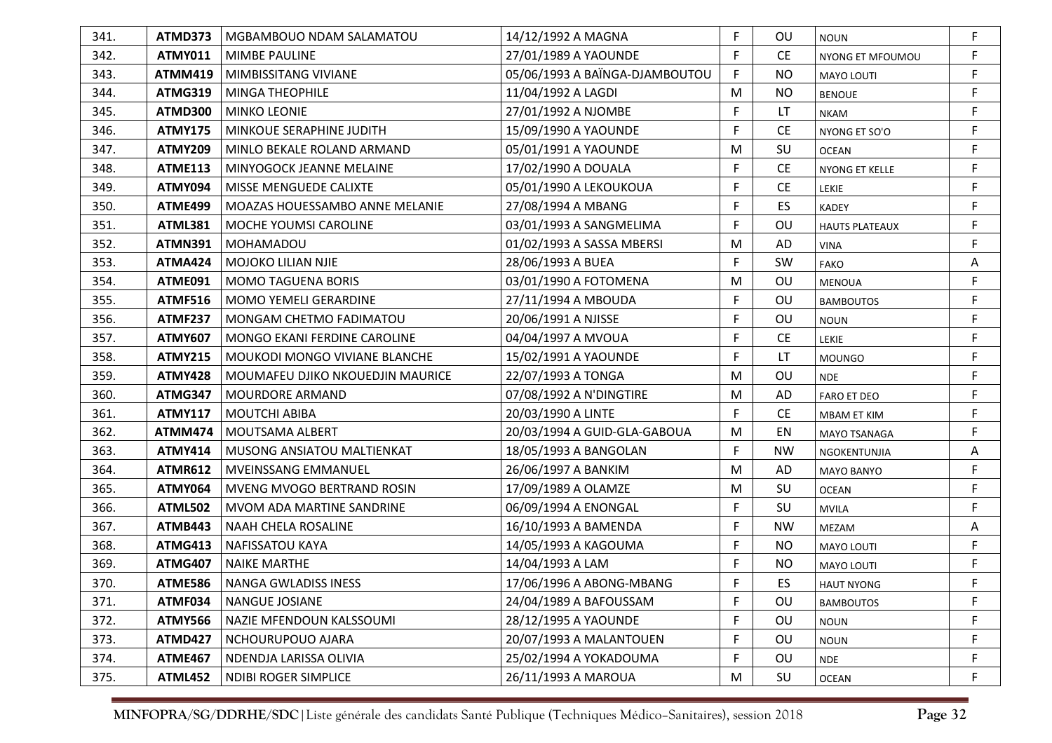| | | | | | | | |
|---|---|---|---|---|---|---|---|
| 341. | **ATMD373** | MGBAMBOUO NDAM SALAMATOU | 14/12/1992 A MAGNA | F | OU | NOUN | F |
| 342. | **ATMY011** | MIMBE PAULINE | 27/01/1989 A YAOUNDE | F | CE | NYONG ET MFOUMOU | F |
| 343. | **ATMM419** | MIMBISSITANG VIVIANE | 05/06/1993 A BAÏNGA-DJAMBOUTOU | F | NO | MAYO LOUTI | F |
| 344. | **ATMG319** | MINGA THEOPHILE | 11/04/1992 A LAGDI | M | NO | BENOUE | F |
| 345. | **ATMD300** | MINKO LEONIE | 27/01/1992 A NJOMBE | F | LT | NKAM | F |
| 346. | **ATMY175** | MINKOUE SERAPHINE JUDITH | 15/09/1990 A YAOUNDE | F | CE | NYONG ET SO'O | F |
| 347. | **ATMY209** | MINLO BEKALE ROLAND ARMAND | 05/01/1991 A YAOUNDE | M | SU | OCEAN | F |
| 348. | **ATME113** | MINYOGOCK JEANNE MELAINE | 17/02/1990 A DOUALA | F | CE | NYONG ET KELLE | F |
| 349. | **ATMY094** | MISSE MENGUEDE CALIXTE | 05/01/1990 A LEKOUKOUA | F | CE | LEKIE | F |
| 350. | **ATME499** | MOAZAS HOUESSAMBO ANNE MELANIE | 27/08/1994 A MBANG | F | ES | KADEY | F |
| 351. | **ATML381** | MOCHE YOUMSI CAROLINE | 03/01/1993 A SANGMELIMA | F | OU | HAUTS PLATEAUX | F |
| 352. | **ATMN391** | MOHAMADOU | 01/02/1993 A SASSA MBERSI | M | AD | VINA | F |
| 353. | **ATMA424** | MOJOKO LILIAN NJIE | 28/06/1993 A BUEA | F | SW | FAKO | A |
| 354. | **ATME091** | MOMO TAGUENA BORIS | 03/01/1990 A FOTOMENA | M | OU | MENOUA | F |
| 355. | **ATMF516** | MOMO YEMELI GERARDINE | 27/11/1994 A MBOUDA | F | OU | BAMBOUTOS | F |
| 356. | **ATMF237** | MONGAM CHETMO FADIMATOU | 20/06/1991 A NJISSE | F | OU | NOUN | F |
| 357. | **ATMY607** | MONGO EKANI FERDINE CAROLINE | 04/04/1997 A MVOUA | F | CE | LEKIE | F |
| 358. | **ATMY215** | MOUKODI MONGO VIVIANE BLANCHE | 15/02/1991 A YAOUNDE | F | LT | MOUNGO | F |
| 359. | **ATMY428** | MOUMAFEU DJIKO NKOUEDJIN MAURICE | 22/07/1993 A TONGA | M | OU | NDE | F |
| 360. | **ATMG347** | MOURDORE ARMAND | 07/08/1992 A N'DINGTIRE | M | AD | FARO ET DEO | F |
| 361. | **ATMY117** | MOUTCHI ABIBA | 20/03/1990 A LINTE | F | CE | MBAM ET KIM | F |
| 362. | **ATMM474** | MOUTSAMA ALBERT | 20/03/1994 A GUID-GLA-GABOUA | M | EN | MAYO TSANAGA | F |
| 363. | **ATMY414** | MUSONG ANSIATOU MALTIENKAT | 18/05/1993 A BANGOLAN | F | NW | NGOKENTUNJIA | A |
| 364. | **ATMR612** | MVEINSSANG EMMANUEL | 26/06/1997 A BANKIM | M | AD | MAYO BANYO | F |
| 365. | **ATMY064** | MVENG MVOGO BERTRAND ROSIN | 17/09/1989 A OLAMZE | M | SU | OCEAN | F |
| 366. | **ATML502** | MVOM ADA MARTINE SANDRINE | 06/09/1994 A ENONGAL | F | SU | MVILA | F |
| 367. | **ATMB443** | NAAH CHELA ROSALINE | 16/10/1993 A BAMENDA | F | NW | MEZAM | A |
| 368. | **ATMG413** | NAFISSATOU KAYA | 14/05/1993 A KAGOUMA | F | NO | MAYO LOUTI | F |
| 369. | **ATMG407** | NAIKE MARTHE | 14/04/1993 A LAM | F | NO | MAYO LOUTI | F |
| 370. | **ATME586** | NANGA GWLADISS INESS | 17/06/1996 A ABONG-MBANG | F | ES | HAUT NYONG | F |
| 371. | **ATMF034** | NANGUE JOSIANE | 24/04/1989 A BAFOUSSAM | F | OU | BAMBOUTOS | F |
| 372. | **ATMY566** | NAZIE MFENDOUN KALSSOUMI | 28/12/1995 A YAOUNDE | F | OU | NOUN | F |
| 373. | **ATMD427** | NCHOURUPOUO AJARA | 20/07/1993 A MALANTOUEN | F | OU | NOUN | F |
| 374. | **ATME467** | NDENDJA LARISSA OLIVIA | 25/02/1994 A YOKADOUMA | F | OU | NDE | F |
| 375. | **ATML452** | NDIBI ROGER SIMPLICE | 26/11/1993 A MAROUA | M | SU | OCEAN | F |

**MINFOPRA/SG/DDRHE/SDC**|Liste générale des candidats Santé Publique (Techniques Médico–Sanitaires), session 2018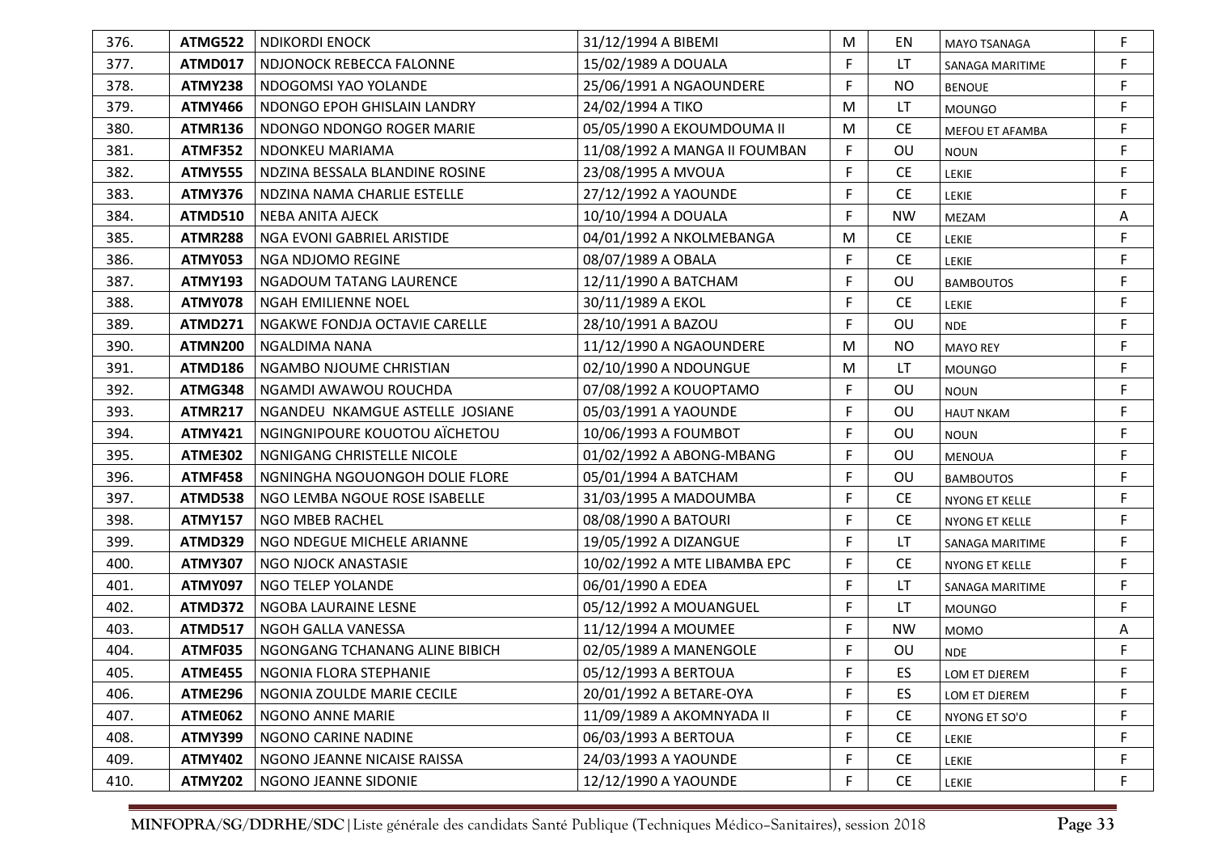| | | | | | | | |
|---|---|---|---|---|---|---|---|
| 376. | **ATMG522** | NDIKORDI ENOCK | 31/12/1994 A BIBEMI | M | EN | MAYO TSANAGA | F |
| 377. | **ATMD017** | NDJONOCK REBECCA FALONNE | 15/02/1989 A DOUALA | F | LT | SANAGA MARITIME | F |
| 378. | **ATMY238** | NDOGOMSI YAO YOLANDE | 25/06/1991 A NGAOUNDERE | F | NO | BENOUE | F |
| 379. | **ATMY466** | NDONGO EPOH GHISLAIN LANDRY | 24/02/1994 A TIKO | M | LT | MOUNGO | F |
| 380. | **ATMR136** | NDONGO NDONGO ROGER MARIE | 05/05/1990 A EKOUMDOUMA II | M | CE | MEFOU ET AFAMBA | F |
| 381. | **ATMF352** | NDONKEU MARIAMA | 11/08/1992 A MANGA II FOUMBAN | F | OU | NOUN | F |
| 382. | **ATMY555** | NDZINA BESSALA BLANDINE ROSINE | 23/08/1995 A MVOUA | F | CE | LEKIE | F |
| 383. | **ATMY376** | NDZINA NAMA CHARLIE ESTELLE | 27/12/1992 A YAOUNDE | F | CE | LEKIE | F |
| 384. | **ATMD510** | NEBA ANITA AJECK | 10/10/1994 A DOUALA | F | NW | MEZAM | A |
| 385. | **ATMR288** | NGA EVONI GABRIEL ARISTIDE | 04/01/1992 A NKOLMEBANGA | M | CE | LEKIE | F |
| 386. | **ATMY053** | NGA NDJOMO REGINE | 08/07/1989 A OBALA | F | CE | LEKIE | F |
| 387. | **ATMY193** | NGADOUM TATANG LAURENCE | 12/11/1990 A BATCHAM | F | OU | BAMBOUTOS | F |
| 388. | **ATMY078** | NGAH EMILIENNE NOEL | 30/11/1989 A EKOL | F | CE | LEKIE | F |
| 389. | **ATMD271** | NGAKWE FONDJA OCTAVIE CARELLE | 28/10/1991 A BAZOU | F | OU | NDE | F |
| 390. | **ATMN200** | NGALDIMA NANA | 11/12/1990 A NGAOUNDERE | M | NO | MAYO REY | F |
| 391. | **ATMD186** | NGAMBO NJOUME CHRISTIAN | 02/10/1990 A NDOUNGUE | M | LT | MOUNGO | F |
| 392. | **ATMG348** | NGAMDI AWAWOU ROUCHDA | 07/08/1992 A KOUOPTAMO | F | OU | NOUN | F |
| 393. | **ATMR217** | NGANDEU NKAMGUE ASTELLE JOSIANE | 05/03/1991 A YAOUNDE | F | OU | HAUT NKAM | F |
| 394. | **ATMY421** | NGINGNIPOURE KOUOTOU AÏCHETOU | 10/06/1993 A FOUMBOT | F | OU | NOUN | F |
| 395. | **ATME302** | NGNIGANG CHRISTELLE NICOLE | 01/02/1992 A ABONG-MBANG | F | OU | MENOUA | F |
| 396. | **ATMF458** | NGNINGHA NGOUONGOH DOLIE FLORE | 05/01/1994 A BATCHAM | F | OU | BAMBOUTOS | F |
| 397. | **ATMD538** | NGO LEMBA NGOUE ROSE ISABELLE | 31/03/1995 A MADOUMBA | F | CE | NYONG ET KELLE | F |
| 398. | **ATMY157** | NGO MBEB RACHEL | 08/08/1990 A BATOURI | F | CE | NYONG ET KELLE | F |
| 399. | **ATMD329** | NGO NDEGUE MICHELE ARIANNE | 19/05/1992 A DIZANGUE | F | LT | SANAGA MARITIME | F |
| 400. | **ATMY307** | NGO NJOCK ANASTASIE | 10/02/1992 A MTE LIBAMBA EPC | F | CE | NYONG ET KELLE | F |
| 401. | **ATMY097** | NGO TELEP YOLANDE | 06/01/1990 A EDEA | F | LT | SANAGA MARITIME | F |
| 402. | **ATMD372** | NGOBA LAURAINE LESNE | 05/12/1992 A MOUANGUEL | F | LT | MOUNGO | F |
| 403. | **ATMD517** | NGOH GALLA VANESSA | 11/12/1994 A MOUMEE | F | NW | MOMO | A |
| 404. | **ATMF035** | NGONGANG TCHANANG ALINE BIBICH | 02/05/1989 A MANENGOLE | F | OU | NDE | F |
| 405. | **ATME455** | NGONIA FLORA STEPHANIE | 05/12/1993 A BERTOUA | F | ES | LOM ET DJEREM | F |
| 406. | **ATME296** | NGONIA ZOULDE MARIE CECILE | 20/01/1992 A BETARE-OYA | F | ES | LOM ET DJEREM | F |
| 407. | **ATME062** | NGONO ANNE MARIE | 11/09/1989 A AKOMNYADA II | F | CE | NYONG ET SO'O | F |
| 408. | **ATMY399** | NGONO CARINE NADINE | 06/03/1993 A BERTOUA | F | CE | LEKIE | F |
| 409. | **ATMY402** | NGONO JEANNE NICAISE RAISSA | 24/03/1993 A YAOUNDE | F | CE | LEKIE | F |
| 410. | **ATMY202** | NGONO JEANNE SIDONIE | 12/12/1990 A YAOUNDE | F | CE | LEKIE | F |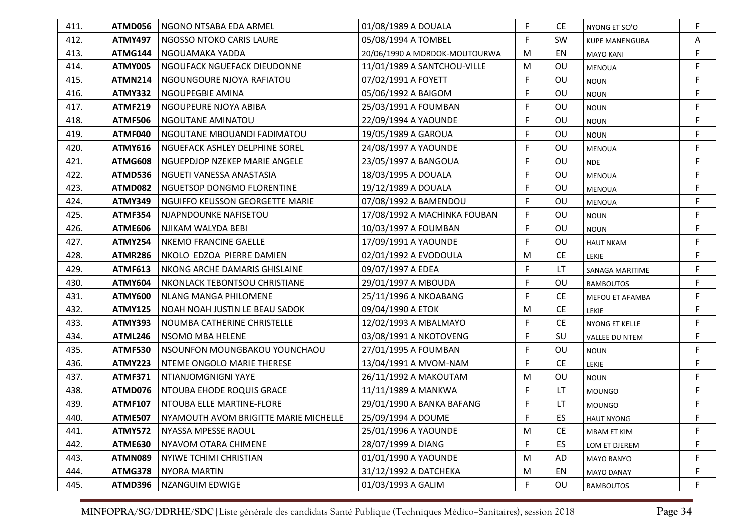| 411. | ATMD056 | NGONO NTSABA EDA ARMEL | 01/08/1989 A DOUALA | F | CE | NYONG ET SO'O | F |
|---|---|---|---|---|---|---|---|
| 412. | ATMY497 | NGOSSO NTOKO CARIS LAURE | 05/08/1994 A TOMBEL | F | SW | KUPE MANENGUBA | A |
| 413. | ATMG144 | NGOUAMAKA YADDA | 20/06/1990 A MORDOK-MOUTOURWA | M | EN | MAYO KANI | F |
| 414. | ATMY005 | NGOUFACK NGUEFACK DIEUDONNE | 11/01/1989 A SANTCHOU-VILLE | M | OU | MENOUA | F |
| 415. | ATMN214 | NGOUNGOURE NJOYA RAFIATOU | 07/02/1991 A FOYETT | F | OU | NOUN | F |
| 416. | ATMY332 | NGOUPEGBIE AMINA | 05/06/1992 A BAIGOM | F | OU | NOUN | F |
| 417. | ATMF219 | NGOUPEURE NJOYA ABIBA | 25/03/1991 A FOUMBAN | F | OU | NOUN | F |
| 418. | ATMF506 | NGOUTANE AMINATOU | 22/09/1994 A YAOUNDE | F | OU | NOUN | F |
| 419. | ATMF040 | NGOUTANE MBOUANDI FADIMATOU | 19/05/1989 A GAROUA | F | OU | NOUN | F |
| 420. | ATMY616 | NGUEFACK ASHLEY DELPHINE SOREL | 24/08/1997 A YAOUNDE | F | OU | MENOUA | F |
| 421. | ATMG608 | NGUEPDJOP NZEKEP MARIE ANGELE | 23/05/1997 A BANGOUA | F | OU | NDE | F |
| 422. | ATMD536 | NGUETI VANESSA ANASTASIA | 18/03/1995 A DOUALA | F | OU | MENOUA | F |
| 423. | ATMD082 | NGUETSOP DONGMO FLORENTINE | 19/12/1989 A DOUALA | F | OU | MENOUA | F |
| 424. | ATMY349 | NGUIFFO KEUSSON GEORGETTE MARIE | 07/08/1992 A BAMENDOU | F | OU | MENOUA | F |
| 425. | ATMF354 | NJAPNDOUNKE NAFISETOU | 17/08/1992 A MACHINKA FOUBAN | F | OU | NOUN | F |
| 426. | ATME606 | NJIKAM WALYDA BEBI | 10/03/1997 A FOUMBAN | F | OU | NOUN | F |
| 427. | ATMY254 | NKEMO FRANCINE GAELLE | 17/09/1991 A YAOUNDE | F | OU | HAUT NKAM | F |
| 428. | ATMR286 | NKOLO EDZOA PIERRE DAMIEN | 02/01/1992 A EVODOULA | M | CE | LEKIE | F |
| 429. | ATMF613 | NKONG ARCHE DAMARIS GHISLAINE | 09/07/1997 A EDEA | F | LT | SANAGA MARITIME | F |
| 430. | ATMY604 | NKONLACK TEBONTSOU CHRISTIANE | 29/01/1997 A MBOUDA | F | OU | BAMBOUTOS | F |
| 431. | ATMY600 | NLANG MANGA PHILOMENE | 25/11/1996 A NKOABANG | F | CE | MEFOU ET AFAMBA | F |
| 432. | ATMY125 | NOAH NOAH JUSTIN LE BEAU SADOK | 09/04/1990 A ETOK | M | CE | LEKIE | F |
| 433. | ATMY393 | NOUMBA CATHERINE CHRISTELLE | 12/02/1993 A MBALMAYO | F | CE | NYONG ET KELLE | F |
| 434. | ATML246 | NSOMO MBA HELENE | 03/08/1991 A NKOTOVENG | F | SU | VALLEE DU NTEM | F |
| 435. | ATMF530 | NSOUNFON MOUNGBAKOU YOUNCHAOU | 27/01/1995 A FOUMBAN | F | OU | NOUN | F |
| 436. | ATMY223 | NTEME ONGOLO MARIE THERESE | 13/04/1991 A MVOM-NAM | F | CE | LEKIE | F |
| 437. | ATMF371 | NTIANJOMGNIGNI YAYE | 26/11/1992 A MAKOUTAM | M | OU | NOUN | F |
| 438. | ATMD076 | NTOUBA EHODE ROQUIS GRACE | 11/11/1989 A MANKWA | F | LT | MOUNGO | F |
| 439. | ATMF107 | NTOUBA ELLE MARTINE-FLORE | 29/01/1990 A BANKA BAFANG | F | LT | MOUNGO | F |
| 440. | ATME507 | NYAMOUTH AVOM BRIGITTE MARIE MICHELLE | 25/09/1994 A DOUME | F | ES | HAUT NYONG | F |
| 441. | ATMY572 | NYASSA MPESSE RAOUL | 25/01/1996 A YAOUNDE | M | CE | MBAM ET KIM | F |
| 442. | ATME630 | NYAVOM OTARA CHIMENE | 28/07/1999 A DIANG | F | ES | LOM ET DJEREM | F |
| 443. | ATMN089 | NYIWE TCHIMI CHRISTIAN | 01/01/1990 A YAOUNDE | M | AD | MAYO BANYO | F |
| 444. | ATMG378 | NYORA MARTIN | 31/12/1992 A DATCHEKA | M | EN | MAYO DANAY | F |
| 445. | ATMD396 | NZANGUIM EDWIGE | 01/03/1993 A GALIM | F | OU | BAMBOUTOS | F |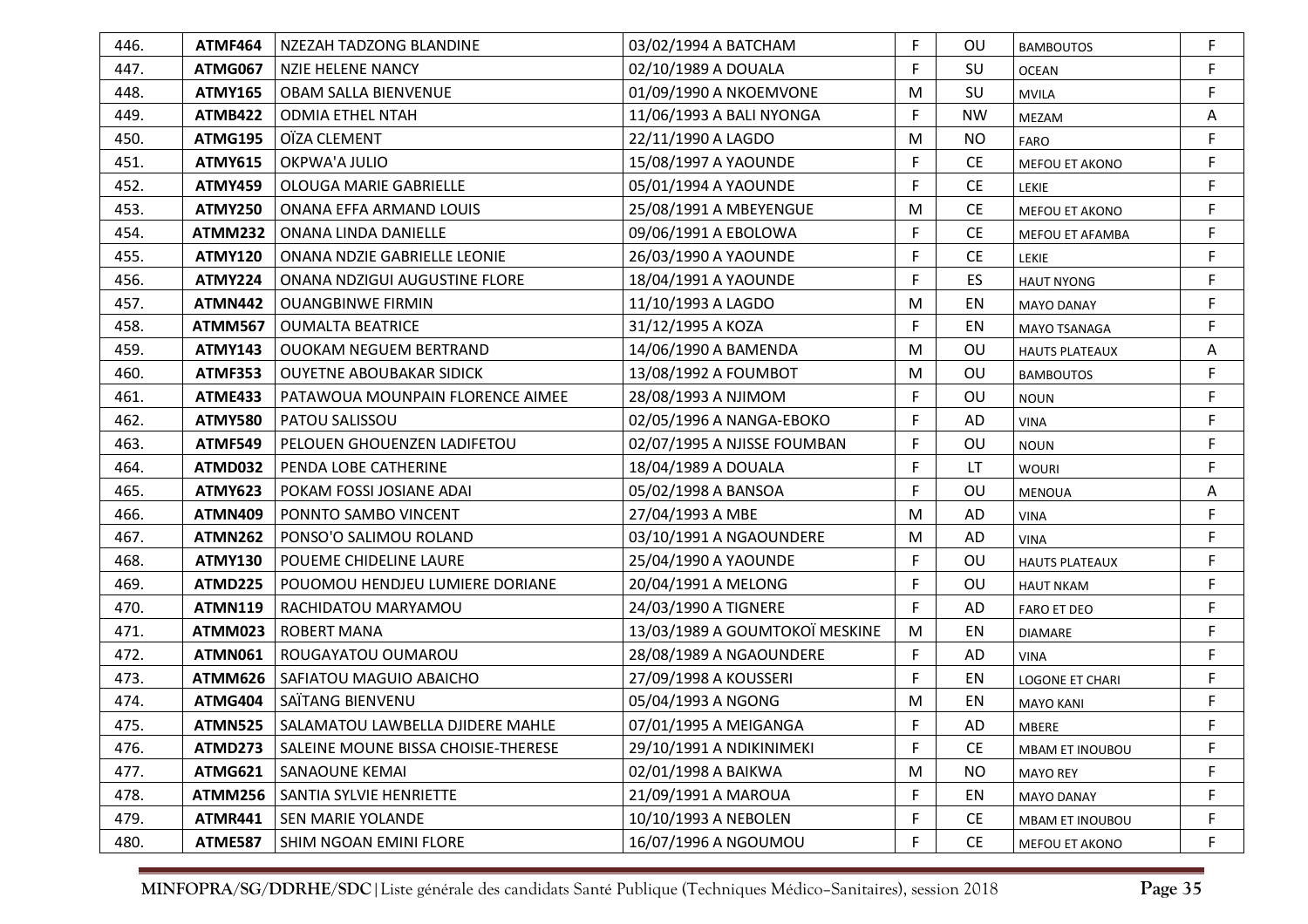| 446. | **ATMF464** | NZEZAH TADZONG BLANDINE | 03/02/1994 A BATCHAM | F | OU | BAMBOUTOS | F |
|---|---|---|---|---|---|---|---|
| 447. | **ATMG067** | NZIE HELENE NANCY | 02/10/1989 A DOUALA | F | SU | OCEAN | F |
| 448. | **ATMY165** | OBAM SALLA BIENVENUE | 01/09/1990 A NKOEMVONE | M | SU | MVILA | F |
| 449. | **ATMB422** | ODMIA ETHEL NTAH | 11/06/1993 A BALI NYONGA | F | NW | MEZAM | A |
| 450. | **ATMG195** | OÏZA CLEMENT | 22/11/1990 A LAGDO | M | NO | FARO | F |
| 451. | **ATMY615** | OKPWA'A JULIO | 15/08/1997 A YAOUNDE | F | CE | MEFOU ET AKONO | F |
| 452. | **ATMY459** | OLOUGA MARIE GABRIELLE | 05/01/1994 A YAOUNDE | F | CE | LEKIE | F |
| 453. | **ATMY250** | ONANA EFFA ARMAND LOUIS | 25/08/1991 A MBEYENGUE | M | CE | MEFOU ET AKONO | F |
| 454. | **ATMM232** | ONANA LINDA DANIELLE | 09/06/1991 A EBOLOWA | F | CE | MEFOU ET AFAMBA | F |
| 455. | **ATMY120** | ONANA NDZIE GABRIELLE LEONIE | 26/03/1990 A YAOUNDE | F | CE | LEKIE | F |
| 456. | **ATMY224** | ONANA NDZIGUI AUGUSTINE FLORE | 18/04/1991 A YAOUNDE | F | ES | HAUT NYONG | F |
| 457. | **ATMN442** | OUANGBINWE FIRMIN | 11/10/1993 A LAGDO | M | EN | MAYO DANAY | F |
| 458. | **ATMM567** | OUMALTA BEATRICE | 31/12/1995 A KOZA | F | EN | MAYO TSANAGA | F |
| 459. | **ATMY143** | OUOKAM NEGUEM BERTRAND | 14/06/1990 A BAMENDA | M | OU | HAUTS PLATEAUX | A |
| 460. | **ATMF353** | OUYETNE ABOUBAKAR SIDICK | 13/08/1992 A FOUMBOT | M | OU | BAMBOUTOS | F |
| 461. | **ATME433** | PATAWOUA MOUNPAIN FLORENCE AIMEE | 28/08/1993 A NJIMOM | F | OU | NOUN | F |
| 462. | **ATMY580** | PATOU SALISSOU | 02/05/1996 A NANGA-EBOKO | F | AD | VINA | F |
| 463. | **ATMF549** | PELOUEN GHOUENZEN LADIFETOU | 02/07/1995 A NJISSE FOUMBAN | F | OU | NOUN | F |
| 464. | **ATMD032** | PENDA LOBE CATHERINE | 18/04/1989 A DOUALA | F | LT | WOURI | F |
| 465. | **ATMY623** | POKAM FOSSI JOSIANE ADAI | 05/02/1998 A BANSOA | F | OU | MENOUA | A |
| 466. | **ATMN409** | PONNTO SAMBO VINCENT | 27/04/1993 A MBE | M | AD | VINA | F |
| 467. | **ATMN262** | PONSO'O SALIMOU ROLAND | 03/10/1991 A NGAOUNDERE | M | AD | VINA | F |
| 468. | **ATMY130** | POUEME CHIDELINE LAURE | 25/04/1990 A YAOUNDE | F | OU | HAUTS PLATEAUX | F |
| 469. | **ATMD225** | POUOMOU HENDJEU LUMIERE DORIANE | 20/04/1991 A MELONG | F | OU | HAUT NKAM | F |
| 470. | **ATMN119** | RACHIDATOU MARYAMOU | 24/03/1990 A TIGNERE | F | AD | FARO ET DEO | F |
| 471. | **ATMM023** | ROBERT MANA | 13/03/1989 A GOUMTOKOÏ MESKINE | M | EN | DIAMARE | F |
| 472. | **ATMN061** | ROUGAYATOU OUMAROU | 28/08/1989 A NGAOUNDERE | F | AD | VINA | F |
| 473. | **ATMM626** | SAFIATOU MAGUIO ABAICHO | 27/09/1998 A KOUSSERI | F | EN | LOGONE ET CHARI | F |
| 474. | **ATMG404** | SAÏTANG BIENVENU | 05/04/1993 A NGONG | M | EN | MAYO KANI | F |
| 475. | **ATMN525** | SALAMATOU LAWBELLA DJIDERE MAHLE | 07/01/1995 A MEIGANGA | F | AD | MBERE | F |
| 476. | **ATMD273** | SALEINE MOUNE BISSA CHOISIE-THERESE | 29/10/1991 A NDIKINIMEKI | F | CE | MBAM ET INOUBOU | F |
| 477. | **ATMG621** | SANAOUNE KEMAI | 02/01/1998 A BAIKWA | M | NO | MAYO REY | F |
| 478. | **ATMM256** | SANTIA SYLVIE HENRIETTE | 21/09/1991 A MAROUA | F | EN | MAYO DANAY | F |
| 479. | **ATMR441** | SEN MARIE YOLANDE | 10/10/1993 A NEBOLEN | F | CE | MBAM ET INOUBOU | F |
| 480. | **ATME587** | SHIM NGOAN EMINI FLORE | 16/07/1996 A NGOUMOU | F | CE | MEFOU ET AKONO | F |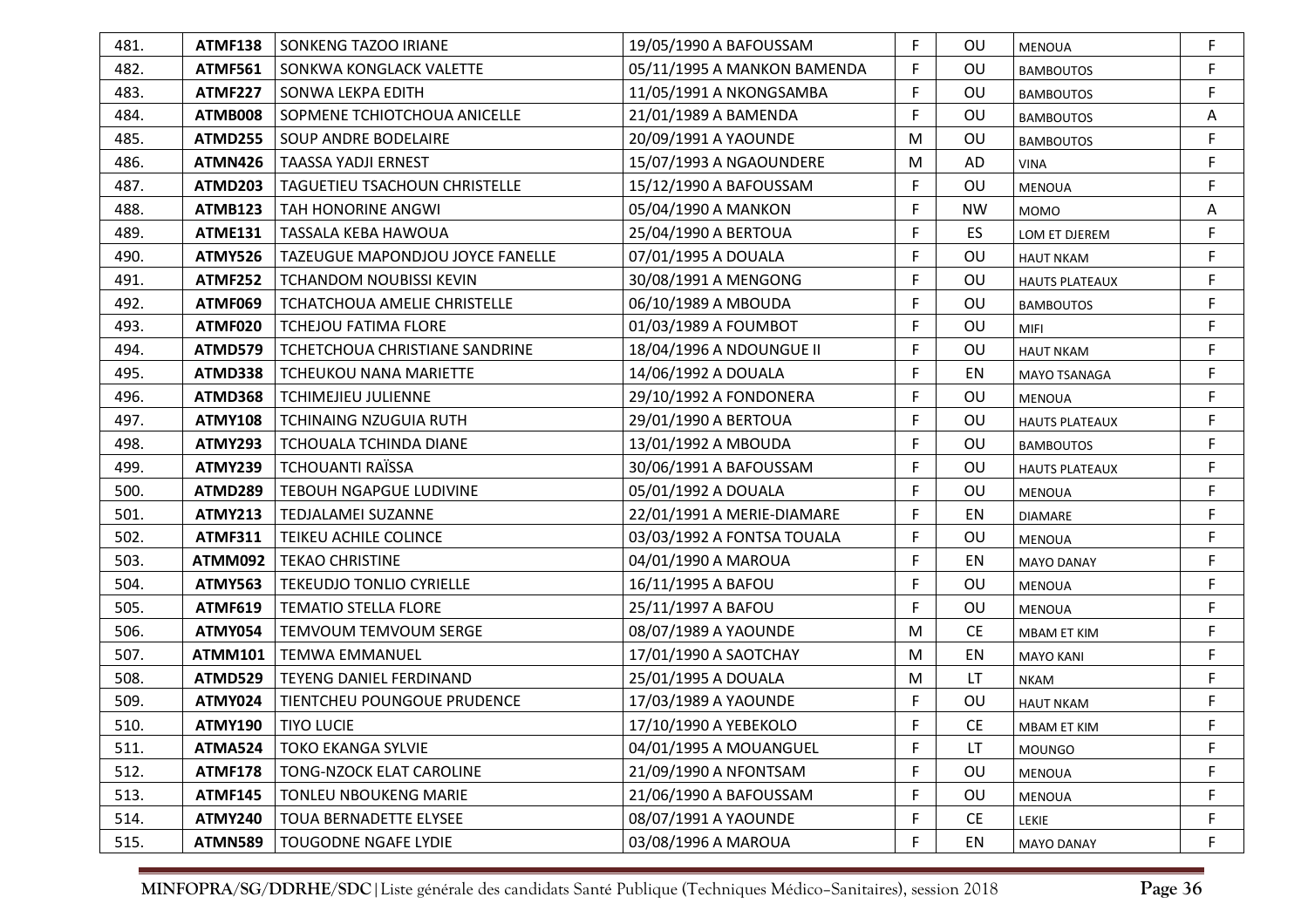| 481. | ATMF138 | SONKENG TAZOO IRIANE | 19/05/1990 A BAFOUSSAM | F | OU | MENOUA | F |
|---|---|---|---|---|---|---|---|
| 482. | ATMF561 | SONKWA KONGLACK VALETTE | 05/11/1995 A MANKON BAMENDA | F | OU | BAMBOUTOS | F |
| 483. | ATMF227 | SONWA LEKPA EDITH | 11/05/1991 A NKONGSAMBA | F | OU | BAMBOUTOS | F |
| 484. | ATMB008 | SOPMENE TCHIOTCHOUA ANICELLE | 21/01/1989 A BAMENDA | F | OU | BAMBOUTOS | A |
| 485. | ATMD255 | SOUP ANDRE BODELAIRE | 20/09/1991 A YAOUNDE | M | OU | BAMBOUTOS | F |
| 486. | ATMN426 | TAASSA YADJI ERNEST | 15/07/1993 A NGAOUNDERE | M | AD | VINA | F |
| 487. | ATMD203 | TAGUETIEU TSACHOUN CHRISTELLE | 15/12/1990 A BAFOUSSAM | F | OU | MENOUA | F |
| 488. | ATMB123 | TAH HONORINE ANGWI | 05/04/1990 A MANKON | F | NW | MOMO | A |
| 489. | ATME131 | TASSALA KEBA HAWOUA | 25/04/1990 A BERTOUA | F | ES | LOM ET DJEREM | F |
| 490. | ATMY526 | TAZEUGUE MAPONDJOU JOYCE FANELLE | 07/01/1995 A DOUALA | F | OU | HAUT NKAM | F |
| 491. | ATMF252 | TCHANDOM NOUBISSI KEVIN | 30/08/1991 A MENGONG | F | OU | HAUTS PLATEAUX | F |
| 492. | ATMF069 | TCHATCHOUA AMELIE CHRISTELLE | 06/10/1989 A MBOUDA | F | OU | BAMBOUTOS | F |
| 493. | ATMF020 | TCHEJOU FATIMA FLORE | 01/03/1989 A FOUMBOT | F | OU | MIFI | F |
| 494. | ATMD579 | TCHETCHOUA CHRISTIANE SANDRINE | 18/04/1996 A NDOUNGUE II | F | OU | HAUT NKAM | F |
| 495. | ATMD338 | TCHEUKOU NANA MARIETTE | 14/06/1992 A DOUALA | F | EN | MAYO TSANAGA | F |
| 496. | ATMD368 | TCHIMEJIEU JULIENNE | 29/10/1992 A FONDONERA | F | OU | MENOUA | F |
| 497. | ATMY108 | TCHINAING NZUGUIA RUTH | 29/01/1990 A BERTOUA | F | OU | HAUTS PLATEAUX | F |
| 498. | ATMY293 | TCHOUALA TCHINDA DIANE | 13/01/1992 A MBOUDA | F | OU | BAMBOUTOS | F |
| 499. | ATMY239 | TCHOUANTI RAÏSSA | 30/06/1991 A BAFOUSSAM | F | OU | HAUTS PLATEAUX | F |
| 500. | ATMD289 | TEBOUH NGAPGUE LUDIVINE | 05/01/1992 A DOUALA | F | OU | MENOUA | F |
| 501. | ATMY213 | TEDJALAMEI SUZANNE | 22/01/1991 A MERIE-DIAMARE | F | EN | DIAMARE | F |
| 502. | ATMF311 | TEIKEU ACHILE COLINCE | 03/03/1992 A FONTSA TOUALA | F | OU | MENOUA | F |
| 503. | ATMM092 | TEKAO CHRISTINE | 04/01/1990 A MAROUA | F | EN | MAYO DANAY | F |
| 504. | ATMY563 | TEKEUDJO TONLIO CYRIELLE | 16/11/1995 A BAFOU | F | OU | MENOUA | F |
| 505. | ATMF619 | TEMATIO STELLA FLORE | 25/11/1997 A BAFOU | F | OU | MENOUA | F |
| 506. | ATMY054 | TEMVOUM TEMVOUM SERGE | 08/07/1989 A YAOUNDE | M | CE | MBAM ET KIM | F |
| 507. | ATMM101 | TEMWA EMMANUEL | 17/01/1990 A SAOTCHAY | M | EN | MAYO KANI | F |
| 508. | ATMD529 | TEYENG DANIEL FERDINAND | 25/01/1995 A DOUALA | M | LT | NKAM | F |
| 509. | ATMY024 | TIENTCHEU POUNGOUE PRUDENCE | 17/03/1989 A YAOUNDE | F | OU | HAUT NKAM | F |
| 510. | ATMY190 | TIYO LUCIE | 17/10/1990 A YEBEKOLO | F | CE | MBAM ET KIM | F |
| 511. | ATMA524 | TOKO EKANGA SYLVIE | 04/01/1995 A MOUANGUEL | F | LT | MOUNGO | F |
| 512. | ATMF178 | TONG-NZOCK ELAT CAROLINE | 21/09/1990 A NFONTSAM | F | OU | MENOUA | F |
| 513. | ATMF145 | TONLEU NBOUKENG MARIE | 21/06/1990 A BAFOUSSAM | F | OU | MENOUA | F |
| 514. | ATMY240 | TOUA BERNADETTE ELYSEE | 08/07/1991 A YAOUNDE | F | CE | LEKIE | F |
| 515. | ATMN589 | TOUGODNE NGAFE LYDIE | 03/08/1996 A MAROUA | F | EN | MAYO DANAY | F |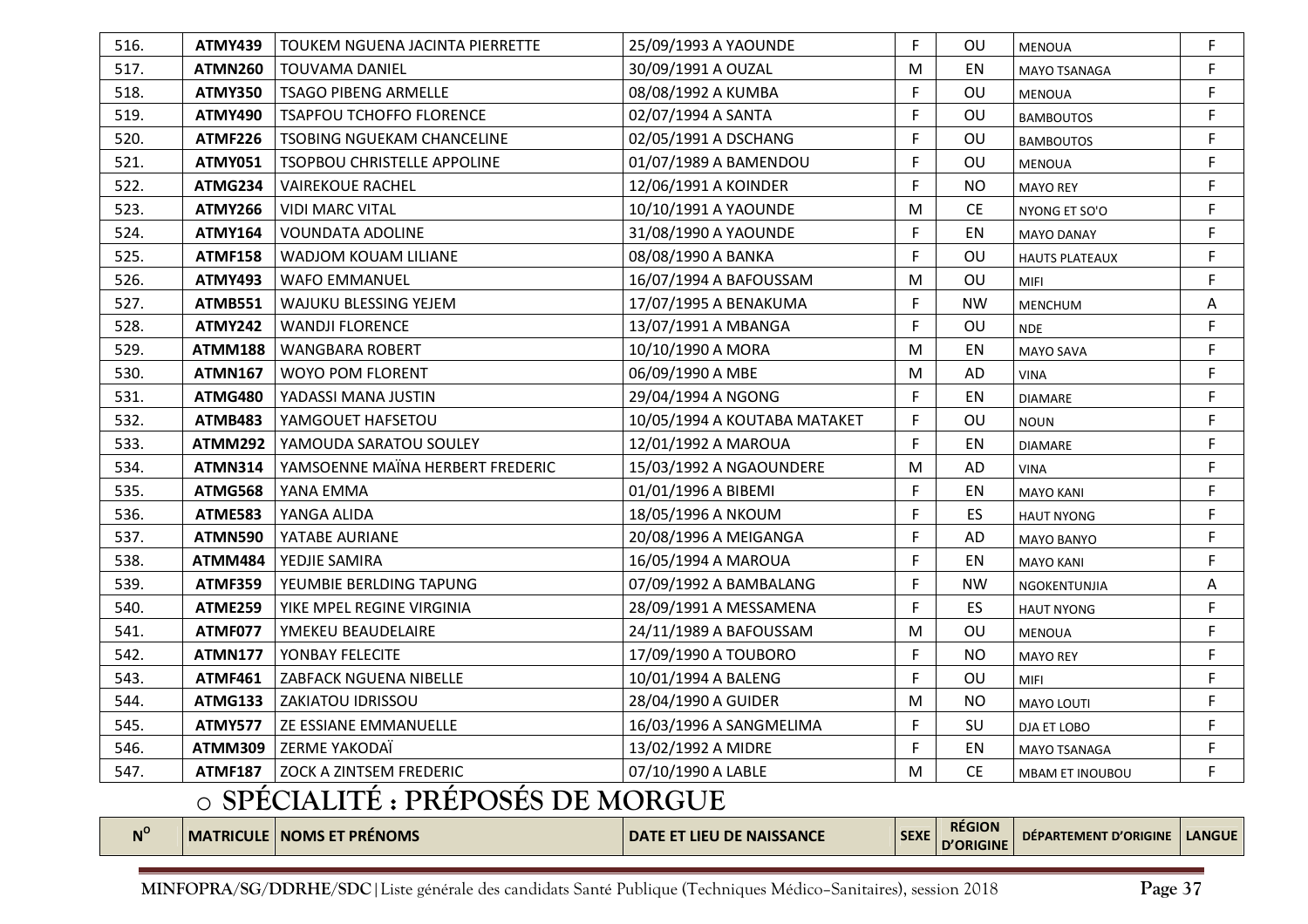| 516. | ATMY439 | TOUKEM NGUENA JACINTA PIERRETTE | 25/09/1993 A YAOUNDE | F | OU | MENOUA | F |
|---|---|---|---|---|---|---|---|
| 517. | ATMN260 | TOUVAMA DANIEL | 30/09/1991 A OUZAL | M | EN | MAYO TSANAGA | F |
| 518. | ATMY350 | TSAGO PIBENG ARMELLE | 08/08/1992 A KUMBA | F | OU | MENOUA | F |
| 519. | ATMY490 | TSAPFOU TCHOFFO FLORENCE | 02/07/1994 A SANTA | F | OU | BAMBOUTOS | F |
| 520. | ATMF226 | TSOBING NGUEKAM CHANCELINE | 02/05/1991 A DSCHANG | F | OU | BAMBOUTOS | F |
| 521. | ATMY051 | TSOPBOU CHRISTELLE APPOLINE | 01/07/1989 A BAMENDOU | F | OU | MENOUA | F |
| 522. | ATMG234 | VAIREKOUE RACHEL | 12/06/1991 A KOINDER | F | NO | MAYO REY | F |
| 523. | ATMY266 | VIDI MARC VITAL | 10/10/1991 A YAOUNDE | M | CE | NYONG ET SO'O | F |
| 524. | ATMY164 | VOUNDATA ADOLINE | 31/08/1990 A YAOUNDE | F | EN | MAYO DANAY | F |
| 525. | ATMF158 | WADJOM KOUAM LILIANE | 08/08/1990 A BANKA | F | OU | HAUTS PLATEAUX | F |
| 526. | ATMY493 | WAFO EMMANUEL | 16/07/1994 A BAFOUSSAM | M | OU | MIFI | F |
| 527. | ATMB551 | WAJUKU BLESSING YEJEM | 17/07/1995 A BENAKUMA | F | NW | MENCHUM | A |
| 528. | ATMY242 | WANDJI FLORENCE | 13/07/1991 A MBANGA | F | OU | NDE | F |
| 529. | ATMM188 | WANGBARA ROBERT | 10/10/1990 A MORA | M | EN | MAYO SAVA | F |
| 530. | ATMN167 | WOYO POM FLORENT | 06/09/1990 A MBE | M | AD | VINA | F |
| 531. | ATMG480 | YADASSI MANA JUSTIN | 29/04/1994 A NGONG | F | EN | DIAMARE | F |
| 532. | ATMB483 | YAMGOUET HAFSETOU | 10/05/1994 A KOUTABA MATAKET | F | OU | NOUN | F |
| 533. | ATMM292 | YAMOUDA SARATOU SOULEY | 12/01/1992 A MAROUA | F | EN | DIAMARE | F |
| 534. | ATMN314 | YAMSOENNE MAÏNA HERBERT FREDERIC | 15/03/1992 A NGAOUNDERE | M | AD | VINA | F |
| 535. | ATMG568 | YANA EMMA | 01/01/1996 A BIBEMI | F | EN | MAYO KANI | F |
| 536. | ATME583 | YANGA ALIDA | 18/05/1996 A NKOUM | F | ES | HAUT NYONG | F |
| 537. | ATMN590 | YATABE AURIANE | 20/08/1996 A MEIGANGA | F | AD | MAYO BANYO | F |
| 538. | ATMM484 | YEDJIE SAMIRA | 16/05/1994 A MAROUA | F | EN | MAYO KANI | F |
| 539. | ATMF359 | YEUMBIE BERLDING TAPUNG | 07/09/1992 A BAMBALANG | F | NW | NGOKENTUNJIA | A |
| 540. | ATME259 | YIKE MPEL REGINE VIRGINIA | 28/09/1991 A MESSAMENA | F | ES | HAUT NYONG | F |
| 541. | ATMF077 | YMEKEU BEAUDELAIRE | 24/11/1989 A BAFOUSSAM | M | OU | MENOUA | F |
| 542. | ATMN177 | YONBAY FELECITE | 17/09/1990 A TOUBORO | F | NO | MAYO REY | F |
| 543. | ATMF461 | ZABFACK NGUENA NIBELLE | 10/01/1994 A BALENG | F | OU | MIFI | F |
| 544. | ATMG133 | ZAKIATOU IDRISSOU | 28/04/1990 A GUIDER | M | NO | MAYO LOUTI | F |
| 545. | ATMY577 | ZE ESSIANE EMMANUELLE | 16/03/1996 A SANGMELIMA | F | SU | DJA ET LOBO | F |
| 546. | ATMM309 | ZERME YAKODAÏ | 13/02/1992 A MIDRE | F | EN | MAYO TSANAGA | F |
| 547. | ATMF187 | ZOCK A ZINTSEM FREDERIC | 07/10/1990 A LABLE | M | CE | MBAM ET INOUBOU | F |

## o SPÉCIALITÉ : PRÉPOSÉS DE MORGUE

| N° | MATRICULE | NOMS ET PRÉNOMS | DATE ET LIEU DE NAISSANCE | SEXE | RÉGION D'ORIGINE | DÉPARTEMENT D'ORIGINE | LANGUE |
|---|---|---|---|---|---|---|---|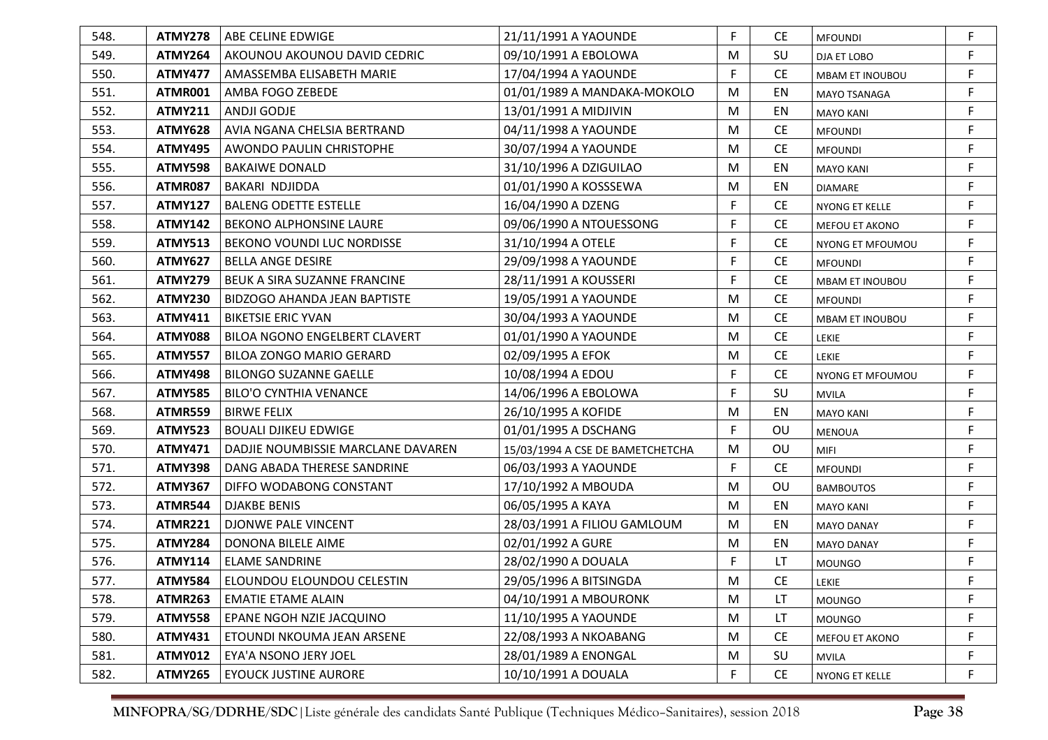| 548. | **ATMY278** | ABE CELINE EDWIGE | 21/11/1991 A YAOUNDE | F | CE | MFOUNDI | F |
|---|---|---|---|---|---|---|---|
| 549. | **ATMY264** | AKOUNOU AKOUNOU DAVID CEDRIC | 09/10/1991 A EBOLOWA | M | SU | DJA ET LOBO | F |
| 550. | **ATMY477** | AMASSEMBA ELISABETH MARIE | 17/04/1994 A YAOUNDE | F | CE | MBAM ET INOUBOU | F |
| 551. | **ATMR001** | AMBA FOGO ZEBEDE | 01/01/1989 A MANDAKA-MOKOLO | M | EN | MAYO TSANAGA | F |
| 552. | **ATMY211** | ANDJI GODJE | 13/01/1991 A MIDJIVIN | M | EN | MAYO KANI | F |
| 553. | **ATMY628** | AVIA NGANA CHELSIA BERTRAND | 04/11/1998 A YAOUNDE | M | CE | MFOUNDI | F |
| 554. | **ATMY495** | AWONDO PAULIN CHRISTOPHE | 30/07/1994 A YAOUNDE | M | CE | MFOUNDI | F |
| 555. | **ATMY598** | BAKAIWE DONALD | 31/10/1996 A DZIGUILAO | M | EN | MAYO KANI | F |
| 556. | **ATMR087** | BAKARI NDJIDDA | 01/01/1990 A KOSSSEWA | M | EN | DIAMARE | F |
| 557. | **ATMY127** | BALENG ODETTE ESTELLE | 16/04/1990 A DZENG | F | CE | NYONG ET KELLE | F |
| 558. | **ATMY142** | BEKONO ALPHONSINE LAURE | 09/06/1990 A NTOUESSONG | F | CE | MEFOU ET AKONO | F |
| 559. | **ATMY513** | BEKONO VOUNDI LUC NORDISSE | 31/10/1994 A OTELE | F | CE | NYONG ET MFOUMOU | F |
| 560. | **ATMY627** | BELLA ANGE DESIRE | 29/09/1998 A YAOUNDE | F | CE | MFOUNDI | F |
| 561. | **ATMY279** | BEUK A SIRA SUZANNE FRANCINE | 28/11/1991 A KOUSSERI | F | CE | MBAM ET INOUBOU | F |
| 562. | **ATMY230** | BIDZOGO AHANDA JEAN BAPTISTE | 19/05/1991 A YAOUNDE | M | CE | MFOUNDI | F |
| 563. | **ATMY411** | BIKETSIE ERIC YVAN | 30/04/1993 A YAOUNDE | M | CE | MBAM ET INOUBOU | F |
| 564. | **ATMY088** | BILOA NGONO ENGELBERT CLAVERT | 01/01/1990 A YAOUNDE | M | CE | LEKIE | F |
| 565. | **ATMY557** | BILOA ZONGO MARIO GERARD | 02/09/1995 A EFOK | M | CE | LEKIE | F |
| 566. | **ATMY498** | BILONGO SUZANNE GAELLE | 10/08/1994 A EDOU | F | CE | NYONG ET MFOUMOU | F |
| 567. | **ATMY585** | BILO'O CYNTHIA VENANCE | 14/06/1996 A EBOLOWA | F | SU | MVILA | F |
| 568. | **ATMR559** | BIRWE FELIX | 26/10/1995 A KOFIDE | M | EN | MAYO KANI | F |
| 569. | **ATMY523** | BOUALI DJIKEU EDWIGE | 01/01/1995 A DSCHANG | F | OU | MENOUA | F |
| 570. | **ATMY471** | DADJIE NOUMBISSIE MARCLANE DAVAREN | 15/03/1994 A CSE DE BAMETCHETCHA | M | OU | MIFI | F |
| 571. | **ATMY398** | DANG ABADA THERESE SANDRINE | 06/03/1993 A YAOUNDE | F | CE | MFOUNDI | F |
| 572. | **ATMY367** | DIFFO WODABONG CONSTANT | 17/10/1992 A MBOUDA | M | OU | BAMBOUTOS | F |
| 573. | **ATMR544** | DJAKBE BENIS | 06/05/1995 A KAYA | M | EN | MAYO KANI | F |
| 574. | **ATMR221** | DJONWE PALE VINCENT | 28/03/1991 A FILIOU GAMLOUM | M | EN | MAYO DANAY | F |
| 575. | **ATMY284** | DONONA BILELE AIME | 02/01/1992 A GURE | M | EN | MAYO DANAY | F |
| 576. | **ATMY114** | ELAME SANDRINE | 28/02/1990 A DOUALA | F | LT | MOUNGO | F |
| 577. | **ATMY584** | ELOUNDOU ELOUNDOU CELESTIN | 29/05/1996 A BITSINGDA | M | CE | LEKIE | F |
| 578. | **ATMR263** | EMATIE ETAME ALAIN | 04/10/1991 A MBOURONK | M | LT | MOUNGO | F |
| 579. | **ATMY558** | EPANE NGOH NZIE JACQUINO | 11/10/1995 A YAOUNDE | M | LT | MOUNGO | F |
| 580. | **ATMY431** | ETOUNDI NKOUMA JEAN ARSENE | 22/08/1993 A NKOABANG | M | CE | MEFOU ET AKONO | F |
| 581. | **ATMY012** | EYA'A NSONO JERY JOEL | 28/01/1989 A ENONGAL | M | SU | MVILA | F |
| 582. | **ATMY265** | EYOUCK JUSTINE AURORE | 10/10/1991 A DOUALA | F | CE | NYONG ET KELLE | F |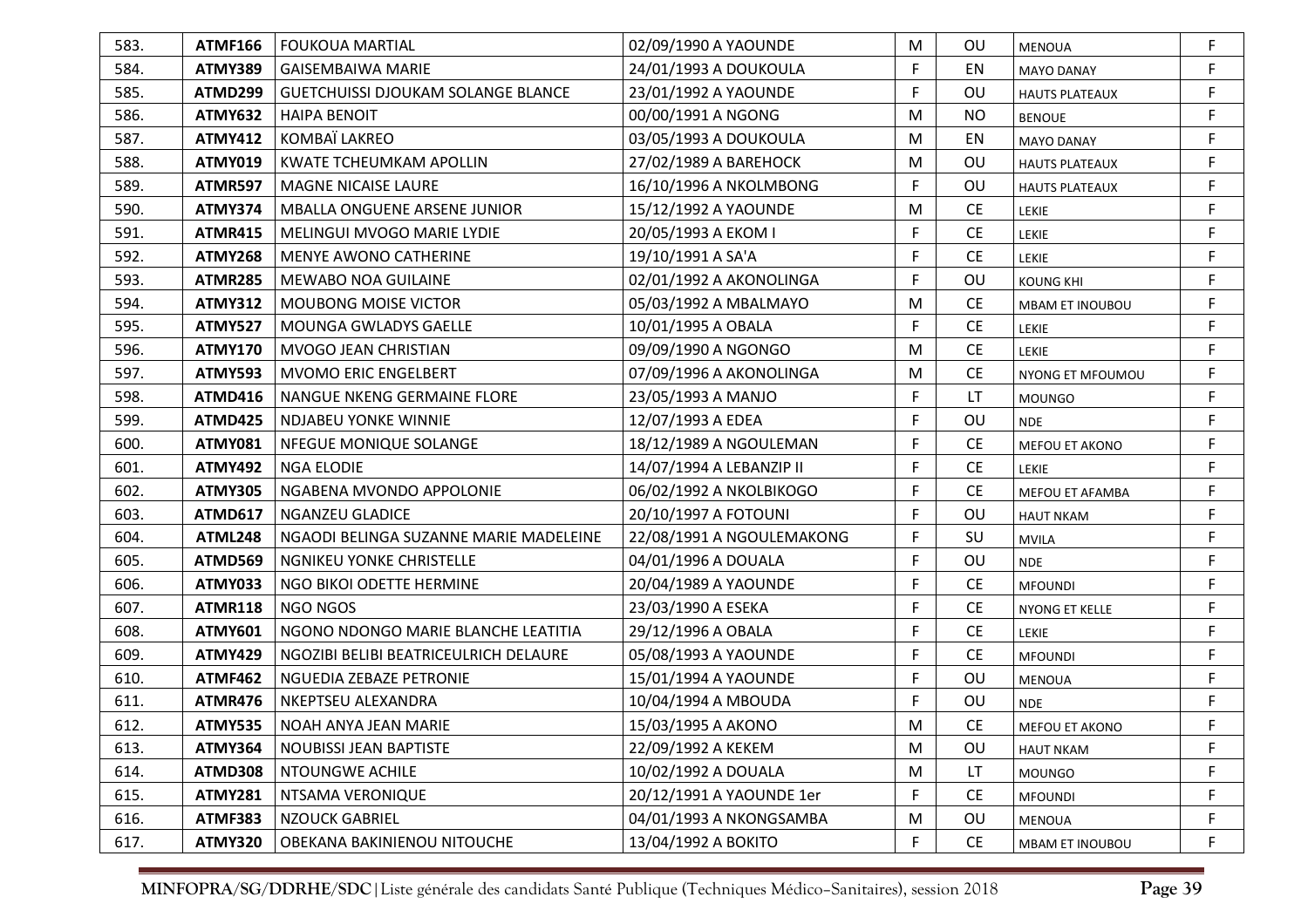| | | | | | | | |
|---|---|---|---|---|---|---|---|
| 583. | **ATMF166** | FOUKOUA MARTIAL | 02/09/1990 A YAOUNDE | M | OU | MENOUA | F |
| 584. | **ATMY389** | GAISEMBAIWA MARIE | 24/01/1993 A DOUKOULA | F | EN | MAYO DANAY | F |
| 585. | **ATMD299** | GUETCHUISSI DJOUKAM SOLANGE BLANCE | 23/01/1992 A YAOUNDE | F | OU | HAUTS PLATEAUX | F |
| 586. | **ATMY632** | HAIPA BENOIT | 00/00/1991 A NGONG | M | NO | BENOUE | F |
| 587. | **ATMY412** | KOMBAÏ LAKREO | 03/05/1993 A DOUKOULA | M | EN | MAYO DANAY | F |
| 588. | **ATMY019** | KWATE TCHEUMKAM APOLLIN | 27/02/1989 A BAREHOCK | M | OU | HAUTS PLATEAUX | F |
| 589. | **ATMR597** | MAGNE NICAISE LAURE | 16/10/1996 A NKOLMBONG | F | OU | HAUTS PLATEAUX | F |
| 590. | **ATMY374** | MBALLA ONGUENE ARSENE JUNIOR | 15/12/1992 A YAOUNDE | M | CE | LEKIE | F |
| 591. | **ATMR415** | MELINGUI MVOGO MARIE LYDIE | 20/05/1993 A EKOM I | F | CE | LEKIE | F |
| 592. | **ATMY268** | MENYE AWONO CATHERINE | 19/10/1991 A SA'A | F | CE | LEKIE | F |
| 593. | **ATMR285** | MEWABO NOA GUILAINE | 02/01/1992 A AKONOLINGA | F | OU | KOUNG KHI | F |
| 594. | **ATMY312** | MOUBONG MOISE VICTOR | 05/03/1992 A MBALMAYO | M | CE | MBAM ET INOUBOU | F |
| 595. | **ATMY527** | MOUNGA GWLADYS GAELLE | 10/01/1995 A OBALA | F | CE | LEKIE | F |
| 596. | **ATMY170** | MVOGO JEAN CHRISTIAN | 09/09/1990 A NGONGO | M | CE | LEKIE | F |
| 597. | **ATMY593** | MVOMO ERIC ENGELBERT | 07/09/1996 A AKONOLINGA | M | CE | NYONG ET MFOUMOU | F |
| 598. | **ATMD416** | NANGUE NKENG GERMAINE FLORE | 23/05/1993 A MANJO | F | LT | MOUNGO | F |
| 599. | **ATMD425** | NDJABEU YONKE WINNIE | 12/07/1993 A EDEA | F | OU | NDE | F |
| 600. | **ATMY081** | NFEGUE MONIQUE SOLANGE | 18/12/1989 A NGOULEMAN | F | CE | MEFOU ET AKONO | F |
| 601. | **ATMY492** | NGA ELODIE | 14/07/1994 A LEBANZIP II | F | CE | LEKIE | F |
| 602. | **ATMY305** | NGABENA MVONDO APPOLONIE | 06/02/1992 A NKOLBIKOGO | F | CE | MEFOU ET AFAMBA | F |
| 603. | **ATMD617** | NGANZEU GLADICE | 20/10/1997 A FOTOUNI | F | OU | HAUT NKAM | F |
| 604. | **ATML248** | NGAODI BELINGA SUZANNE MARIE MADELEINE | 22/08/1991 A NGOULEMAKONG | F | SU | MVILA | F |
| 605. | **ATMD569** | NGNIKEU YONKE CHRISTELLE | 04/01/1996 A DOUALA | F | OU | NDE | F |
| 606. | **ATMY033** | NGO BIKOI ODETTE HERMINE | 20/04/1989 A YAOUNDE | F | CE | MFOUNDI | F |
| 607. | **ATMR118** | NGO NGOS | 23/03/1990 A ESEKA | F | CE | NYONG ET KELLE | F |
| 608. | **ATMY601** | NGONO NDONGO MARIE BLANCHE LEATITIA | 29/12/1996 A OBALA | F | CE | LEKIE | F |
| 609. | **ATMY429** | NGOZIBI BELIBI BEATRICEULRICH DELAURE | 05/08/1993 A YAOUNDE | F | CE | MFOUNDI | F |
| 610. | **ATMF462** | NGUEDIA ZEBAZE PETRONIE | 15/01/1994 A YAOUNDE | F | OU | MENOUA | F |
| 611. | **ATMR476** | NKEPTSEU ALEXANDRA | 10/04/1994 A MBOUDA | F | OU | NDE | F |
| 612. | **ATMY535** | NOAH ANYA JEAN MARIE | 15/03/1995 A AKONO | M | CE | MEFOU ET AKONO | F |
| 613. | **ATMY364** | NOUBISSI JEAN BAPTISTE | 22/09/1992 A KEKEM | M | OU | HAUT NKAM | F |
| 614. | **ATMD308** | NTOUNGWE ACHILE | 10/02/1992 A DOUALA | M | LT | MOUNGO | F |
| 615. | **ATMY281** | NTSAMA VERONIQUE | 20/12/1991 A YAOUNDE 1er | F | CE | MFOUNDI | F |
| 616. | **ATMF383** | NZOUCK GABRIEL | 04/01/1993 A NKONGSAMBA | M | OU | MENOUA | F |
| 617. | **ATMY320** | OBEKANA BAKINIENOU NITOUCHE | 13/04/1992 A BOKITO | F | CE | MBAM ET INOUBOU | F |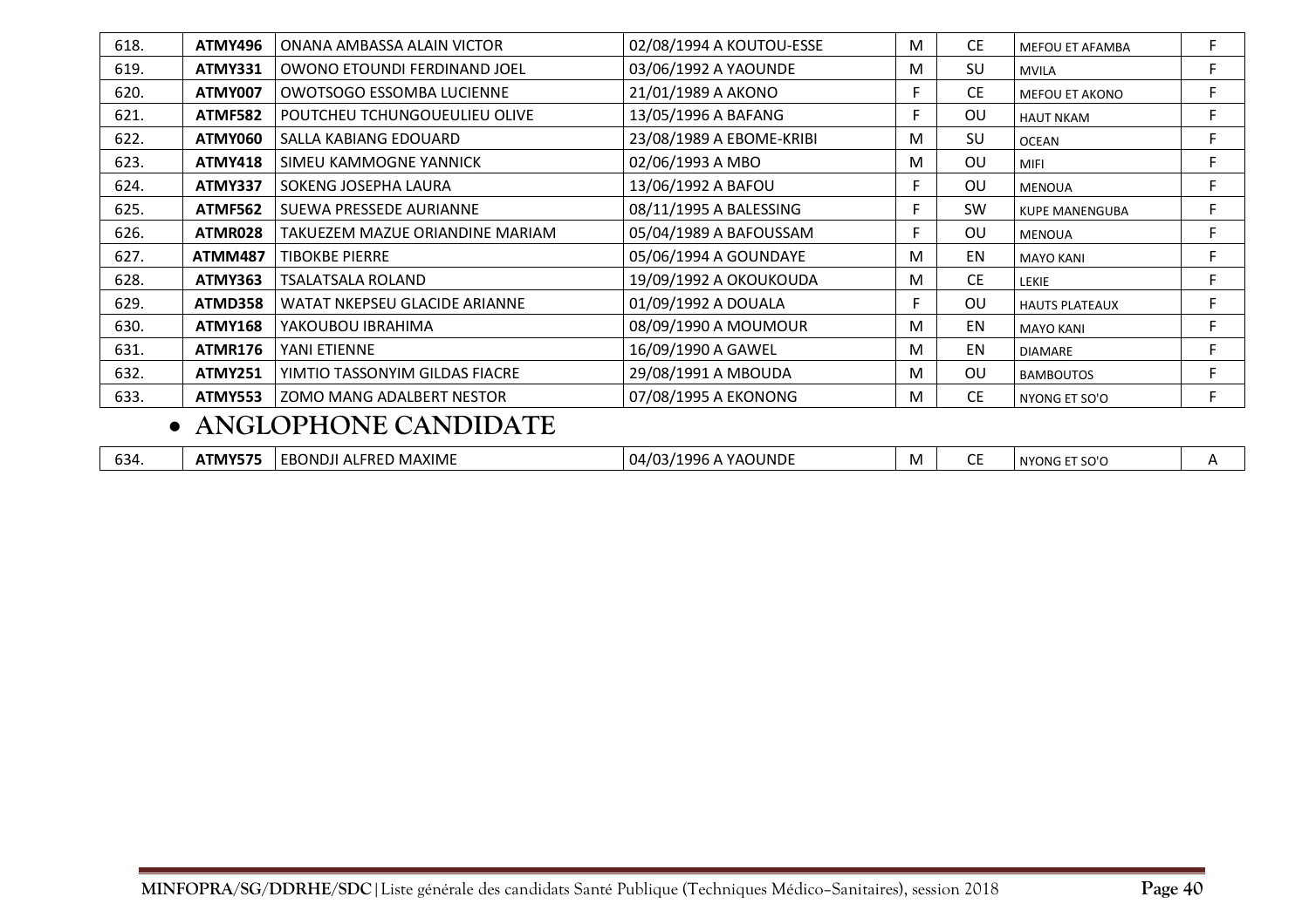| | | | | | | | |
|---|---|---|---|---|---|---|---|
| 618. | **ATMY496** | ONANA AMBASSA ALAIN VICTOR | 02/08/1994 A KOUTOU-ESSE | M | CE | MEFOU ET AFAMBA | F |
| 619. | **ATMY331** | OWONO ETOUNDI FERDINAND JOEL | 03/06/1992 A YAOUNDE | M | SU | MVILA | F |
| 620. | **ATMY007** | OWOTSOGO ESSOMBA LUCIENNE | 21/01/1989 A AKONO | F | CE | MEFOU ET AKONO | F |
| 621. | **ATMF582** | POUTCHEU TCHUNGOUEULIEU OLIVE | 13/05/1996 A BAFANG | F | OU | HAUT NKAM | F |
| 622. | **ATMY060** | SALLA KABIANG EDOUARD | 23/08/1989 A EBOME-KRIBI | M | SU | OCEAN | F |
| 623. | **ATMY418** | SIMEU KAMMOGNE YANNICK | 02/06/1993 A MBO | M | OU | MIFI | F |
| 624. | **ATMY337** | SOKENG JOSEPHA LAURA | 13/06/1992 A BAFOU | F | OU | MENOUA | F |
| 625. | **ATMF562** | SUEWA PRESSEDE AURIANNE | 08/11/1995 A BALESSING | F | SW | KUPE MANENGUBA | F |
| 626. | **ATMR028** | TAKUEZEM MAZUE ORIANDINE MARIAM | 05/04/1989 A BAFOUSSAM | F | OU | MENOUA | F |
| 627. | **ATMM487** | TIBOKBE PIERRE | 05/06/1994 A GOUNDAYE | M | EN | MAYO KANI | F |
| 628. | **ATMY363** | TSALATSALA ROLAND | 19/09/1992 A OKOUKOUDA | M | CE | LEKIE | F |
| 629. | **ATMD358** | WATAT NKEPSEU GLACIDE ARIANNE | 01/09/1992 A DOUALA | F | OU | HAUTS PLATEAUX | F |
| 630. | **ATMY168** | YAKOUBOU IBRAHIMA | 08/09/1990 A MOUMOUR | M | EN | MAYO KANI | F |
| 631. | **ATMR176** | YANI ETIENNE | 16/09/1990 A GAWEL | M | EN | DIAMARE | F |
| 632. | **ATMY251** | YIMTIO TASSONYIM GILDAS FIACRE | 29/08/1991 A MBOUDA | M | OU | BAMBOUTOS | F |
| 633. | **ATMY553** | ZOMO MANG ADALBERT NESTOR | 07/08/1995 A EKONONG | M | CE | NYONG ET SO'O | F |

- **ANGLOPHONE CANDIDATE**

| | | | | | | | |
|---|---|---|---|---|---|---|---|
| 634. | **ATMY575** | EBONDJI ALFRED MAXIME | 04/03/1996 A YAOUNDE | M | CE | NYONG ET SO'O | A |